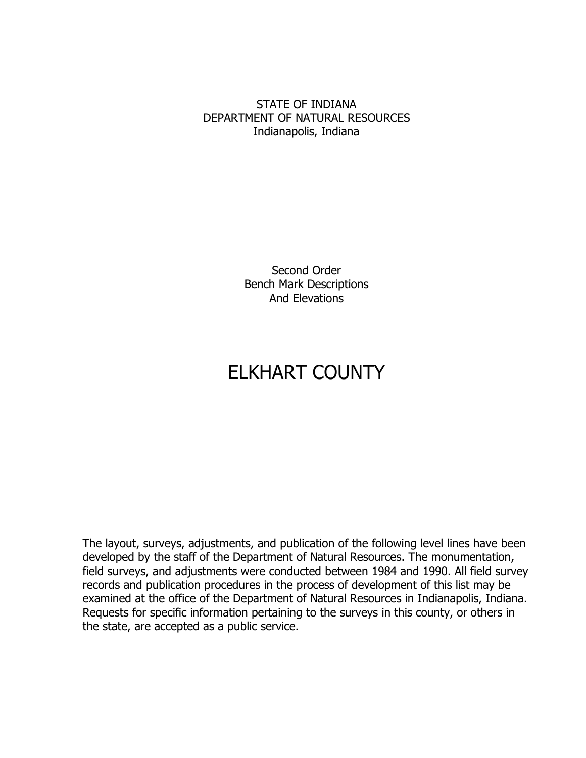STATE OF INDIANA
DEPARTMENT OF NATURAL RESOURCES
Indianapolis, Indiana

Second Order
Bench Mark Descriptions
And Elevations

# ELKHART COUNTY

The layout, surveys, adjustments, and publication of the following level lines have been developed by the staff of the Department of Natural Resources. The monumentation, field surveys, and adjustments were conducted between 1984 and 1990. All field survey records and publication procedures in the process of development of this list may be examined at the office of the Department of Natural Resources in Indianapolis, Indiana. Requests for specific information pertaining to the surveys in this county, or others in the state, are accepted as a public service.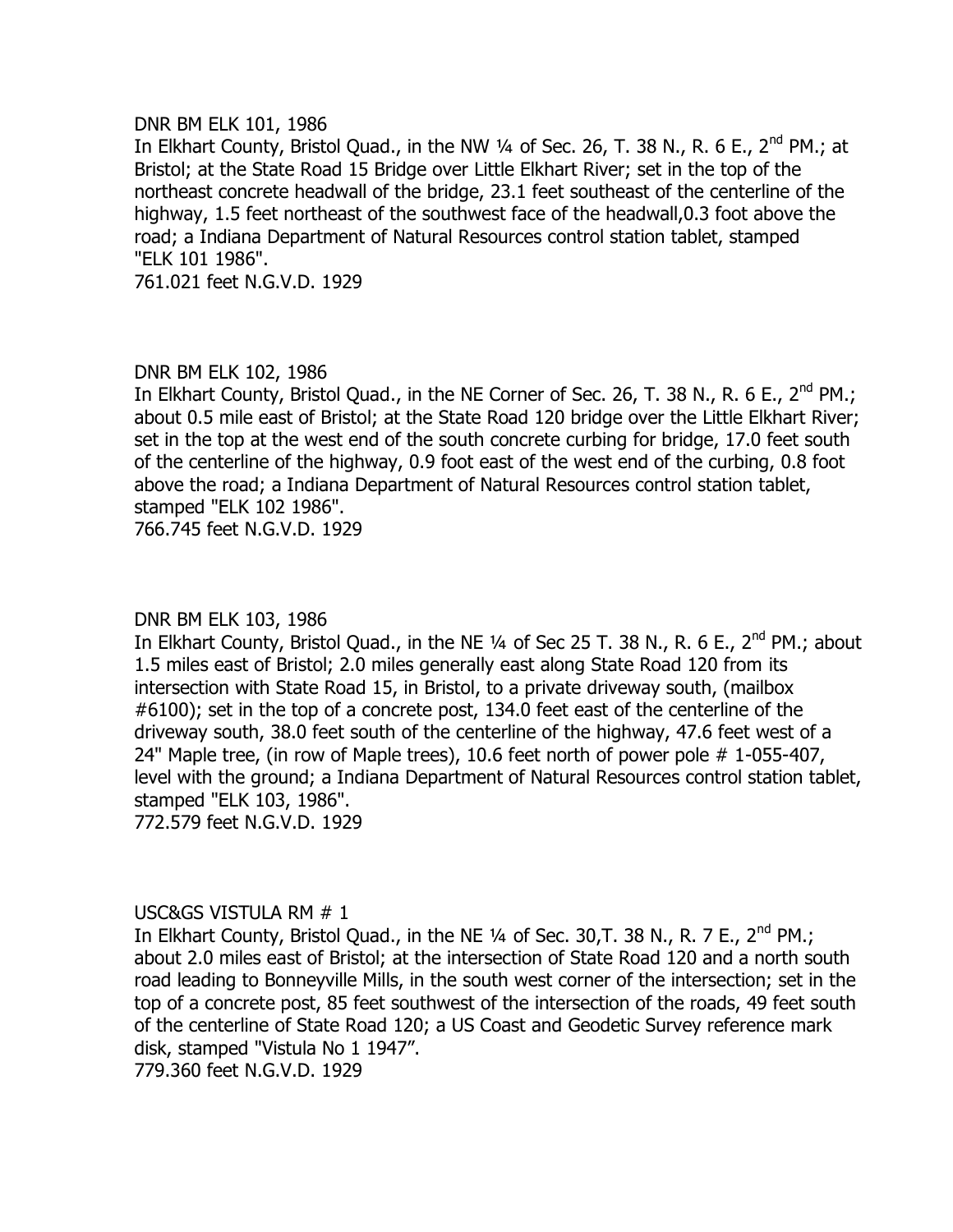DNR BM ELK 101, 1986

In Elkhart County, Bristol Quad., in the NW ¼ of Sec. 26, T. 38 N., R. 6 E., 2nd PM.; at Bristol; at the State Road 15 Bridge over Little Elkhart River; set in the top of the northeast concrete headwall of the bridge, 23.1 feet southeast of the centerline of the highway, 1.5 feet northeast of the southwest face of the headwall,0.3 foot above the road; a Indiana Department of Natural Resources control station tablet, stamped "ELK 101 1986".

761.021 feet N.G.V.D. 1929

DNR BM ELK 102, 1986

In Elkhart County, Bristol Quad., in the NE Corner of Sec. 26, T. 38 N., R. 6 E., 2nd PM.; about 0.5 mile east of Bristol; at the State Road 120 bridge over the Little Elkhart River; set in the top at the west end of the south concrete curbing for bridge, 17.0 feet south of the centerline of the highway, 0.9 foot east of the west end of the curbing, 0.8 foot above the road; a Indiana Department of Natural Resources control station tablet, stamped "ELK 102 1986".

766.745 feet N.G.V.D. 1929

DNR BM ELK 103, 1986

In Elkhart County, Bristol Quad., in the NE ¼ of Sec 25 T. 38 N., R. 6 E., 2nd PM.; about 1.5 miles east of Bristol; 2.0 miles generally east along State Road 120 from its intersection with State Road 15, in Bristol, to a private driveway south, (mailbox #6100); set in the top of a concrete post, 134.0 feet east of the centerline of the driveway south, 38.0 feet south of the centerline of the highway, 47.6 feet west of a 24" Maple tree, (in row of Maple trees), 10.6 feet north of power pole # 1-055-407, level with the ground; a Indiana Department of Natural Resources control station tablet, stamped "ELK 103, 1986".

772.579 feet N.G.V.D. 1929

USC&GS VISTULA RM # 1

In Elkhart County, Bristol Quad., in the NE ¼ of Sec. 30,T. 38 N., R. 7 E., 2nd PM.; about 2.0 miles east of Bristol; at the intersection of State Road 120 and a north south road leading to Bonneyville Mills, in the south west corner of the intersection; set in the top of a concrete post, 85 feet southwest of the intersection of the roads, 49 feet south of the centerline of State Road 120; a US Coast and Geodetic Survey reference mark disk, stamped "Vistula No 1 1947".

779.360 feet N.G.V.D. 1929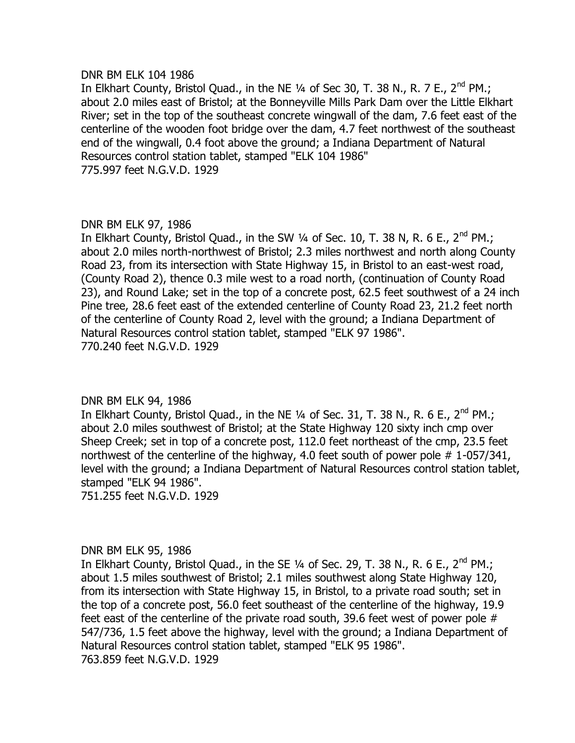DNR BM ELK 104 1986

In Elkhart County, Bristol Quad., in the NE ¼ of Sec 30, T. 38 N., R. 7 E., 2nd PM.; about 2.0 miles east of Bristol; at the Bonneyville Mills Park Dam over the Little Elkhart River; set in the top of the southeast concrete wingwall of the dam, 7.6 feet east of the centerline of the wooden foot bridge over the dam, 4.7 feet northwest of the southeast end of the wingwall, 0.4 foot above the ground; a Indiana Department of Natural Resources control station tablet, stamped "ELK 104 1986"

775.997 feet N.G.V.D. 1929

DNR BM ELK 97, 1986

In Elkhart County, Bristol Quad., in the SW ¼ of Sec. 10, T. 38 N, R. 6 E., 2nd PM.; about 2.0 miles north-northwest of Bristol; 2.3 miles northwest and north along County Road 23, from its intersection with State Highway 15, in Bristol to an east-west road, (County Road 2), thence 0.3 mile west to a road north, (continuation of County Road 23), and Round Lake; set in the top of a concrete post, 62.5 feet southwest of a 24 inch Pine tree, 28.6 feet east of the extended centerline of County Road 23, 21.2 feet north of the centerline of County Road 2, level with the ground; a Indiana Department of Natural Resources control station tablet, stamped "ELK 97 1986".

770.240 feet N.G.V.D. 1929

DNR BM ELK 94, 1986

In Elkhart County, Bristol Quad., in the NE ¼ of Sec. 31, T. 38 N., R. 6 E., 2nd PM.; about 2.0 miles southwest of Bristol; at the State Highway 120 sixty inch cmp over Sheep Creek; set in top of a concrete post, 112.0 feet northeast of the cmp, 23.5 feet northwest of the centerline of the highway, 4.0 feet south of power pole # 1-057/341, level with the ground; a Indiana Department of Natural Resources control station tablet, stamped "ELK 94 1986".

751.255 feet N.G.V.D. 1929

DNR BM ELK 95, 1986

In Elkhart County, Bristol Quad., in the SE ¼ of Sec. 29, T. 38 N., R. 6 E., 2nd PM.; about 1.5 miles southwest of Bristol; 2.1 miles southwest along State Highway 120, from its intersection with State Highway 15, in Bristol, to a private road south; set in the top of a concrete post, 56.0 feet southeast of the centerline of the highway, 19.9 feet east of the centerline of the private road south, 39.6 feet west of power pole # 547/736, 1.5 feet above the highway, level with the ground; a Indiana Department of Natural Resources control station tablet, stamped "ELK 95 1986".

763.859 feet N.G.V.D. 1929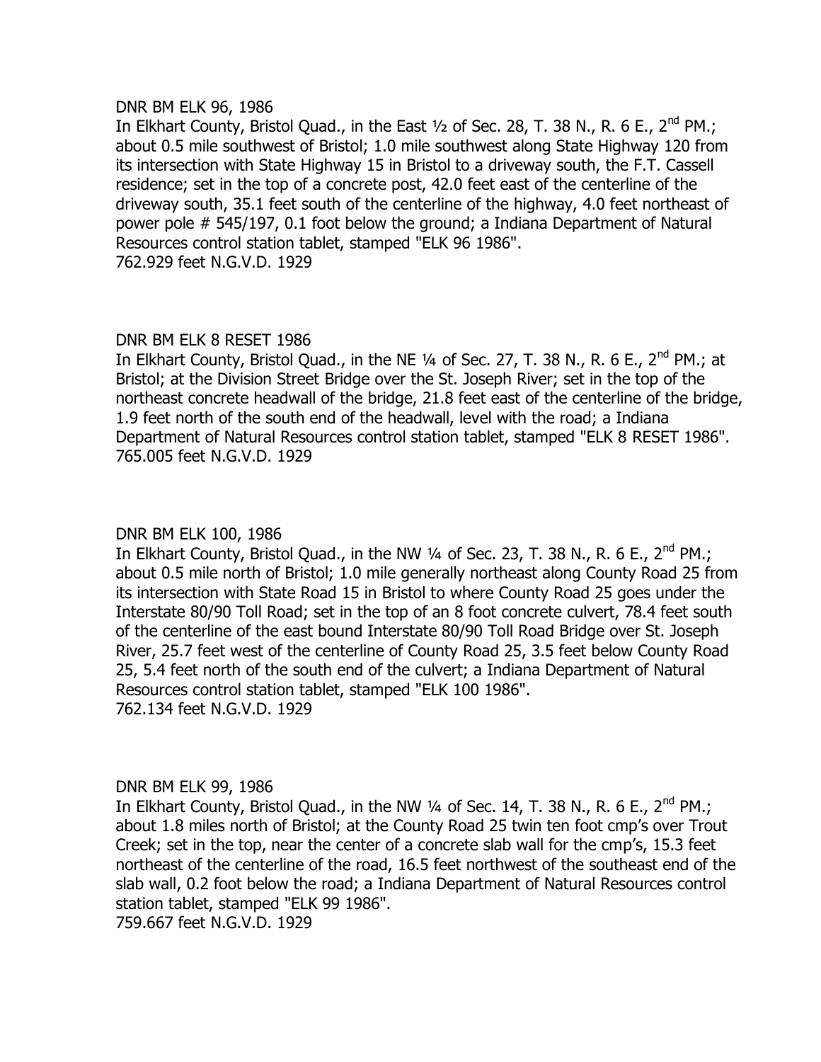DNR BM ELK 96, 1986

In Elkhart County, Bristol Quad., in the East ½ of Sec. 28, T. 38 N., R. 6 E., 2nd PM.; about 0.5 mile southwest of Bristol; 1.0 mile southwest along State Highway 120 from its intersection with State Highway 15 in Bristol to a driveway south, the F.T. Cassell residence; set in the top of a concrete post, 42.0 feet east of the centerline of the driveway south, 35.1 feet south of the centerline of the highway, 4.0 feet northeast of power pole # 545/197, 0.1 foot below the ground; a Indiana Department of Natural Resources control station tablet, stamped "ELK 96 1986".

762.929 feet N.G.V.D. 1929

DNR BM ELK 8 RESET 1986

In Elkhart County, Bristol Quad., in the NE ¼ of Sec. 27, T. 38 N., R. 6 E., 2nd PM.; at Bristol; at the Division Street Bridge over the St. Joseph River; set in the top of the northeast concrete headwall of the bridge, 21.8 feet east of the centerline of the bridge, 1.9 feet north of the south end of the headwall, level with the road; a Indiana Department of Natural Resources control station tablet, stamped "ELK 8 RESET 1986".

765.005 feet N.G.V.D. 1929

DNR BM ELK 100, 1986

In Elkhart County, Bristol Quad., in the NW ¼ of Sec. 23, T. 38 N., R. 6 E., 2nd PM.; about 0.5 mile north of Bristol; 1.0 mile generally northeast along County Road 25 from its intersection with State Road 15 in Bristol to where County Road 25 goes under the Interstate 80/90 Toll Road; set in the top of an 8 foot concrete culvert, 78.4 feet south of the centerline of the east bound Interstate 80/90 Toll Road Bridge over St. Joseph River, 25.7 feet west of the centerline of County Road 25, 3.5 feet below County Road 25, 5.4 feet north of the south end of the culvert; a Indiana Department of Natural Resources control station tablet, stamped "ELK 100 1986".

762.134 feet N.G.V.D. 1929

DNR BM ELK 99, 1986

In Elkhart County, Bristol Quad., in the NW ¼ of Sec. 14, T. 38 N., R. 6 E., 2nd PM.; about 1.8 miles north of Bristol; at the County Road 25 twin ten foot cmp's over Trout Creek; set in the top, near the center of a concrete slab wall for the cmp's, 15.3 feet northeast of the centerline of the road, 16.5 feet northwest of the southeast end of the slab wall, 0.2 foot below the road; a Indiana Department of Natural Resources control station tablet, stamped "ELK 99 1986".

759.667 feet N.G.V.D. 1929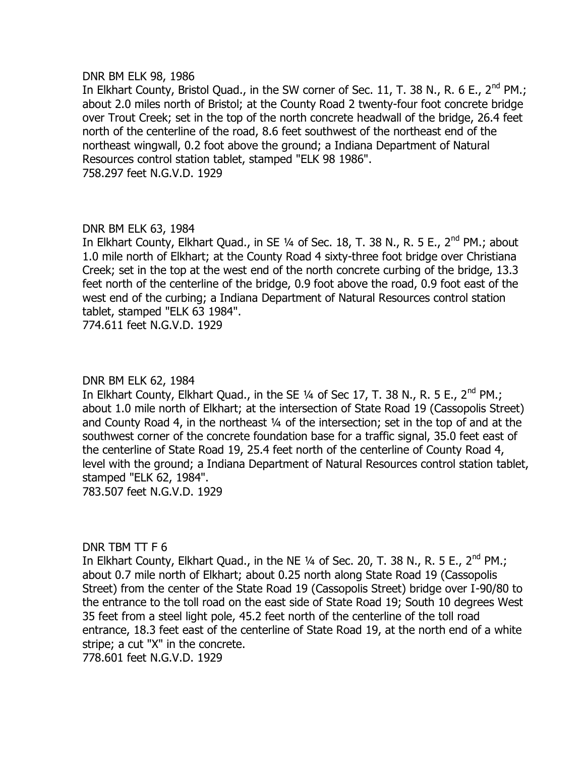DNR BM ELK 98, 1986

In Elkhart County, Bristol Quad., in the SW corner of Sec. 11, T. 38 N., R. 6 E., 2nd PM.; about 2.0 miles north of Bristol; at the County Road 2 twenty-four foot concrete bridge over Trout Creek; set in the top of the north concrete headwall of the bridge, 26.4 feet north of the centerline of the road, 8.6 feet southwest of the northeast end of the northeast wingwall, 0.2 foot above the ground; a Indiana Department of Natural Resources control station tablet, stamped "ELK 98 1986".

758.297 feet N.G.V.D. 1929

DNR BM ELK 63, 1984

In Elkhart County, Elkhart Quad., in SE ¼ of Sec. 18, T. 38 N., R. 5 E., 2nd PM.; about 1.0 mile north of Elkhart; at the County Road 4 sixty-three foot bridge over Christiana Creek; set in the top at the west end of the north concrete curbing of the bridge, 13.3 feet north of the centerline of the bridge, 0.9 foot above the road, 0.9 foot east of the west end of the curbing; a Indiana Department of Natural Resources control station tablet, stamped "ELK 63 1984".

774.611 feet N.G.V.D. 1929

DNR BM ELK 62, 1984

In Elkhart County, Elkhart Quad., in the SE ¼ of Sec 17, T. 38 N., R. 5 E., 2nd PM.; about 1.0 mile north of Elkhart; at the intersection of State Road 19 (Cassopolis Street) and County Road 4, in the northeast ¼ of the intersection; set in the top of and at the southwest corner of the concrete foundation base for a traffic signal, 35.0 feet east of the centerline of State Road 19, 25.4 feet north of the centerline of County Road 4, level with the ground; a Indiana Department of Natural Resources control station tablet, stamped "ELK 62, 1984".

783.507 feet N.G.V.D. 1929

DNR TBM TT F 6

In Elkhart County, Elkhart Quad., in the NE ¼ of Sec. 20, T. 38 N., R. 5 E., 2nd PM.; about 0.7 mile north of Elkhart; about 0.25 north along State Road 19 (Cassopolis Street) from the center of the State Road 19 (Cassopolis Street) bridge over I-90/80 to the entrance to the toll road on the east side of State Road 19; South 10 degrees West 35 feet from a steel light pole, 45.2 feet north of the centerline of the toll road entrance, 18.3 feet east of the centerline of State Road 19, at the north end of a white stripe; a cut "X" in the concrete.

778.601 feet N.G.V.D. 1929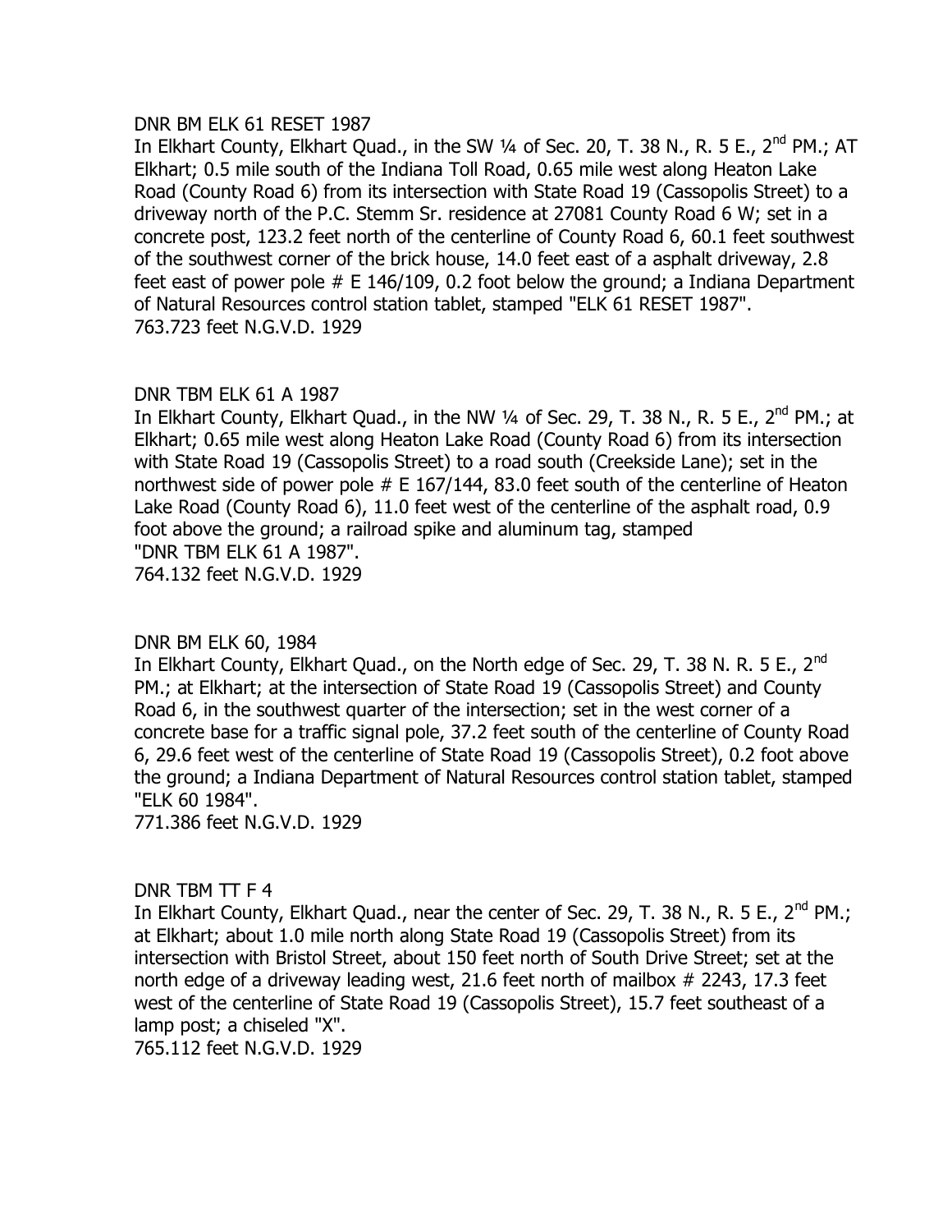DNR BM ELK 61 RESET 1987

In Elkhart County, Elkhart Quad., in the SW ¼ of Sec. 20, T. 38 N., R. 5 E., 2nd PM.; AT Elkhart; 0.5 mile south of the Indiana Toll Road, 0.65 mile west along Heaton Lake Road (County Road 6) from its intersection with State Road 19 (Cassopolis Street) to a driveway north of the P.C. Stemm Sr. residence at 27081 County Road 6 W; set in a concrete post, 123.2 feet north of the centerline of County Road 6, 60.1 feet southwest of the southwest corner of the brick house, 14.0 feet east of a asphalt driveway, 2.8 feet east of power pole # E 146/109, 0.2 foot below the ground; a Indiana Department of Natural Resources control station tablet, stamped "ELK 61 RESET 1987".

763.723 feet N.G.V.D. 1929

DNR TBM ELK 61 A 1987

In Elkhart County, Elkhart Quad., in the NW ¼ of Sec. 29, T. 38 N., R. 5 E., 2nd PM.; at Elkhart; 0.65 mile west along Heaton Lake Road (County Road 6) from its intersection with State Road 19 (Cassopolis Street) to a road south (Creekside Lane); set in the northwest side of power pole # E 167/144, 83.0 feet south of the centerline of Heaton Lake Road (County Road 6), 11.0 feet west of the centerline of the asphalt road, 0.9 foot above the ground; a railroad spike and aluminum tag, stamped "DNR TBM ELK 61 A 1987".

764.132 feet N.G.V.D. 1929

DNR BM ELK 60, 1984

In Elkhart County, Elkhart Quad., on the North edge of Sec. 29, T. 38 N. R. 5 E., 2nd PM.; at Elkhart; at the intersection of State Road 19 (Cassopolis Street) and County Road 6, in the southwest quarter of the intersection; set in the west corner of a concrete base for a traffic signal pole, 37.2 feet south of the centerline of County Road 6, 29.6 feet west of the centerline of State Road 19 (Cassopolis Street), 0.2 foot above the ground; a Indiana Department of Natural Resources control station tablet, stamped "ELK 60 1984".

771.386 feet N.G.V.D. 1929

DNR TBM TT F 4

In Elkhart County, Elkhart Quad., near the center of Sec. 29, T. 38 N., R. 5 E., 2nd PM.; at Elkhart; about 1.0 mile north along State Road 19 (Cassopolis Street) from its intersection with Bristol Street, about 150 feet north of South Drive Street; set at the north edge of a driveway leading west, 21.6 feet north of mailbox # 2243, 17.3 feet west of the centerline of State Road 19 (Cassopolis Street), 15.7 feet southeast of a lamp post; a chiseled "X".

765.112 feet N.G.V.D. 1929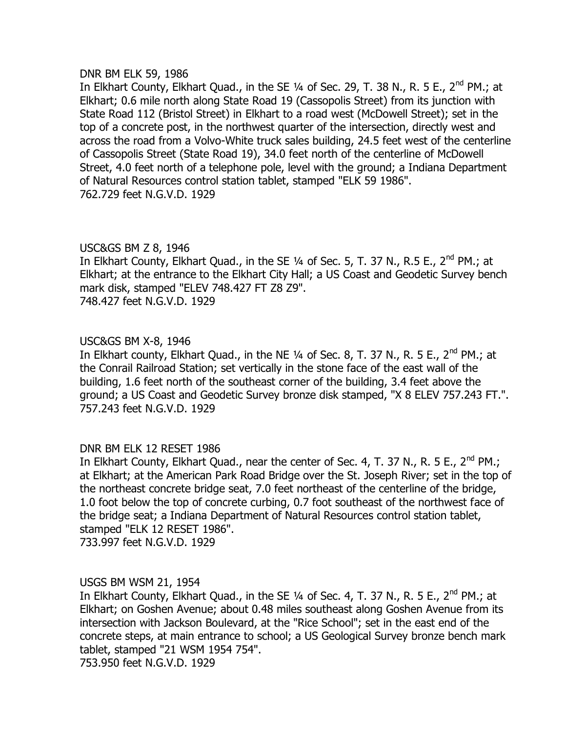DNR BM ELK 59, 1986

In Elkhart County, Elkhart Quad., in the SE ¼ of Sec. 29, T. 38 N., R. 5 E., 2nd PM.; at Elkhart; 0.6 mile north along State Road 19 (Cassopolis Street) from its junction with State Road 112 (Bristol Street) in Elkhart to a road west (McDowell Street); set in the top of a concrete post, in the northwest quarter of the intersection, directly west and across the road from a Volvo-White truck sales building, 24.5 feet west of the centerline of Cassopolis Street (State Road 19), 34.0 feet north of the centerline of McDowell Street, 4.0 feet north of a telephone pole, level with the ground; a Indiana Department of Natural Resources control station tablet, stamped "ELK 59 1986".

762.729 feet N.G.V.D. 1929

USC&GS BM Z 8, 1946

In Elkhart County, Elkhart Quad., in the SE ¼ of Sec. 5, T. 37 N., R.5 E., 2nd PM.; at Elkhart; at the entrance to the Elkhart City Hall; a US Coast and Geodetic Survey bench mark disk, stamped "ELEV 748.427 FT Z8 Z9".

748.427 feet N.G.V.D. 1929

USC&GS BM X-8, 1946

In Elkhart county, Elkhart Quad., in the NE ¼ of Sec. 8, T. 37 N., R. 5 E., 2nd PM.; at the Conrail Railroad Station; set vertically in the stone face of the east wall of the building, 1.6 feet north of the southeast corner of the building, 3.4 feet above the ground; a US Coast and Geodetic Survey bronze disk stamped, "X 8 ELEV 757.243 FT.".

757.243 feet N.G.V.D. 1929

DNR BM ELK 12 RESET 1986

In Elkhart County, Elkhart Quad., near the center of Sec. 4, T. 37 N., R. 5 E., 2nd PM.; at Elkhart; at the American Park Road Bridge over the St. Joseph River; set in the top of the northeast concrete bridge seat, 7.0 feet northeast of the centerline of the bridge, 1.0 foot below the top of concrete curbing, 0.7 foot southeast of the northwest face of the bridge seat; a Indiana Department of Natural Resources control station tablet, stamped "ELK 12 RESET 1986".

733.997 feet N.G.V.D. 1929

USGS BM WSM 21, 1954

In Elkhart County, Elkhart Quad., in the SE ¼ of Sec. 4, T. 37 N., R. 5 E., 2nd PM.; at Elkhart; on Goshen Avenue; about 0.48 miles southeast along Goshen Avenue from its intersection with Jackson Boulevard, at the "Rice School"; set in the east end of the concrete steps, at main entrance to school; a US Geological Survey bronze bench mark tablet, stamped "21 WSM 1954 754".

753.950 feet N.G.V.D. 1929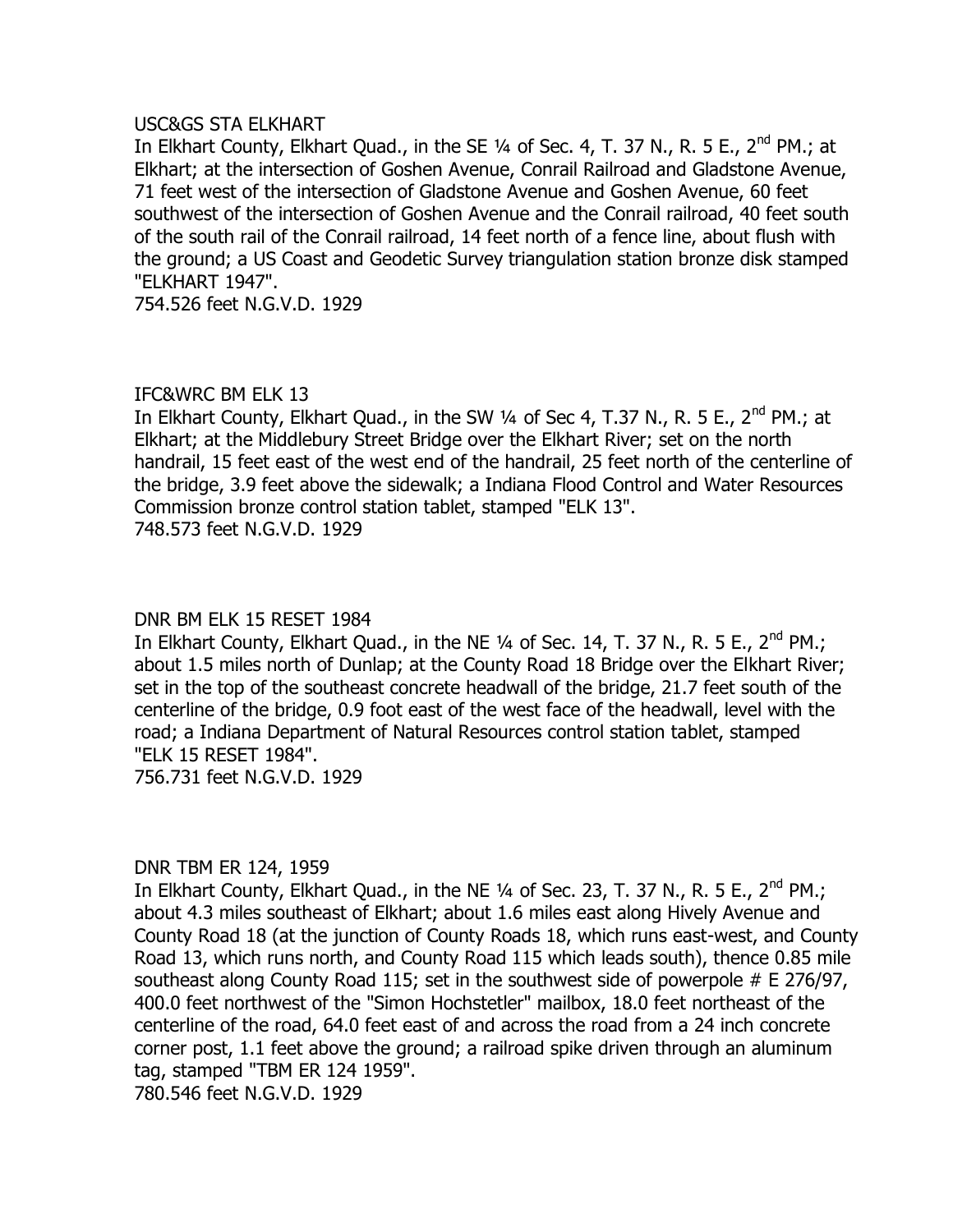USC&GS STA ELKHART

In Elkhart County, Elkhart Quad., in the SE ¼ of Sec. 4, T. 37 N., R. 5 E., 2nd PM.; at Elkhart; at the intersection of Goshen Avenue, Conrail Railroad and Gladstone Avenue, 71 feet west of the intersection of Gladstone Avenue and Goshen Avenue, 60 feet southwest of the intersection of Goshen Avenue and the Conrail railroad, 40 feet south of the south rail of the Conrail railroad, 14 feet north of a fence line, about flush with the ground; a US Coast and Geodetic Survey triangulation station bronze disk stamped "ELKHART 1947".

754.526 feet N.G.V.D. 1929

IFC&WRC BM ELK 13

In Elkhart County, Elkhart Quad., in the SW ¼ of Sec 4, T.37 N., R. 5 E., 2nd PM.; at Elkhart; at the Middlebury Street Bridge over the Elkhart River; set on the north handrail, 15 feet east of the west end of the handrail, 25 feet north of the centerline of the bridge, 3.9 feet above the sidewalk; a Indiana Flood Control and Water Resources Commission bronze control station tablet, stamped "ELK 13".

748.573 feet N.G.V.D. 1929

DNR BM ELK 15 RESET 1984

In Elkhart County, Elkhart Quad., in the NE ¼ of Sec. 14, T. 37 N., R. 5 E., 2nd PM.; about 1.5 miles north of Dunlap; at the County Road 18 Bridge over the Elkhart River; set in the top of the southeast concrete headwall of the bridge, 21.7 feet south of the centerline of the bridge, 0.9 foot east of the west face of the headwall, level with the road; a Indiana Department of Natural Resources control station tablet, stamped "ELK 15 RESET 1984".

756.731 feet N.G.V.D. 1929

DNR TBM ER 124, 1959

In Elkhart County, Elkhart Quad., in the NE ¼ of Sec. 23, T. 37 N., R. 5 E., 2nd PM.; about 4.3 miles southeast of Elkhart; about 1.6 miles east along Hively Avenue and County Road 18 (at the junction of County Roads 18, which runs east-west, and County Road 13, which runs north, and County Road 115 which leads south), thence 0.85 mile southeast along County Road 115; set in the southwest side of powerpole # E 276/97, 400.0 feet northwest of the "Simon Hochstetler" mailbox, 18.0 feet northeast of the centerline of the road, 64.0 feet east of and across the road from a 24 inch concrete corner post, 1.1 feet above the ground; a railroad spike driven through an aluminum tag, stamped "TBM ER 124 1959".

780.546 feet N.G.V.D. 1929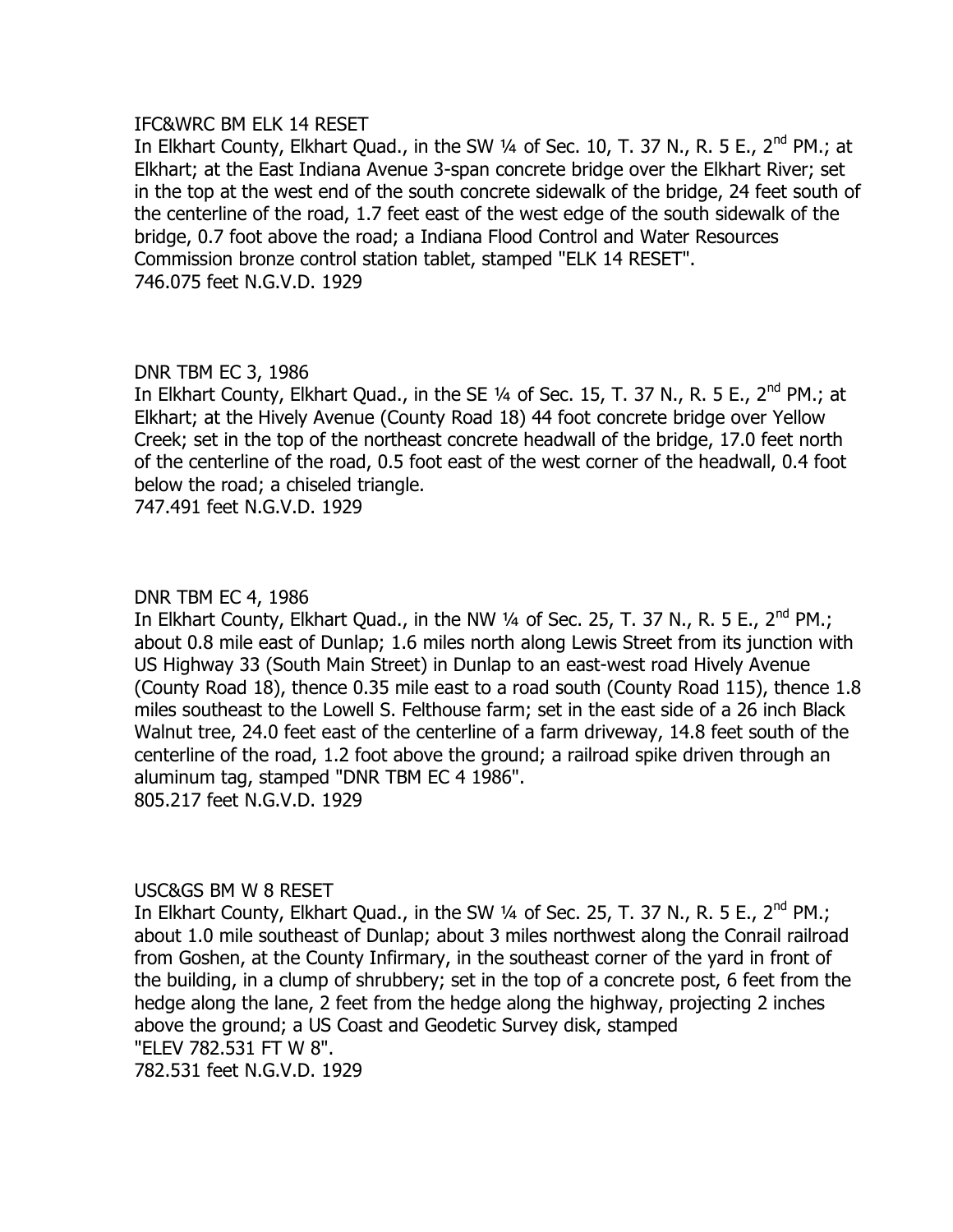IFC&WRC BM ELK 14 RESET
In Elkhart County, Elkhart Quad., in the SW ¼ of Sec. 10, T. 37 N., R. 5 E., 2nd PM.; at Elkhart; at the East Indiana Avenue 3-span concrete bridge over the Elkhart River; set in the top at the west end of the south concrete sidewalk of the bridge, 24 feet south of the centerline of the road, 1.7 feet east of the west edge of the south sidewalk of the bridge, 0.7 foot above the road; a Indiana Flood Control and Water Resources Commission bronze control station tablet, stamped "ELK 14 RESET".
746.075 feet N.G.V.D. 1929

DNR TBM EC 3, 1986
In Elkhart County, Elkhart Quad., in the SE ¼ of Sec. 15, T. 37 N., R. 5 E., 2nd PM.; at Elkhart; at the Hively Avenue (County Road 18) 44 foot concrete bridge over Yellow Creek; set in the top of the northeast concrete headwall of the bridge, 17.0 feet north of the centerline of the road, 0.5 foot east of the west corner of the headwall, 0.4 foot below the road; a chiseled triangle.
747.491 feet N.G.V.D. 1929

DNR TBM EC 4, 1986
In Elkhart County, Elkhart Quad., in the NW ¼ of Sec. 25, T. 37 N., R. 5 E., 2nd PM.; about 0.8 mile east of Dunlap; 1.6 miles north along Lewis Street from its junction with US Highway 33 (South Main Street) in Dunlap to an east-west road Hively Avenue (County Road 18), thence 0.35 mile east to a road south (County Road 115), thence 1.8 miles southeast to the Lowell S. Felthouse farm; set in the east side of a 26 inch Black Walnut tree, 24.0 feet east of the centerline of a farm driveway, 14.8 feet south of the centerline of the road, 1.2 foot above the ground; a railroad spike driven through an aluminum tag, stamped "DNR TBM EC 4 1986".
805.217 feet N.G.V.D. 1929

USC&GS BM W 8 RESET
In Elkhart County, Elkhart Quad., in the SW ¼ of Sec. 25, T. 37 N., R. 5 E., 2nd PM.; about 1.0 mile southeast of Dunlap; about 3 miles northwest along the Conrail railroad from Goshen, at the County Infirmary, in the southeast corner of the yard in front of the building, in a clump of shrubbery; set in the top of a concrete post, 6 feet from the hedge along the lane, 2 feet from the hedge along the highway, projecting 2 inches above the ground; a US Coast and Geodetic Survey disk, stamped "ELEV 782.531 FT W 8".
782.531 feet N.G.V.D. 1929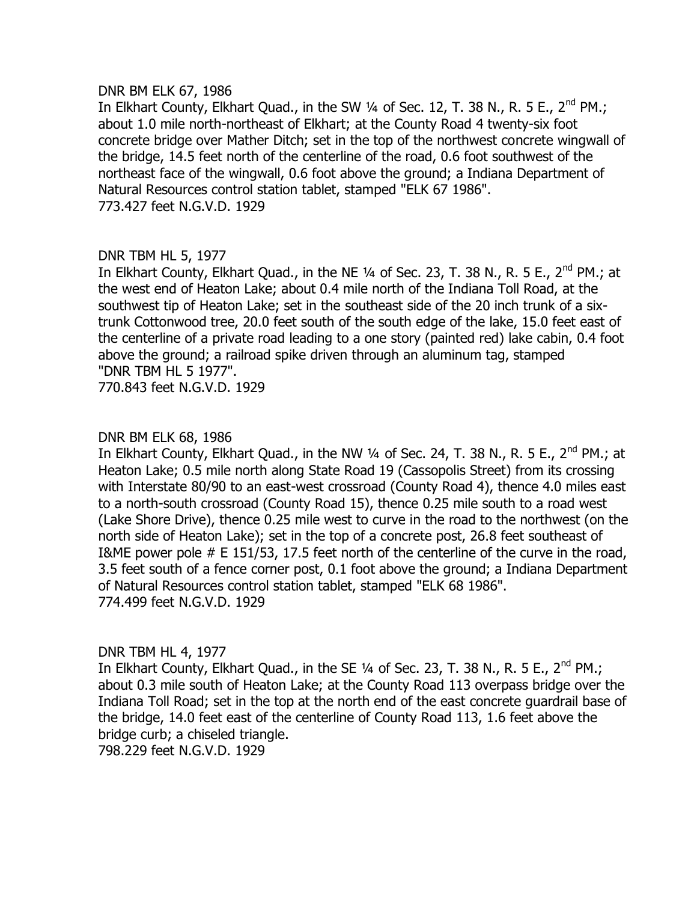DNR BM ELK 67, 1986

In Elkhart County, Elkhart Quad., in the SW ¼ of Sec. 12, T. 38 N., R. 5 E., 2nd PM.; about 1.0 mile north-northeast of Elkhart; at the County Road 4 twenty-six foot concrete bridge over Mather Ditch; set in the top of the northwest concrete wingwall of the bridge, 14.5 feet north of the centerline of the road, 0.6 foot southwest of the northeast face of the wingwall, 0.6 foot above the ground; a Indiana Department of Natural Resources control station tablet, stamped "ELK 67 1986".

773.427 feet N.G.V.D. 1929

DNR TBM HL 5, 1977

In Elkhart County, Elkhart Quad., in the NE ¼ of Sec. 23, T. 38 N., R. 5 E., 2nd PM.; at the west end of Heaton Lake; about 0.4 mile north of the Indiana Toll Road, at the southwest tip of Heaton Lake; set in the southeast side of the 20 inch trunk of a six-trunk Cottonwood tree, 20.0 feet south of the south edge of the lake, 15.0 feet east of the centerline of a private road leading to a one story (painted red) lake cabin, 0.4 foot above the ground; a railroad spike driven through an aluminum tag, stamped "DNR TBM HL 5 1977".

770.843 feet N.G.V.D. 1929

DNR BM ELK 68, 1986

In Elkhart County, Elkhart Quad., in the NW ¼ of Sec. 24, T. 38 N., R. 5 E., 2nd PM.; at Heaton Lake; 0.5 mile north along State Road 19 (Cassopolis Street) from its crossing with Interstate 80/90 to an east-west crossroad (County Road 4), thence 4.0 miles east to a north-south crossroad (County Road 15), thence 0.25 mile south to a road west (Lake Shore Drive), thence 0.25 mile west to curve in the road to the northwest (on the north side of Heaton Lake); set in the top of a concrete post, 26.8 feet southeast of I&ME power pole # E 151/53, 17.5 feet north of the centerline of the curve in the road, 3.5 feet south of a fence corner post, 0.1 foot above the ground; a Indiana Department of Natural Resources control station tablet, stamped "ELK 68 1986".

774.499 feet N.G.V.D. 1929

DNR TBM HL 4, 1977

In Elkhart County, Elkhart Quad., in the SE ¼ of Sec. 23, T. 38 N., R. 5 E., 2nd PM.; about 0.3 mile south of Heaton Lake; at the County Road 113 overpass bridge over the Indiana Toll Road; set in the top at the north end of the east concrete guardrail base of the bridge, 14.0 feet east of the centerline of County Road 113, 1.6 feet above the bridge curb; a chiseled triangle.

798.229 feet N.G.V.D. 1929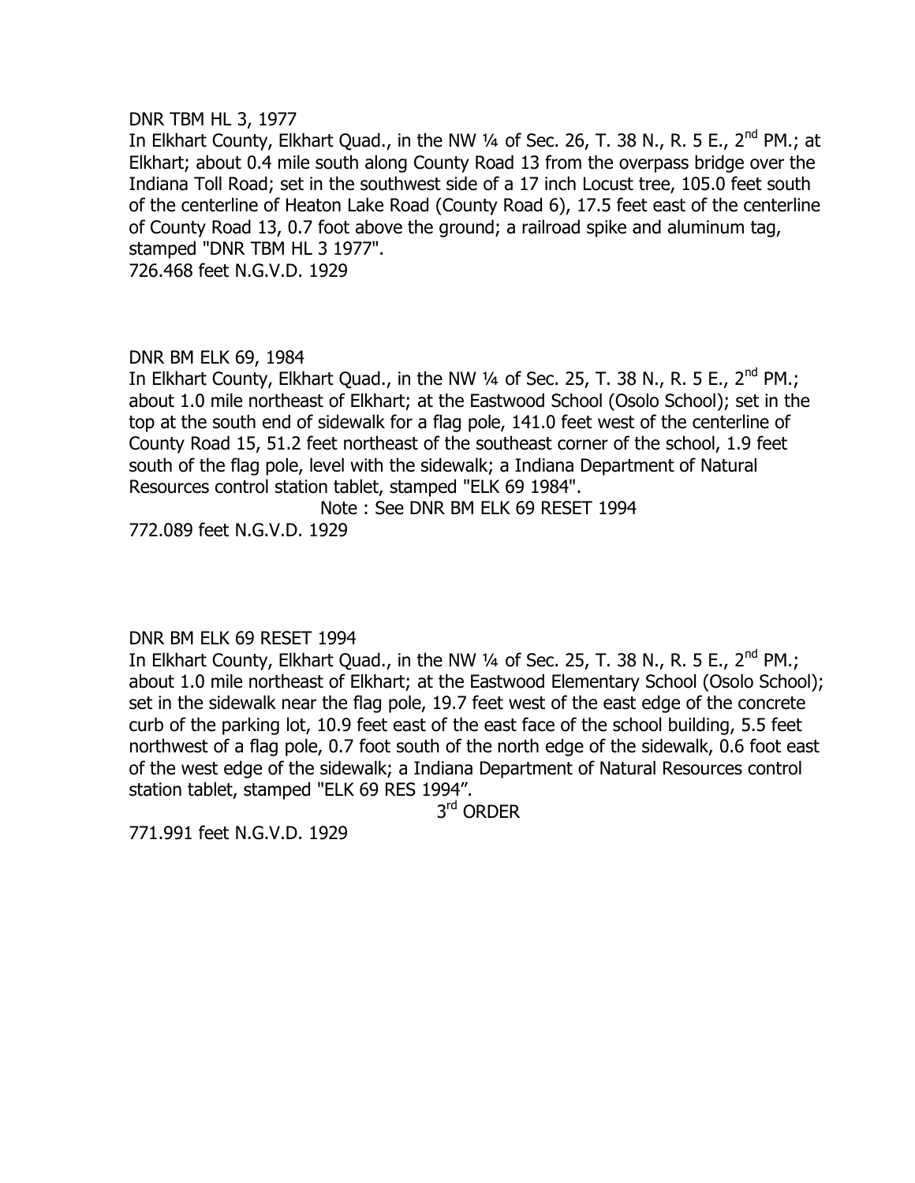DNR TBM HL 3, 1977

In Elkhart County, Elkhart Quad., in the NW ¼ of Sec. 26, T. 38 N., R. 5 E., 2nd PM.; at Elkhart; about 0.4 mile south along County Road 13 from the overpass bridge over the Indiana Toll Road; set in the southwest side of a 17 inch Locust tree, 105.0 feet south of the centerline of Heaton Lake Road (County Road 6), 17.5 feet east of the centerline of County Road 13, 0.7 foot above the ground; a railroad spike and aluminum tag, stamped "DNR TBM HL 3 1977".

726.468 feet N.G.V.D. 1929

DNR BM ELK 69, 1984

In Elkhart County, Elkhart Quad., in the NW ¼ of Sec. 25, T. 38 N., R. 5 E., 2nd PM.; about 1.0 mile northeast of Elkhart; at the Eastwood School (Osolo School); set in the top at the south end of sidewalk for a flag pole, 141.0 feet west of the centerline of County Road 15, 51.2 feet northeast of the southeast corner of the school, 1.9 feet south of the flag pole, level with the sidewalk; a Indiana Department of Natural Resources control station tablet, stamped "ELK 69 1984".

Note : See DNR BM ELK 69 RESET 1994

772.089 feet N.G.V.D. 1929

DNR BM ELK 69 RESET 1994

In Elkhart County, Elkhart Quad., in the NW ¼ of Sec. 25, T. 38 N., R. 5 E., 2nd PM.; about 1.0 mile northeast of Elkhart; at the Eastwood Elementary School (Osolo School); set in the sidewalk near the flag pole, 19.7 feet west of the east edge of the concrete curb of the parking lot, 10.9 feet east of the east face of the school building, 5.5 feet northwest of a flag pole, 0.7 foot south of the north edge of the sidewalk, 0.6 foot east of the west edge of the sidewalk; a Indiana Department of Natural Resources control station tablet, stamped "ELK 69 RES 1994".

3rd ORDER

771.991 feet N.G.V.D. 1929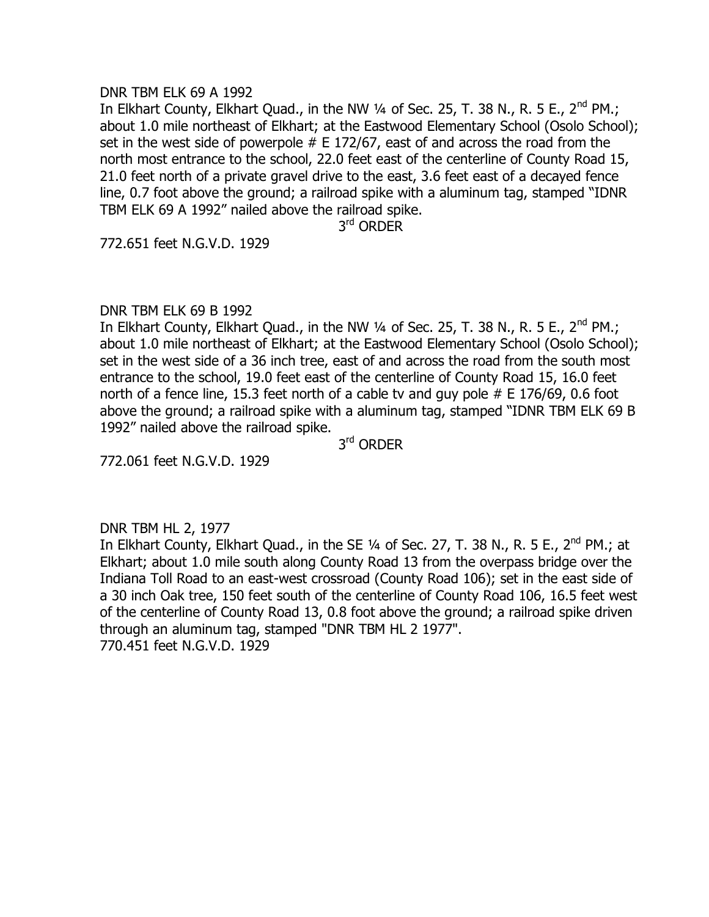DNR TBM ELK 69 A 1992

In Elkhart County, Elkhart Quad., in the NW ¼ of Sec. 25, T. 38 N., R. 5 E., 2nd PM.; about 1.0 mile northeast of Elkhart; at the Eastwood Elementary School (Osolo School); set in the west side of powerpole # E 172/67, east of and across the road from the north most entrance to the school, 22.0 feet east of the centerline of County Road 15, 21.0 feet north of a private gravel drive to the east, 3.6 feet east of a decayed fence line, 0.7 foot above the ground; a railroad spike with a aluminum tag, stamped "IDNR TBM ELK 69 A 1992" nailed above the railroad spike.

3rd ORDER

772.651 feet N.G.V.D. 1929

DNR TBM ELK 69 B 1992

In Elkhart County, Elkhart Quad., in the NW ¼ of Sec. 25, T. 38 N., R. 5 E., 2nd PM.; about 1.0 mile northeast of Elkhart; at the Eastwood Elementary School (Osolo School); set in the west side of a 36 inch tree, east of and across the road from the south most entrance to the school, 19.0 feet east of the centerline of County Road 15, 16.0 feet north of a fence line, 15.3 feet north of a cable tv and guy pole # E 176/69, 0.6 foot above the ground; a railroad spike with a aluminum tag, stamped "IDNR TBM ELK 69 B 1992" nailed above the railroad spike.

3rd ORDER

772.061 feet N.G.V.D. 1929

DNR TBM HL 2, 1977

In Elkhart County, Elkhart Quad., in the SE ¼ of Sec. 27, T. 38 N., R. 5 E., 2nd PM.; at Elkhart; about 1.0 mile south along County Road 13 from the overpass bridge over the Indiana Toll Road to an east-west crossroad (County Road 106); set in the east side of a 30 inch Oak tree, 150 feet south of the centerline of County Road 106, 16.5 feet west of the centerline of County Road 13, 0.8 foot above the ground; a railroad spike driven through an aluminum tag, stamped "DNR TBM HL 2 1977".

770.451 feet N.G.V.D. 1929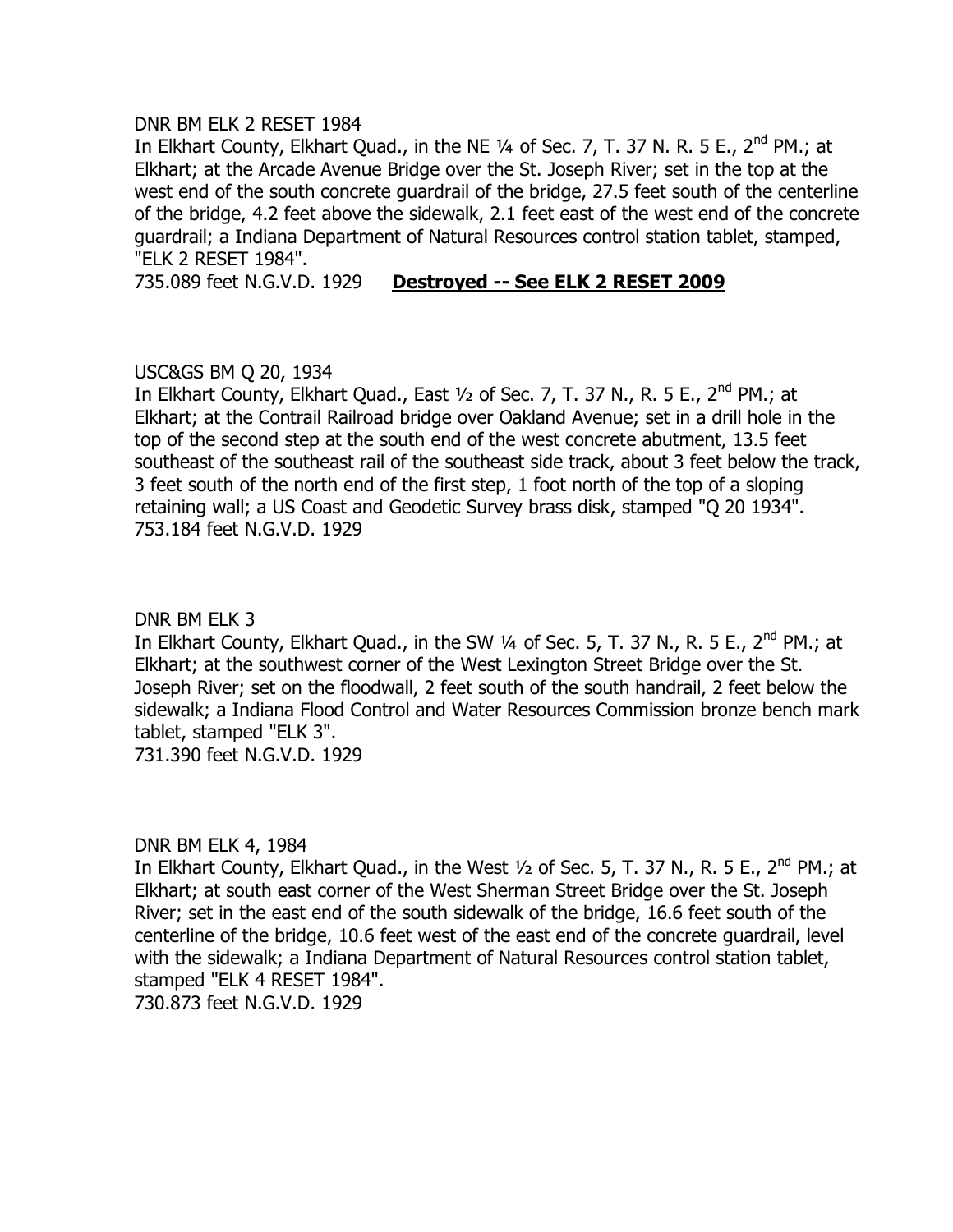DNR BM ELK 2 RESET 1984

In Elkhart County, Elkhart Quad., in the NE ¼ of Sec. 7, T. 37 N. R. 5 E., 2nd PM.; at Elkhart; at the Arcade Avenue Bridge over the St. Joseph River; set in the top at the west end of the south concrete guardrail of the bridge, 27.5 feet south of the centerline of the bridge, 4.2 feet above the sidewalk, 2.1 feet east of the west end of the concrete guardrail; a Indiana Department of Natural Resources control station tablet, stamped, "ELK 2 RESET 1984".

735.089 feet N.G.V.D. 1929 **Destroyed -- See ELK 2 RESET 2009**

USC&GS BM Q 20, 1934

In Elkhart County, Elkhart Quad., East ½ of Sec. 7, T. 37 N., R. 5 E., 2nd PM.; at Elkhart; at the Contrail Railroad bridge over Oakland Avenue; set in a drill hole in the top of the second step at the south end of the west concrete abutment, 13.5 feet southeast of the southeast rail of the southeast side track, about 3 feet below the track, 3 feet south of the north end of the first step, 1 foot north of the top of a sloping retaining wall; a US Coast and Geodetic Survey brass disk, stamped "Q 20 1934".

753.184 feet N.G.V.D. 1929

DNR BM ELK 3

In Elkhart County, Elkhart Quad., in the SW ¼ of Sec. 5, T. 37 N., R. 5 E., 2nd PM.; at Elkhart; at the southwest corner of the West Lexington Street Bridge over the St. Joseph River; set on the floodwall, 2 feet south of the south handrail, 2 feet below the sidewalk; a Indiana Flood Control and Water Resources Commission bronze bench mark tablet, stamped "ELK 3".

731.390 feet N.G.V.D. 1929

DNR BM ELK 4, 1984

In Elkhart County, Elkhart Quad., in the West ½ of Sec. 5, T. 37 N., R. 5 E., 2nd PM.; at Elkhart; at south east corner of the West Sherman Street Bridge over the St. Joseph River; set in the east end of the south sidewalk of the bridge, 16.6 feet south of the centerline of the bridge, 10.6 feet west of the east end of the concrete guardrail, level with the sidewalk; a Indiana Department of Natural Resources control station tablet, stamped "ELK 4 RESET 1984".

730.873 feet N.G.V.D. 1929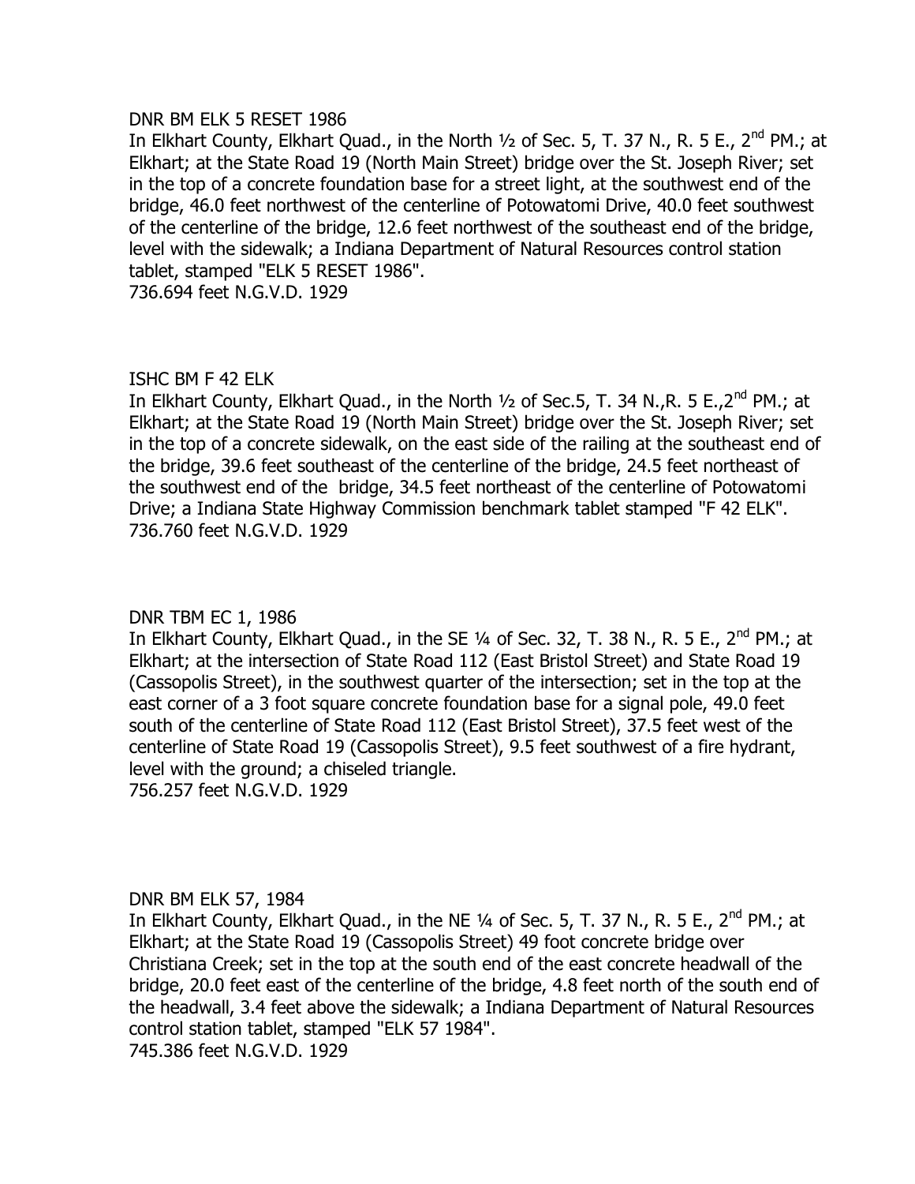DNR BM ELK 5 RESET 1986

In Elkhart County, Elkhart Quad., in the North ½ of Sec. 5, T. 37 N., R. 5 E., 2nd PM.; at Elkhart; at the State Road 19 (North Main Street) bridge over the St. Joseph River; set in the top of a concrete foundation base for a street light, at the southwest end of the bridge, 46.0 feet northwest of the centerline of Potowatomi Drive, 40.0 feet southwest of the centerline of the bridge, 12.6 feet northwest of the southeast end of the bridge, level with the sidewalk; a Indiana Department of Natural Resources control station tablet, stamped "ELK 5 RESET 1986".

736.694 feet N.G.V.D. 1929

ISHC BM F 42 ELK

In Elkhart County, Elkhart Quad., in the North ½ of Sec.5, T. 34 N.,R. 5 E.,2nd PM.; at Elkhart; at the State Road 19 (North Main Street) bridge over the St. Joseph River; set in the top of a concrete sidewalk, on the east side of the railing at the southeast end of the bridge, 39.6 feet southeast of the centerline of the bridge, 24.5 feet northeast of the southwest end of the bridge, 34.5 feet northeast of the centerline of Potowatomi Drive; a Indiana State Highway Commission benchmark tablet stamped "F 42 ELK".

736.760 feet N.G.V.D. 1929

DNR TBM EC 1, 1986

In Elkhart County, Elkhart Quad., in the SE ¼ of Sec. 32, T. 38 N., R. 5 E., 2nd PM.; at Elkhart; at the intersection of State Road 112 (East Bristol Street) and State Road 19 (Cassopolis Street), in the southwest quarter of the intersection; set in the top at the east corner of a 3 foot square concrete foundation base for a signal pole, 49.0 feet south of the centerline of State Road 112 (East Bristol Street), 37.5 feet west of the centerline of State Road 19 (Cassopolis Street), 9.5 feet southwest of a fire hydrant, level with the ground; a chiseled triangle.

756.257 feet N.G.V.D. 1929

DNR BM ELK 57, 1984

In Elkhart County, Elkhart Quad., in the NE ¼ of Sec. 5, T. 37 N., R. 5 E., 2nd PM.; at Elkhart; at the State Road 19 (Cassopolis Street) 49 foot concrete bridge over Christiana Creek; set in the top at the south end of the east concrete headwall of the bridge, 20.0 feet east of the centerline of the bridge, 4.8 feet north of the south end of the headwall, 3.4 feet above the sidewalk; a Indiana Department of Natural Resources control station tablet, stamped "ELK 57 1984".

745.386 feet N.G.V.D. 1929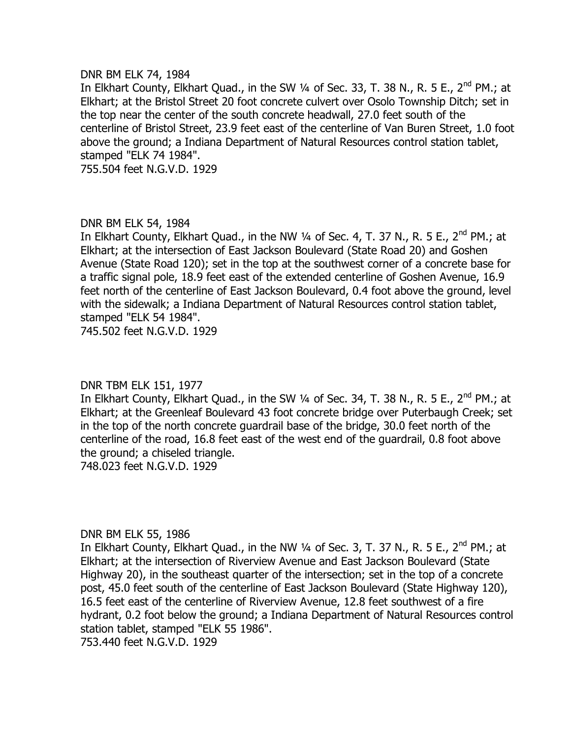DNR BM ELK 74, 1984

In Elkhart County, Elkhart Quad., in the SW ¼ of Sec. 33, T. 38 N., R. 5 E., 2nd PM.; at Elkhart; at the Bristol Street 20 foot concrete culvert over Osolo Township Ditch; set in the top near the center of the south concrete headwall, 27.0 feet south of the centerline of Bristol Street, 23.9 feet east of the centerline of Van Buren Street, 1.0 foot above the ground; a Indiana Department of Natural Resources control station tablet, stamped "ELK 74 1984".

755.504 feet N.G.V.D. 1929

DNR BM ELK 54, 1984

In Elkhart County, Elkhart Quad., in the NW ¼ of Sec. 4, T. 37 N., R. 5 E., 2nd PM.; at Elkhart; at the intersection of East Jackson Boulevard (State Road 20) and Goshen Avenue (State Road 120); set in the top at the southwest corner of a concrete base for a traffic signal pole, 18.9 feet east of the extended centerline of Goshen Avenue, 16.9 feet north of the centerline of East Jackson Boulevard, 0.4 foot above the ground, level with the sidewalk; a Indiana Department of Natural Resources control station tablet, stamped "ELK 54 1984".

745.502 feet N.G.V.D. 1929

DNR TBM ELK 151, 1977

In Elkhart County, Elkhart Quad., in the SW ¼ of Sec. 34, T. 38 N., R. 5 E., 2nd PM.; at Elkhart; at the Greenleaf Boulevard 43 foot concrete bridge over Puterbaugh Creek; set in the top of the north concrete guardrail base of the bridge, 30.0 feet north of the centerline of the road, 16.8 feet east of the west end of the guardrail, 0.8 foot above the ground; a chiseled triangle.

748.023 feet N.G.V.D. 1929

DNR BM ELK 55, 1986

In Elkhart County, Elkhart Quad., in the NW ¼ of Sec. 3, T. 37 N., R. 5 E., 2nd PM.; at Elkhart; at the intersection of Riverview Avenue and East Jackson Boulevard (State Highway 20), in the southeast quarter of the intersection; set in the top of a concrete post, 45.0 feet south of the centerline of East Jackson Boulevard (State Highway 120), 16.5 feet east of the centerline of Riverview Avenue, 12.8 feet southwest of a fire hydrant, 0.2 foot below the ground; a Indiana Department of Natural Resources control station tablet, stamped "ELK 55 1986".

753.440 feet N.G.V.D. 1929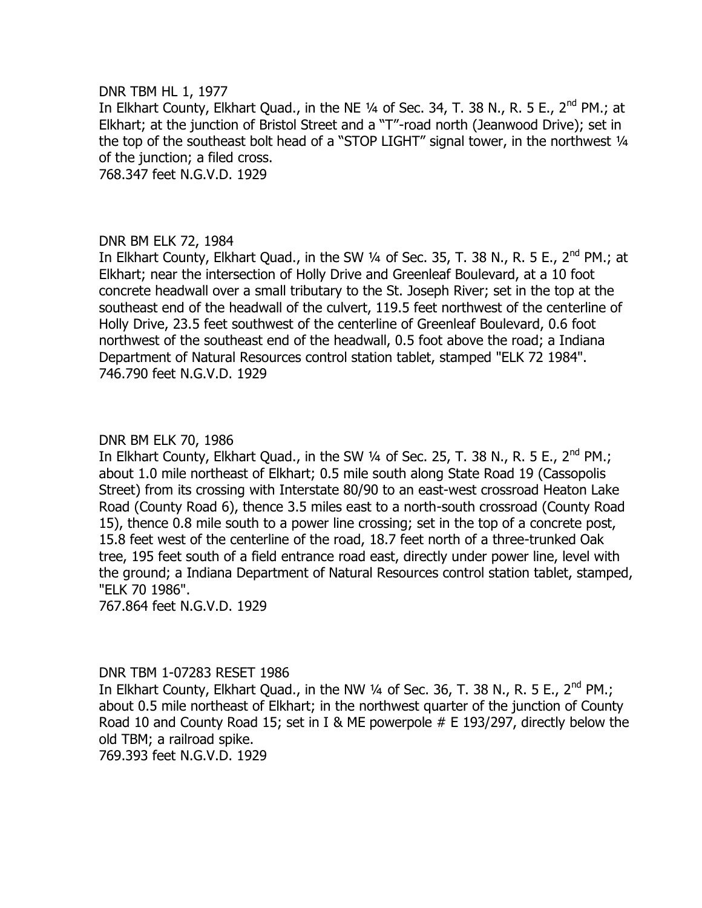DNR TBM HL 1, 1977

In Elkhart County, Elkhart Quad., in the NE ¼ of Sec. 34, T. 38 N., R. 5 E., 2nd PM.; at Elkhart; at the junction of Bristol Street and a "T"-road north (Jeanwood Drive); set in the top of the southeast bolt head of a "STOP LIGHT" signal tower, in the northwest ¼ of the junction; a filed cross.

768.347 feet N.G.V.D. 1929

DNR BM ELK 72, 1984

In Elkhart County, Elkhart Quad., in the SW ¼ of Sec. 35, T. 38 N., R. 5 E., 2nd PM.; at Elkhart; near the intersection of Holly Drive and Greenleaf Boulevard, at a 10 foot concrete headwall over a small tributary to the St. Joseph River; set in the top at the southeast end of the headwall of the culvert, 119.5 feet northwest of the centerline of Holly Drive, 23.5 feet southwest of the centerline of Greenleaf Boulevard, 0.6 foot northwest of the southeast end of the headwall, 0.5 foot above the road; a Indiana Department of Natural Resources control station tablet, stamped "ELK 72 1984".

746.790 feet N.G.V.D. 1929

DNR BM ELK 70, 1986

In Elkhart County, Elkhart Quad., in the SW ¼ of Sec. 25, T. 38 N., R. 5 E., 2nd PM.; about 1.0 mile northeast of Elkhart; 0.5 mile south along State Road 19 (Cassopolis Street) from its crossing with Interstate 80/90 to an east-west crossroad Heaton Lake Road (County Road 6), thence 3.5 miles east to a north-south crossroad (County Road 15), thence 0.8 mile south to a power line crossing; set in the top of a concrete post, 15.8 feet west of the centerline of the road, 18.7 feet north of a three-trunked Oak tree, 195 feet south of a field entrance road east, directly under power line, level with the ground; a Indiana Department of Natural Resources control station tablet, stamped, "ELK 70 1986".

767.864 feet N.G.V.D. 1929

DNR TBM 1-07283 RESET 1986

In Elkhart County, Elkhart Quad., in the NW ¼ of Sec. 36, T. 38 N., R. 5 E., 2nd PM.; about 0.5 mile northeast of Elkhart; in the northwest quarter of the junction of County Road 10 and County Road 15; set in I & ME powerpole # E 193/297, directly below the old TBM; a railroad spike.

769.393 feet N.G.V.D. 1929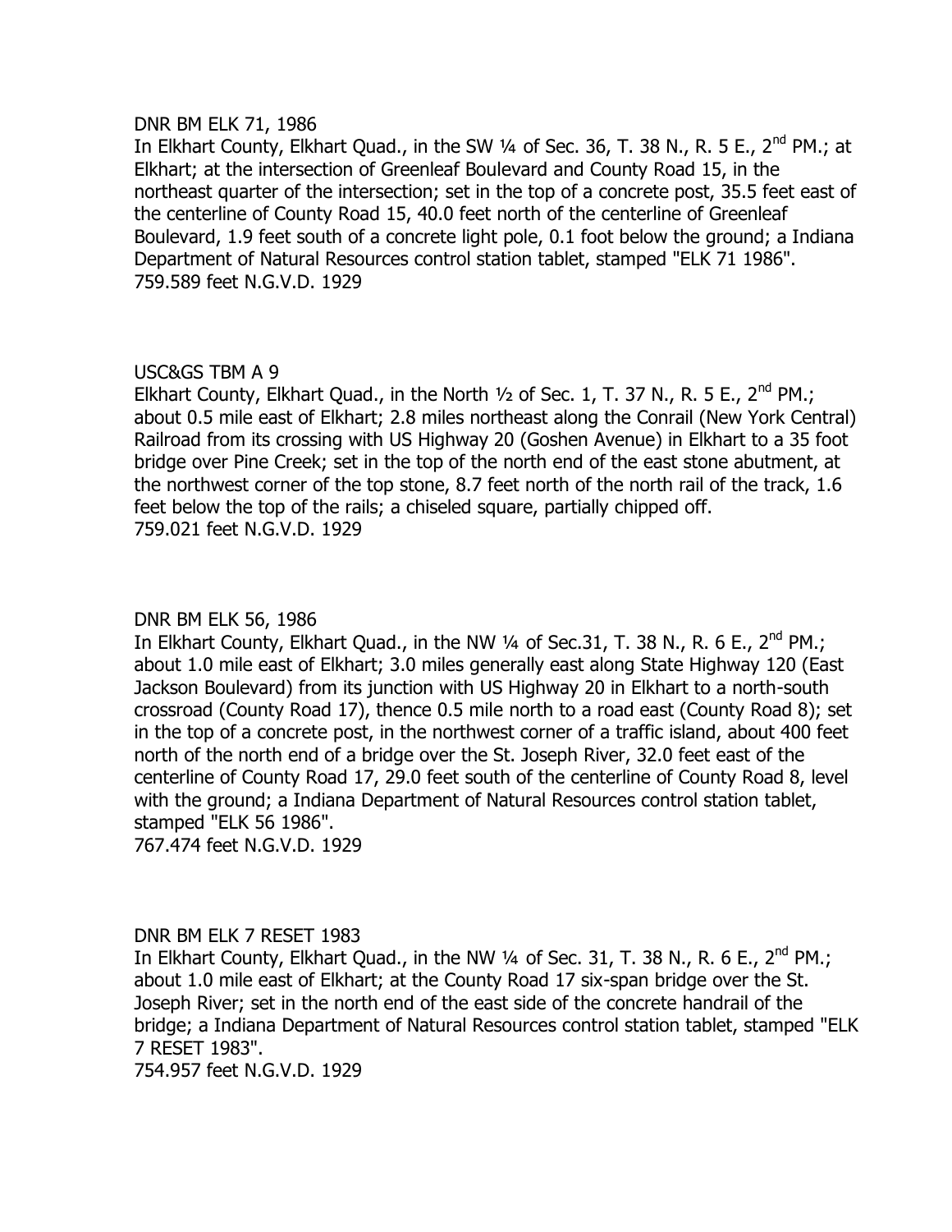DNR BM ELK 71, 1986

In Elkhart County, Elkhart Quad., in the SW ¼ of Sec. 36, T. 38 N., R. 5 E., 2nd PM.; at Elkhart; at the intersection of Greenleaf Boulevard and County Road 15, in the northeast quarter of the intersection; set in the top of a concrete post, 35.5 feet east of the centerline of County Road 15, 40.0 feet north of the centerline of Greenleaf Boulevard, 1.9 feet south of a concrete light pole, 0.1 foot below the ground; a Indiana Department of Natural Resources control station tablet, stamped "ELK 71 1986".
759.589 feet N.G.V.D. 1929

USC&GS TBM A 9

Elkhart County, Elkhart Quad., in the North ½ of Sec. 1, T. 37 N., R. 5 E., 2nd PM.; about 0.5 mile east of Elkhart; 2.8 miles northeast along the Conrail (New York Central) Railroad from its crossing with US Highway 20 (Goshen Avenue) in Elkhart to a 35 foot bridge over Pine Creek; set in the top of the north end of the east stone abutment, at the northwest corner of the top stone, 8.7 feet north of the north rail of the track, 1.6 feet below the top of the rails; a chiseled square, partially chipped off.
759.021 feet N.G.V.D. 1929

DNR BM ELK 56, 1986

In Elkhart County, Elkhart Quad., in the NW ¼ of Sec.31, T. 38 N., R. 6 E., 2nd PM.; about 1.0 mile east of Elkhart; 3.0 miles generally east along State Highway 120 (East Jackson Boulevard) from its junction with US Highway 20 in Elkhart to a north-south crossroad (County Road 17), thence 0.5 mile north to a road east (County Road 8); set in the top of a concrete post, in the northwest corner of a traffic island, about 400 feet north of the north end of a bridge over the St. Joseph River, 32.0 feet east of the centerline of County Road 17, 29.0 feet south of the centerline of County Road 8, level with the ground; a Indiana Department of Natural Resources control station tablet, stamped "ELK 56 1986".
767.474 feet N.G.V.D. 1929

DNR BM ELK 7 RESET 1983

In Elkhart County, Elkhart Quad., in the NW ¼ of Sec. 31, T. 38 N., R. 6 E., 2nd PM.; about 1.0 mile east of Elkhart; at the County Road 17 six-span bridge over the St. Joseph River; set in the north end of the east side of the concrete handrail of the bridge; a Indiana Department of Natural Resources control station tablet, stamped "ELK 7 RESET 1983".
754.957 feet N.G.V.D. 1929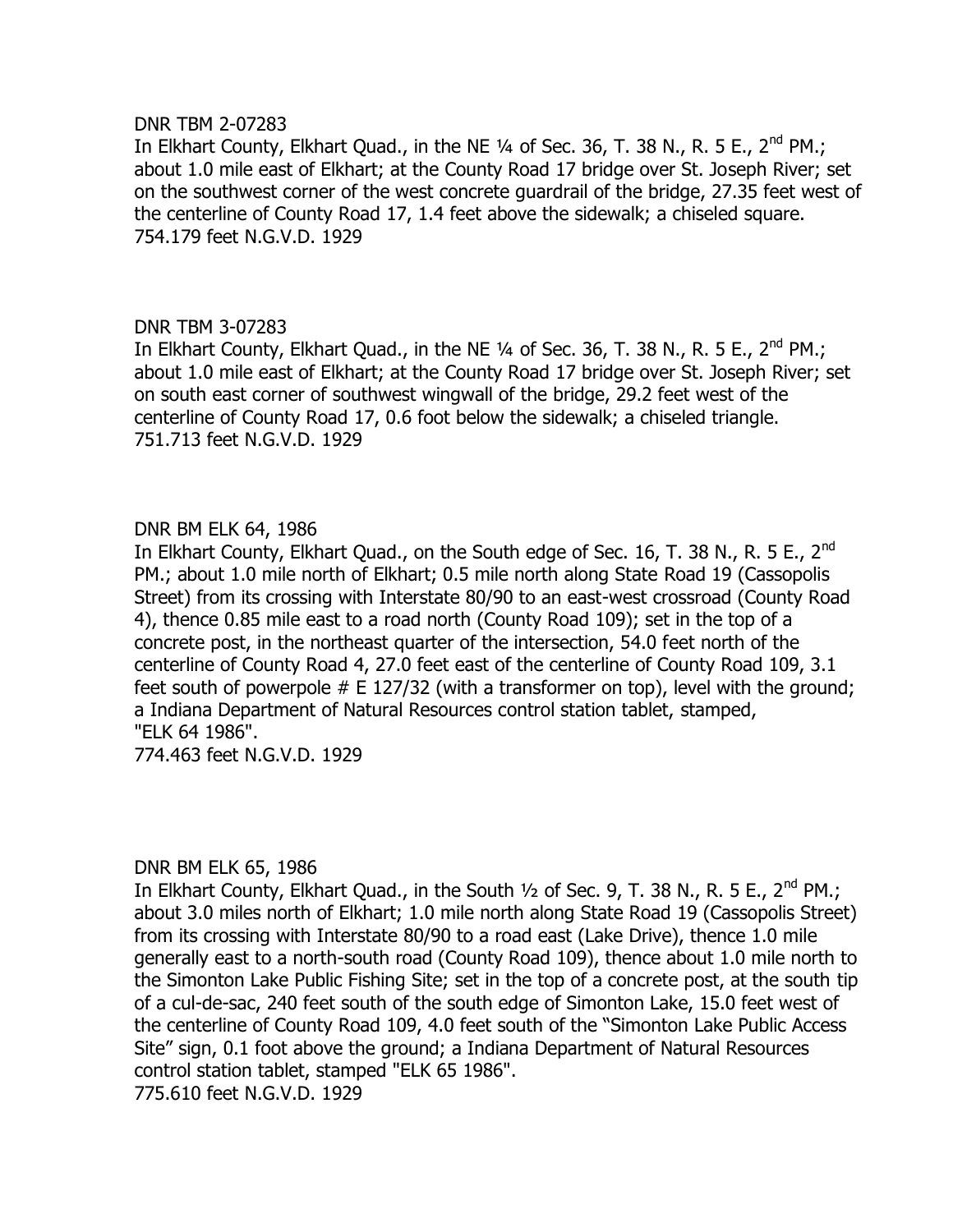DNR TBM 2-07283

In Elkhart County, Elkhart Quad., in the NE ¼ of Sec. 36, T. 38 N., R. 5 E., 2nd PM.; about 1.0 mile east of Elkhart; at the County Road 17 bridge over St. Joseph River; set on the southwest corner of the west concrete guardrail of the bridge, 27.35 feet west of the centerline of County Road 17, 1.4 feet above the sidewalk; a chiseled square.
754.179 feet N.G.V.D. 1929

DNR TBM 3-07283

In Elkhart County, Elkhart Quad., in the NE ¼ of Sec. 36, T. 38 N., R. 5 E., 2nd PM.; about 1.0 mile east of Elkhart; at the County Road 17 bridge over St. Joseph River; set on south east corner of southwest wingwall of the bridge, 29.2 feet west of the centerline of County Road 17, 0.6 foot below the sidewalk; a chiseled triangle.
751.713 feet N.G.V.D. 1929

DNR BM ELK 64, 1986

In Elkhart County, Elkhart Quad., on the South edge of Sec. 16, T. 38 N., R. 5 E., 2nd PM.; about 1.0 mile north of Elkhart; 0.5 mile north along State Road 19 (Cassopolis Street) from its crossing with Interstate 80/90 to an east-west crossroad (County Road 4), thence 0.85 mile east to a road north (County Road 109); set in the top of a concrete post, in the northeast quarter of the intersection, 54.0 feet north of the centerline of County Road 4, 27.0 feet east of the centerline of County Road 109, 3.1 feet south of powerpole # E 127/32 (with a transformer on top), level with the ground; a Indiana Department of Natural Resources control station tablet, stamped, "ELK 64 1986".
774.463 feet N.G.V.D. 1929

DNR BM ELK 65, 1986

In Elkhart County, Elkhart Quad., in the South ½ of Sec. 9, T. 38 N., R. 5 E., 2nd PM.; about 3.0 miles north of Elkhart; 1.0 mile north along State Road 19 (Cassopolis Street) from its crossing with Interstate 80/90 to a road east (Lake Drive), thence 1.0 mile generally east to a north-south road (County Road 109), thence about 1.0 mile north to the Simonton Lake Public Fishing Site; set in the top of a concrete post, at the south tip of a cul-de-sac, 240 feet south of the south edge of Simonton Lake, 15.0 feet west of the centerline of County Road 109, 4.0 feet south of the "Simonton Lake Public Access Site" sign, 0.1 foot above the ground; a Indiana Department of Natural Resources control station tablet, stamped "ELK 65 1986".
775.610 feet N.G.V.D. 1929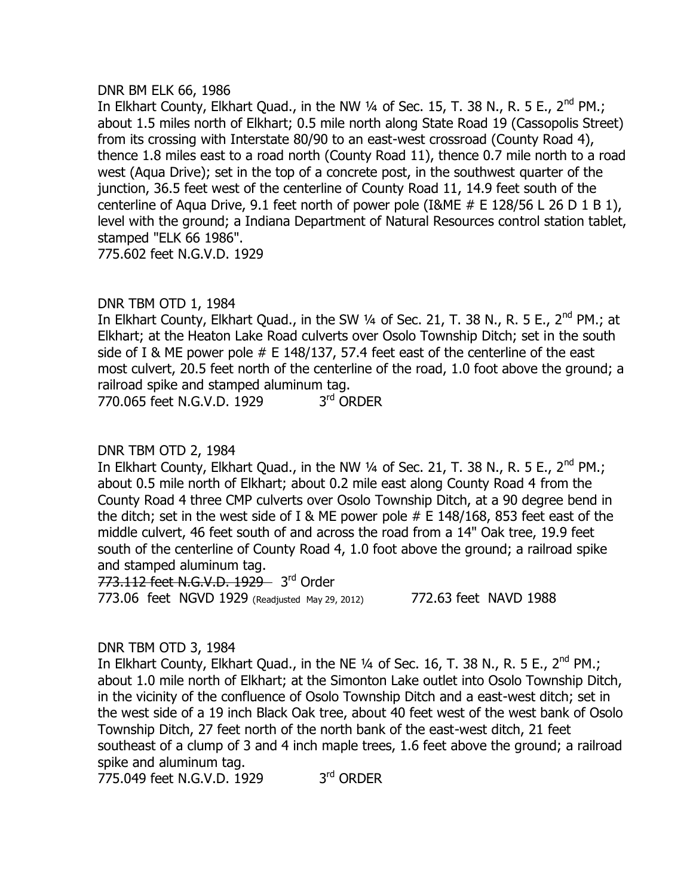DNR BM ELK 66, 1986

In Elkhart County, Elkhart Quad., in the NW ¼ of Sec. 15, T. 38 N., R. 5 E., 2nd PM.; about 1.5 miles north of Elkhart; 0.5 mile north along State Road 19 (Cassopolis Street) from its crossing with Interstate 80/90 to an east-west crossroad (County Road 4), thence 1.8 miles east to a road north (County Road 11), thence 0.7 mile north to a road west (Aqua Drive); set in the top of a concrete post, in the southwest quarter of the junction, 36.5 feet west of the centerline of County Road 11, 14.9 feet south of the centerline of Aqua Drive, 9.1 feet north of power pole (I&ME # E 128/56 L 26 D 1 B 1), level with the ground; a Indiana Department of Natural Resources control station tablet, stamped "ELK 66 1986".

775.602 feet N.G.V.D. 1929

DNR TBM OTD 1, 1984

In Elkhart County, Elkhart Quad., in the SW ¼ of Sec. 21, T. 38 N., R. 5 E., 2nd PM.; at Elkhart; at the Heaton Lake Road culverts over Osolo Township Ditch; set in the south side of I & ME power pole # E 148/137, 57.4 feet east of the centerline of the east most culvert, 20.5 feet north of the centerline of the road, 1.0 foot above the ground; a railroad spike and stamped aluminum tag.

770.065 feet N.G.V.D. 1929 3rd ORDER

DNR TBM OTD 2, 1984

In Elkhart County, Elkhart Quad., in the NW ¼ of Sec. 21, T. 38 N., R. 5 E., 2nd PM.; about 0.5 mile north of Elkhart; about 0.2 mile east along County Road 4 from the County Road 4 three CMP culverts over Osolo Township Ditch, at a 90 degree bend in the ditch; set in the west side of I & ME power pole # E 148/168, 853 feet east of the middle culvert, 46 feet south of and across the road from a 14" Oak tree, 19.9 feet south of the centerline of County Road 4, 1.0 foot above the ground; a railroad spike and stamped aluminum tag.

~~773.112 feet N.G.V.D. 1929~~ 3rd Order

773.06 feet NGVD 1929 (Readjusted May 29, 2012) 772.63 feet NAVD 1988

DNR TBM OTD 3, 1984

In Elkhart County, Elkhart Quad., in the NE ¼ of Sec. 16, T. 38 N., R. 5 E., 2nd PM.; about 1.0 mile north of Elkhart; at the Simonton Lake outlet into Osolo Township Ditch, in the vicinity of the confluence of Osolo Township Ditch and a east-west ditch; set in the west side of a 19 inch Black Oak tree, about 40 feet west of the west bank of Osolo Township Ditch, 27 feet north of the north bank of the east-west ditch, 21 feet southeast of a clump of 3 and 4 inch maple trees, 1.6 feet above the ground; a railroad spike and aluminum tag.

775.049 feet N.G.V.D. 1929 3rd ORDER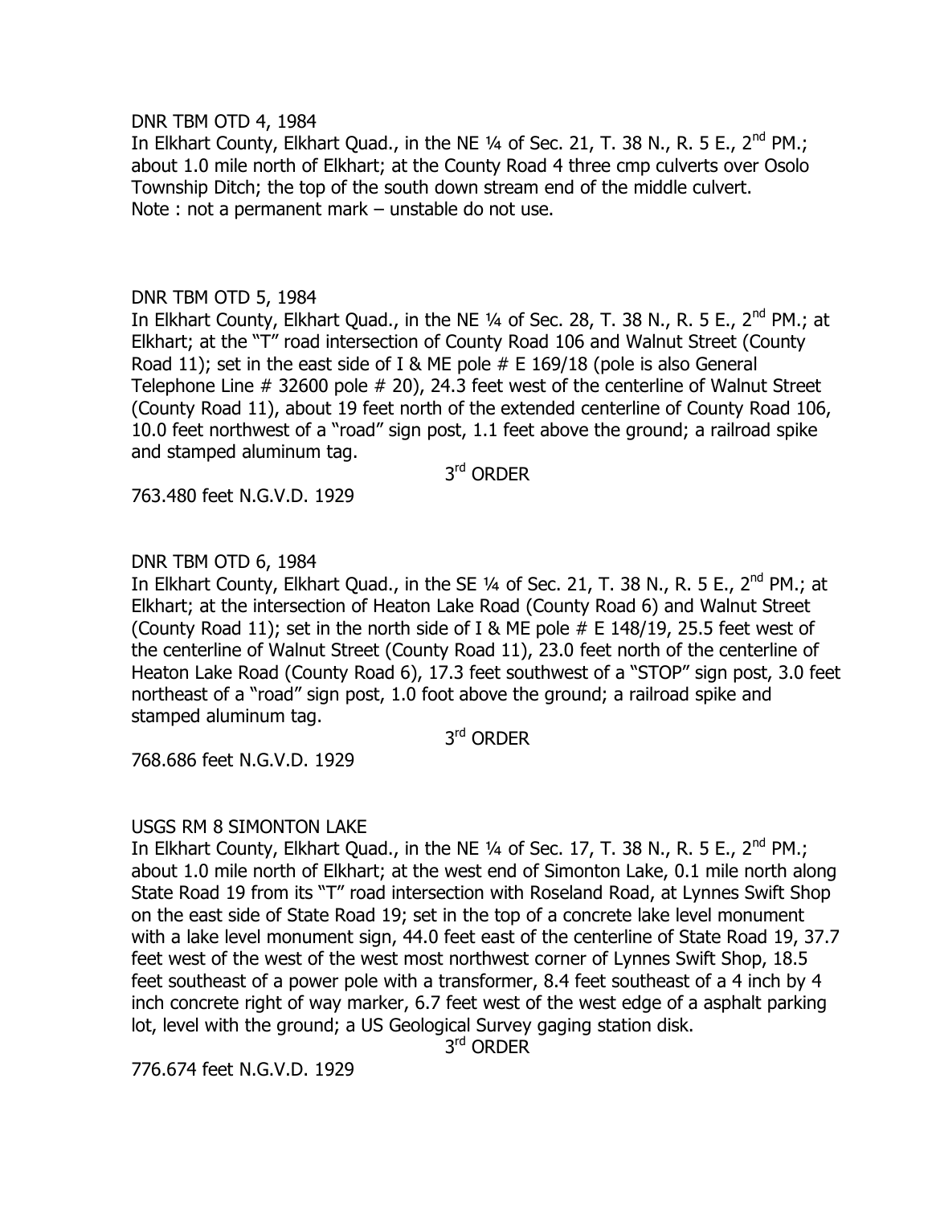DNR TBM OTD 4, 1984

In Elkhart County, Elkhart Quad., in the NE ¼ of Sec. 21, T. 38 N., R. 5 E., 2nd PM.; about 1.0 mile north of Elkhart; at the County Road 4 three cmp culverts over Osolo Township Ditch; the top of the south down stream end of the middle culvert.
Note : not a permanent mark – unstable do not use.

DNR TBM OTD 5, 1984

In Elkhart County, Elkhart Quad., in the NE ¼ of Sec. 28, T. 38 N., R. 5 E., 2nd PM.; at Elkhart; at the "T" road intersection of County Road 106 and Walnut Street (County Road 11); set in the east side of I & ME pole # E 169/18 (pole is also General Telephone Line # 32600 pole # 20), 24.3 feet west of the centerline of Walnut Street (County Road 11), about 19 feet north of the extended centerline of County Road 106, 10.0 feet northwest of a "road" sign post, 1.1 feet above the ground; a railroad spike and stamped aluminum tag.

3rd ORDER

763.480 feet N.G.V.D. 1929

DNR TBM OTD 6, 1984

In Elkhart County, Elkhart Quad., in the SE ¼ of Sec. 21, T. 38 N., R. 5 E., 2nd PM.; at Elkhart; at the intersection of Heaton Lake Road (County Road 6) and Walnut Street (County Road 11); set in the north side of I & ME pole # E 148/19, 25.5 feet west of the centerline of Walnut Street (County Road 11), 23.0 feet north of the centerline of Heaton Lake Road (County Road 6), 17.3 feet southwest of a "STOP" sign post, 3.0 feet northeast of a "road" sign post, 1.0 foot above the ground; a railroad spike and stamped aluminum tag.

3rd ORDER

768.686 feet N.G.V.D. 1929

USGS RM 8 SIMONTON LAKE

In Elkhart County, Elkhart Quad., in the NE ¼ of Sec. 17, T. 38 N., R. 5 E., 2nd PM.; about 1.0 mile north of Elkhart; at the west end of Simonton Lake, 0.1 mile north along State Road 19 from its "T" road intersection with Roseland Road, at Lynnes Swift Shop on the east side of State Road 19; set in the top of a concrete lake level monument with a lake level monument sign, 44.0 feet east of the centerline of State Road 19, 37.7 feet west of the west of the west most northwest corner of Lynnes Swift Shop, 18.5 feet southeast of a power pole with a transformer, 8.4 feet southeast of a 4 inch by 4 inch concrete right of way marker, 6.7 feet west of the west edge of a asphalt parking lot, level with the ground; a US Geological Survey gaging station disk.

3rd ORDER

776.674 feet N.G.V.D. 1929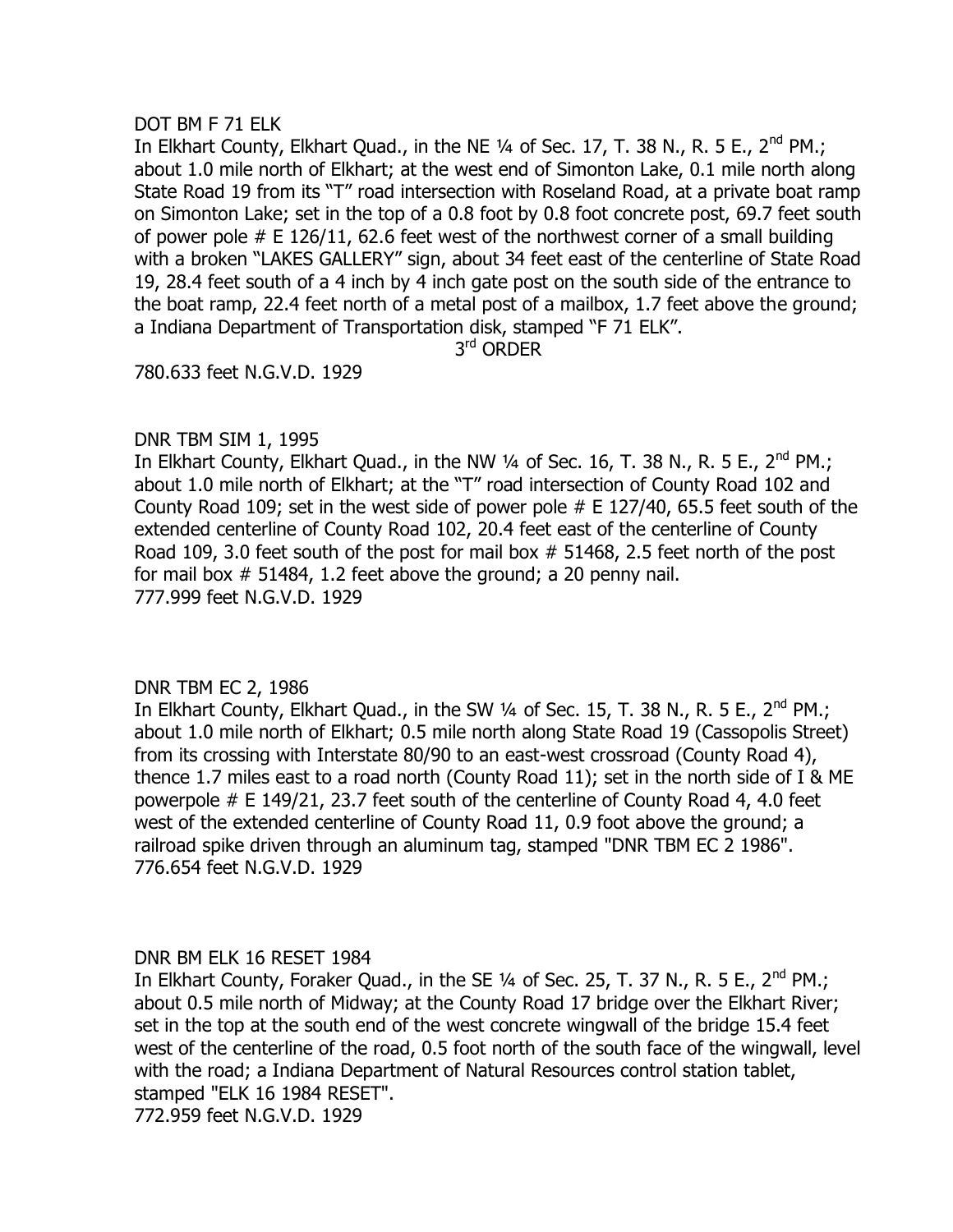DOT BM F 71 ELK

In Elkhart County, Elkhart Quad., in the NE ¼ of Sec. 17, T. 38 N., R. 5 E., 2nd PM.; about 1.0 mile north of Elkhart; at the west end of Simonton Lake, 0.1 mile north along State Road 19 from its "T" road intersection with Roseland Road, at a private boat ramp on Simonton Lake; set in the top of a 0.8 foot by 0.8 foot concrete post, 69.7 feet south of power pole # E 126/11, 62.6 feet west of the northwest corner of a small building with a broken "LAKES GALLERY" sign, about 34 feet east of the centerline of State Road 19, 28.4 feet south of a 4 inch by 4 inch gate post on the south side of the entrance to the boat ramp, 22.4 feet north of a metal post of a mailbox, 1.7 feet above the ground; a Indiana Department of Transportation disk, stamped "F 71 ELK".

3rd ORDER

780.633 feet N.G.V.D. 1929

DNR TBM SIM 1, 1995

In Elkhart County, Elkhart Quad., in the NW ¼ of Sec. 16, T. 38 N., R. 5 E., 2nd PM.; about 1.0 mile north of Elkhart; at the "T" road intersection of County Road 102 and County Road 109; set in the west side of power pole # E 127/40, 65.5 feet south of the extended centerline of County Road 102, 20.4 feet east of the centerline of County Road 109, 3.0 feet south of the post for mail box # 51468, 2.5 feet north of the post for mail box # 51484, 1.2 feet above the ground; a 20 penny nail.

777.999 feet N.G.V.D. 1929

DNR TBM EC 2, 1986

In Elkhart County, Elkhart Quad., in the SW ¼ of Sec. 15, T. 38 N., R. 5 E., 2nd PM.; about 1.0 mile north of Elkhart; 0.5 mile north along State Road 19 (Cassopolis Street) from its crossing with Interstate 80/90 to an east-west crossroad (County Road 4), thence 1.7 miles east to a road north (County Road 11); set in the north side of I & ME powerpole # E 149/21, 23.7 feet south of the centerline of County Road 4, 4.0 feet west of the extended centerline of County Road 11, 0.9 foot above the ground; a railroad spike driven through an aluminum tag, stamped "DNR TBM EC 2 1986".

776.654 feet N.G.V.D. 1929

DNR BM ELK 16 RESET 1984

In Elkhart County, Foraker Quad., in the SE ¼ of Sec. 25, T. 37 N., R. 5 E., 2nd PM.; about 0.5 mile north of Midway; at the County Road 17 bridge over the Elkhart River; set in the top at the south end of the west concrete wingwall of the bridge 15.4 feet west of the centerline of the road, 0.5 foot north of the south face of the wingwall, level with the road; a Indiana Department of Natural Resources control station tablet, stamped "ELK 16 1984 RESET".

772.959 feet N.G.V.D. 1929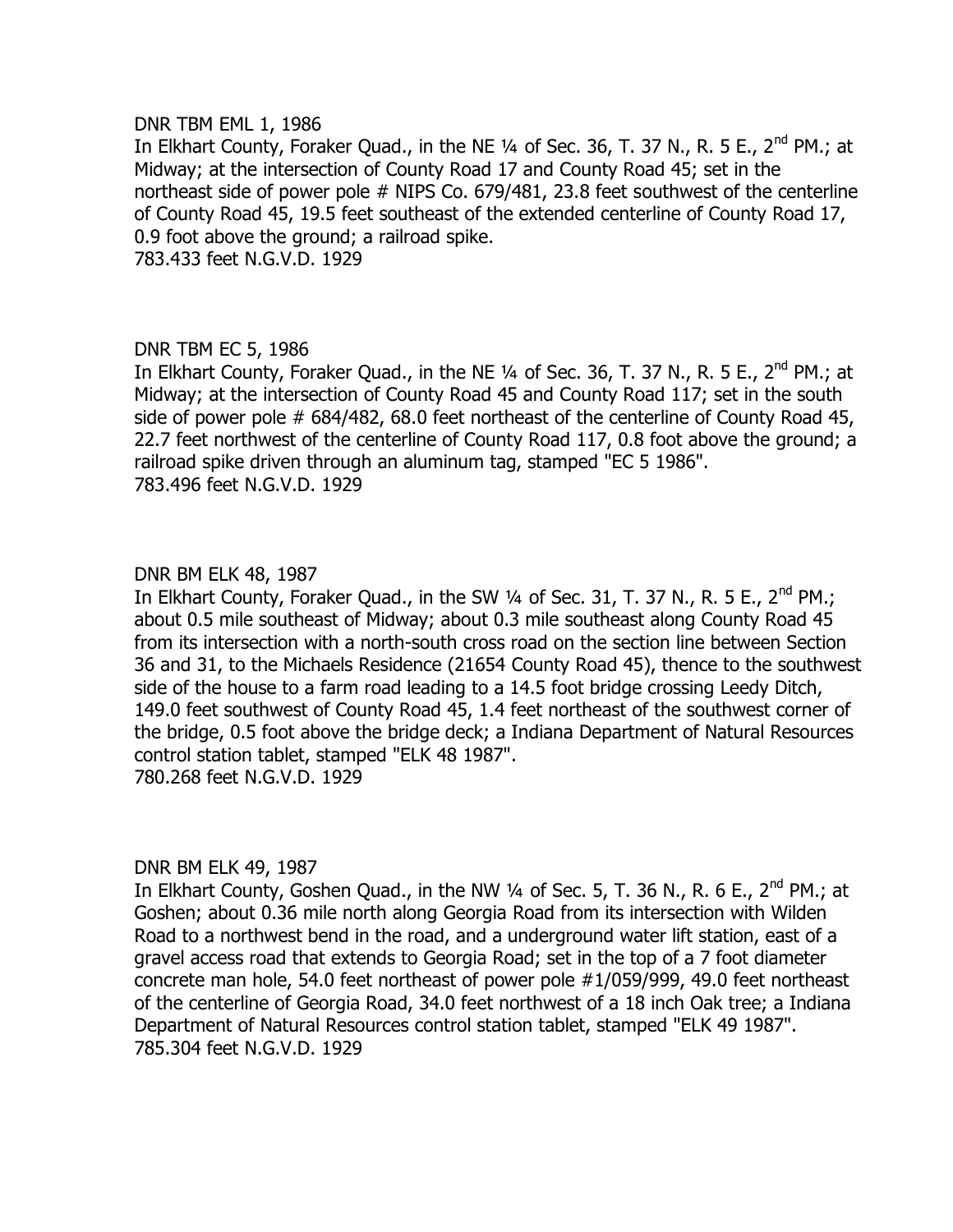DNR TBM EML 1, 1986
In Elkhart County, Foraker Quad., in the NE ¼ of Sec. 36, T. 37 N., R. 5 E., 2nd PM.; at Midway; at the intersection of County Road 17 and County Road 45; set in the northeast side of power pole # NIPS Co. 679/481, 23.8 feet southwest of the centerline of County Road 45, 19.5 feet southeast of the extended centerline of County Road 17, 0.9 foot above the ground; a railroad spike.
783.433 feet N.G.V.D. 1929

DNR TBM EC 5, 1986
In Elkhart County, Foraker Quad., in the NE ¼ of Sec. 36, T. 37 N., R. 5 E., 2nd PM.; at Midway; at the intersection of County Road 45 and County Road 117; set in the south side of power pole # 684/482, 68.0 feet northeast of the centerline of County Road 45, 22.7 feet northwest of the centerline of County Road 117, 0.8 foot above the ground; a railroad spike driven through an aluminum tag, stamped "EC 5 1986".
783.496 feet N.G.V.D. 1929

DNR BM ELK 48, 1987
In Elkhart County, Foraker Quad., in the SW ¼ of Sec. 31, T. 37 N., R. 5 E., 2nd PM.; about 0.5 mile southeast of Midway; about 0.3 mile southeast along County Road 45 from its intersection with a north-south cross road on the section line between Section 36 and 31, to the Michaels Residence (21654 County Road 45), thence to the southwest side of the house to a farm road leading to a 14.5 foot bridge crossing Leedy Ditch, 149.0 feet southwest of County Road 45, 1.4 feet northeast of the southwest corner of the bridge, 0.5 foot above the bridge deck; a Indiana Department of Natural Resources control station tablet, stamped "ELK 48 1987".
780.268 feet N.G.V.D. 1929

DNR BM ELK 49, 1987
In Elkhart County, Goshen Quad., in the NW ¼ of Sec. 5, T. 36 N., R. 6 E., 2nd PM.; at Goshen; about 0.36 mile north along Georgia Road from its intersection with Wilden Road to a northwest bend in the road, and a underground water lift station, east of a gravel access road that extends to Georgia Road; set in the top of a 7 foot diameter concrete man hole, 54.0 feet northeast of power pole #1/059/999, 49.0 feet northeast of the centerline of Georgia Road, 34.0 feet northwest of a 18 inch Oak tree; a Indiana Department of Natural Resources control station tablet, stamped "ELK 49 1987".
785.304 feet N.G.V.D. 1929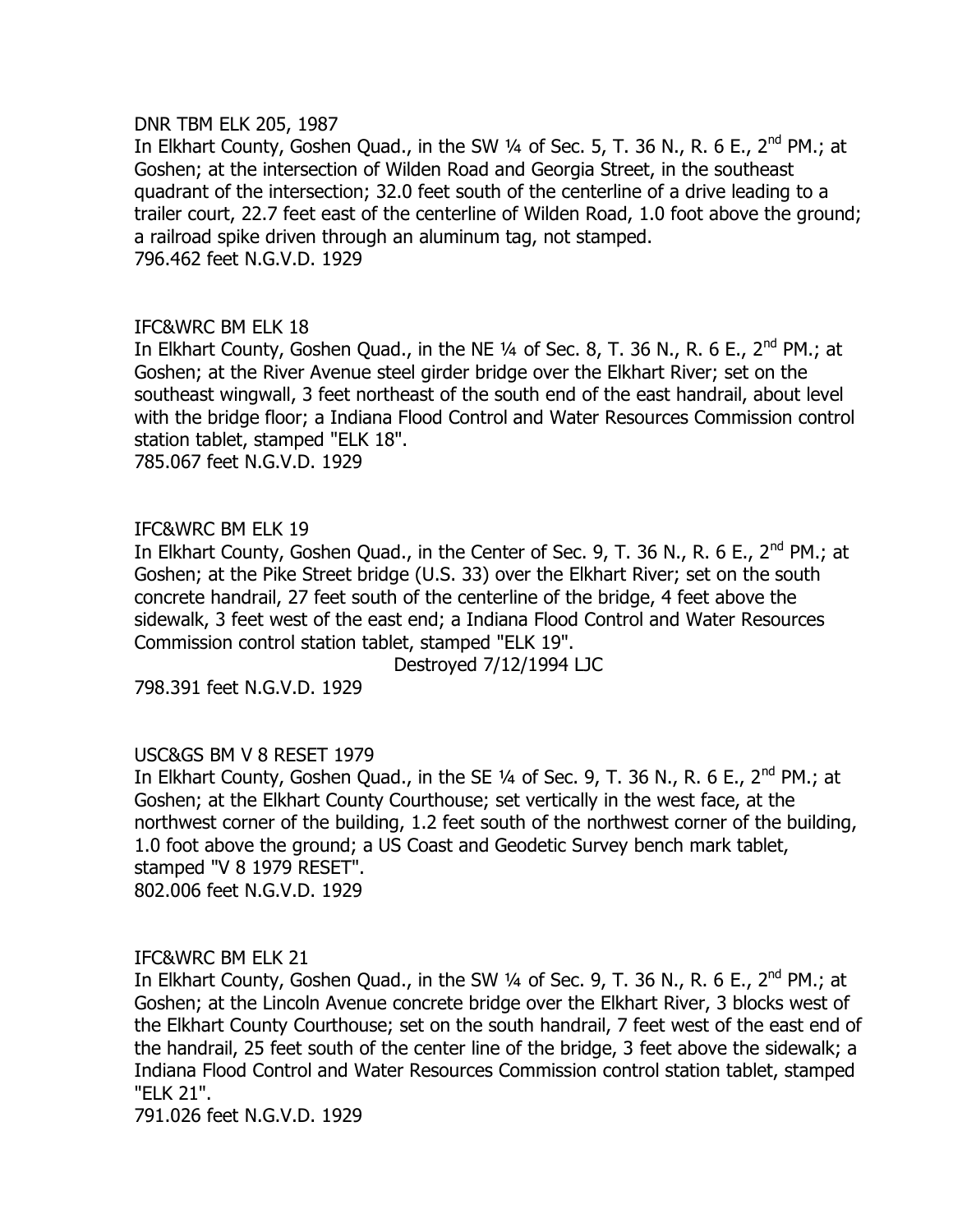DNR TBM ELK 205, 1987

In Elkhart County, Goshen Quad., in the SW ¼ of Sec. 5, T. 36 N., R. 6 E., 2nd PM.; at Goshen; at the intersection of Wilden Road and Georgia Street, in the southeast quadrant of the intersection; 32.0 feet south of the centerline of a drive leading to a trailer court, 22.7 feet east of the centerline of Wilden Road, 1.0 foot above the ground; a railroad spike driven through an aluminum tag, not stamped.

796.462 feet N.G.V.D. 1929

IFC&WRC BM ELK 18

In Elkhart County, Goshen Quad., in the NE ¼ of Sec. 8, T. 36 N., R. 6 E., 2nd PM.; at Goshen; at the River Avenue steel girder bridge over the Elkhart River; set on the southeast wingwall, 3 feet northeast of the south end of the east handrail, about level with the bridge floor; a Indiana Flood Control and Water Resources Commission control station tablet, stamped "ELK 18".

785.067 feet N.G.V.D. 1929

IFC&WRC BM ELK 19

In Elkhart County, Goshen Quad., in the Center of Sec. 9, T. 36 N., R. 6 E., 2nd PM.; at Goshen; at the Pike Street bridge (U.S. 33) over the Elkhart River; set on the south concrete handrail, 27 feet south of the centerline of the bridge, 4 feet above the sidewalk, 3 feet west of the east end; a Indiana Flood Control and Water Resources Commission control station tablet, stamped "ELK 19".

Destroyed 7/12/1994 LJC

798.391 feet N.G.V.D. 1929

USC&GS BM V 8 RESET 1979

In Elkhart County, Goshen Quad., in the SE ¼ of Sec. 9, T. 36 N., R. 6 E., 2nd PM.; at Goshen; at the Elkhart County Courthouse; set vertically in the west face, at the northwest corner of the building, 1.2 feet south of the northwest corner of the building, 1.0 foot above the ground; a US Coast and Geodetic Survey bench mark tablet, stamped "V 8 1979 RESET".

802.006 feet N.G.V.D. 1929

IFC&WRC BM ELK 21

In Elkhart County, Goshen Quad., in the SW ¼ of Sec. 9, T. 36 N., R. 6 E., 2nd PM.; at Goshen; at the Lincoln Avenue concrete bridge over the Elkhart River, 3 blocks west of the Elkhart County Courthouse; set on the south handrail, 7 feet west of the east end of the handrail, 25 feet south of the center line of the bridge, 3 feet above the sidewalk; a Indiana Flood Control and Water Resources Commission control station tablet, stamped "ELK 21".

791.026 feet N.G.V.D. 1929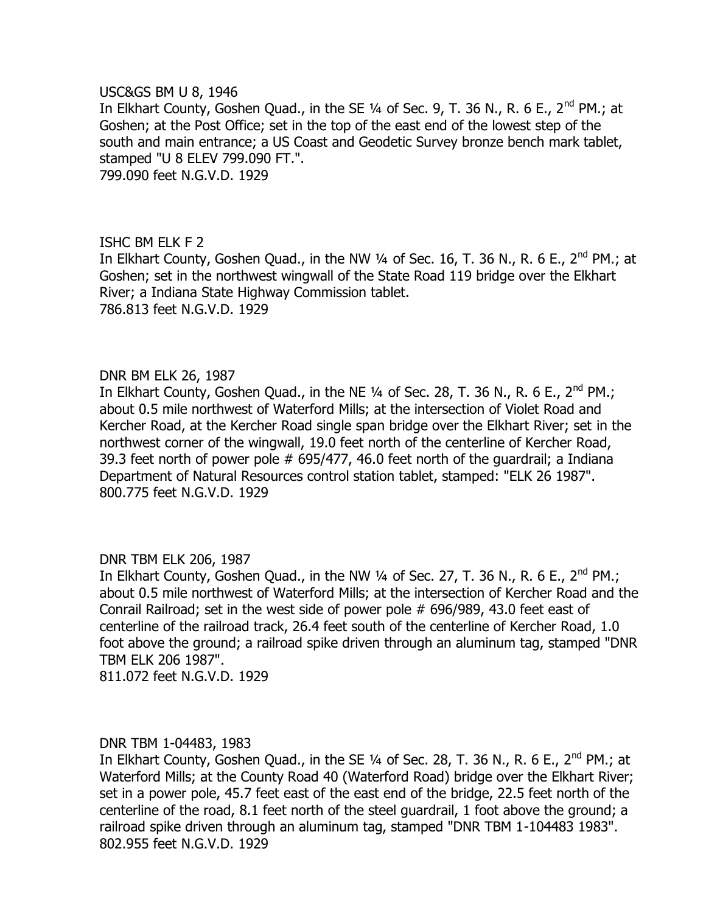USC&GS BM U 8, 1946
In Elkhart County, Goshen Quad., in the SE ¼ of Sec. 9, T. 36 N., R. 6 E., 2nd PM.; at Goshen; at the Post Office; set in the top of the east end of the lowest step of the south and main entrance; a US Coast and Geodetic Survey bronze bench mark tablet, stamped "U 8 ELEV 799.090 FT.".
799.090 feet N.G.V.D. 1929

ISHC BM ELK F 2
In Elkhart County, Goshen Quad., in the NW ¼ of Sec. 16, T. 36 N., R. 6 E., 2nd PM.; at Goshen; set in the northwest wingwall of the State Road 119 bridge over the Elkhart River; a Indiana State Highway Commission tablet.
786.813 feet N.G.V.D. 1929

DNR BM ELK 26, 1987
In Elkhart County, Goshen Quad., in the NE ¼ of Sec. 28, T. 36 N., R. 6 E., 2nd PM.; about 0.5 mile northwest of Waterford Mills; at the intersection of Violet Road and Kercher Road, at the Kercher Road single span bridge over the Elkhart River; set in the northwest corner of the wingwall, 19.0 feet north of the centerline of Kercher Road, 39.3 feet north of power pole # 695/477, 46.0 feet north of the guardrail; a Indiana Department of Natural Resources control station tablet, stamped: "ELK 26 1987".
800.775 feet N.G.V.D. 1929

DNR TBM ELK 206, 1987
In Elkhart County, Goshen Quad., in the NW ¼ of Sec. 27, T. 36 N., R. 6 E., 2nd PM.; about 0.5 mile northwest of Waterford Mills; at the intersection of Kercher Road and the Conrail Railroad; set in the west side of power pole # 696/989, 43.0 feet east of centerline of the railroad track, 26.4 feet south of the centerline of Kercher Road, 1.0 foot above the ground; a railroad spike driven through an aluminum tag, stamped "DNR TBM ELK 206 1987".
811.072 feet N.G.V.D. 1929

DNR TBM 1-04483, 1983
In Elkhart County, Goshen Quad., in the SE ¼ of Sec. 28, T. 36 N., R. 6 E., 2nd PM.; at Waterford Mills; at the County Road 40 (Waterford Road) bridge over the Elkhart River; set in a power pole, 45.7 feet east of the east end of the bridge, 22.5 feet north of the centerline of the road, 8.1 feet north of the steel guardrail, 1 foot above the ground; a railroad spike driven through an aluminum tag, stamped "DNR TBM 1-104483 1983".
802.955 feet N.G.V.D. 1929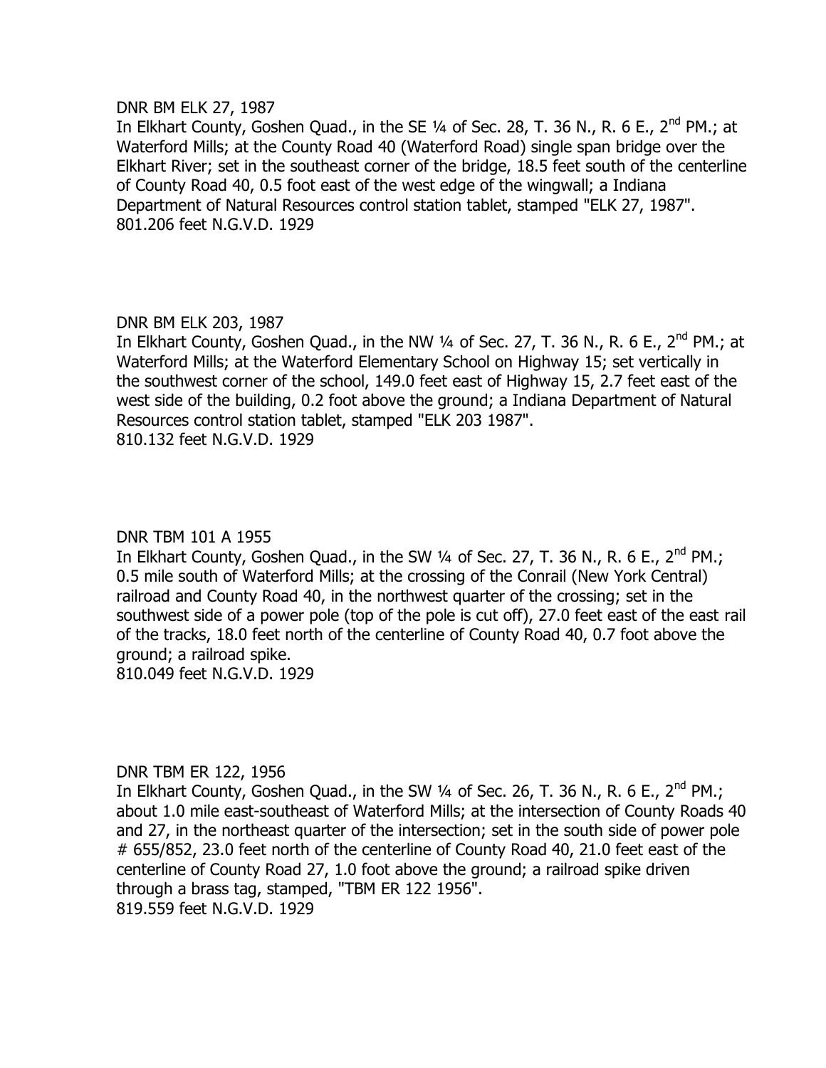DNR BM ELK 27, 1987
In Elkhart County, Goshen Quad., in the SE ¼ of Sec. 28, T. 36 N., R. 6 E., 2nd PM.; at Waterford Mills; at the County Road 40 (Waterford Road) single span bridge over the Elkhart River; set in the southeast corner of the bridge, 18.5 feet south of the centerline of County Road 40, 0.5 foot east of the west edge of the wingwall; a Indiana Department of Natural Resources control station tablet, stamped "ELK 27, 1987".
801.206 feet N.G.V.D. 1929

DNR BM ELK 203, 1987
In Elkhart County, Goshen Quad., in the NW ¼ of Sec. 27, T. 36 N., R. 6 E., 2nd PM.; at Waterford Mills; at the Waterford Elementary School on Highway 15; set vertically in the southwest corner of the school, 149.0 feet east of Highway 15, 2.7 feet east of the west side of the building, 0.2 foot above the ground; a Indiana Department of Natural Resources control station tablet, stamped "ELK 203 1987".
810.132 feet N.G.V.D. 1929

DNR TBM 101 A 1955
In Elkhart County, Goshen Quad., in the SW ¼ of Sec. 27, T. 36 N., R. 6 E., 2nd PM.; 0.5 mile south of Waterford Mills; at the crossing of the Conrail (New York Central) railroad and County Road 40, in the northwest quarter of the crossing; set in the southwest side of a power pole (top of the pole is cut off), 27.0 feet east of the east rail of the tracks, 18.0 feet north of the centerline of County Road 40, 0.7 foot above the ground; a railroad spike.
810.049 feet N.G.V.D. 1929

DNR TBM ER 122, 1956
In Elkhart County, Goshen Quad., in the SW ¼ of Sec. 26, T. 36 N., R. 6 E., 2nd PM.; about 1.0 mile east-southeast of Waterford Mills; at the intersection of County Roads 40 and 27, in the northeast quarter of the intersection; set in the south side of power pole # 655/852, 23.0 feet north of the centerline of County Road 40, 21.0 feet east of the centerline of County Road 27, 1.0 foot above the ground; a railroad spike driven through a brass tag, stamped, "TBM ER 122 1956".
819.559 feet N.G.V.D. 1929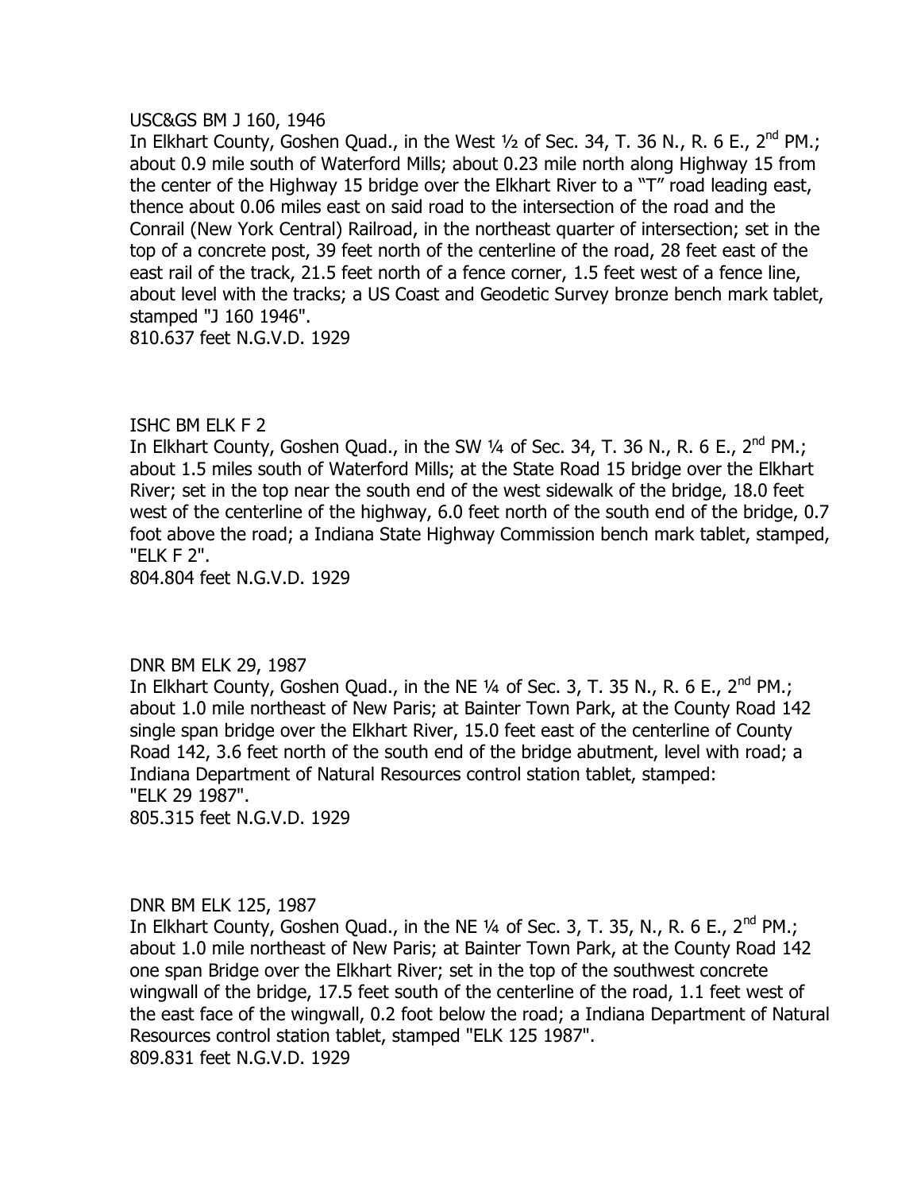USC&GS BM J 160, 1946

In Elkhart County, Goshen Quad., in the West ½ of Sec. 34, T. 36 N., R. 6 E., 2nd PM.; about 0.9 mile south of Waterford Mills; about 0.23 mile north along Highway 15 from the center of the Highway 15 bridge over the Elkhart River to a "T" road leading east, thence about 0.06 miles east on said road to the intersection of the road and the Conrail (New York Central) Railroad, in the northeast quarter of intersection; set in the top of a concrete post, 39 feet north of the centerline of the road, 28 feet east of the east rail of the track, 21.5 feet north of a fence corner, 1.5 feet west of a fence line, about level with the tracks; a US Coast and Geodetic Survey bronze bench mark tablet, stamped "J 160 1946".

810.637 feet N.G.V.D. 1929

ISHC BM ELK F 2

In Elkhart County, Goshen Quad., in the SW ¼ of Sec. 34, T. 36 N., R. 6 E., 2nd PM.; about 1.5 miles south of Waterford Mills; at the State Road 15 bridge over the Elkhart River; set in the top near the south end of the west sidewalk of the bridge, 18.0 feet west of the centerline of the highway, 6.0 feet north of the south end of the bridge, 0.7 foot above the road; a Indiana State Highway Commission bench mark tablet, stamped, "ELK F 2".

804.804 feet N.G.V.D. 1929

DNR BM ELK 29, 1987

In Elkhart County, Goshen Quad., in the NE ¼ of Sec. 3, T. 35 N., R. 6 E., 2nd PM.; about 1.0 mile northeast of New Paris; at Bainter Town Park, at the County Road 142 single span bridge over the Elkhart River, 15.0 feet east of the centerline of County Road 142, 3.6 feet north of the south end of the bridge abutment, level with road; a Indiana Department of Natural Resources control station tablet, stamped: "ELK 29 1987".

805.315 feet N.G.V.D. 1929

DNR BM ELK 125, 1987

In Elkhart County, Goshen Quad., in the NE ¼ of Sec. 3, T. 35, N., R. 6 E., 2nd PM.; about 1.0 mile northeast of New Paris; at Bainter Town Park, at the County Road 142 one span Bridge over the Elkhart River; set in the top of the southwest concrete wingwall of the bridge, 17.5 feet south of the centerline of the road, 1.1 feet west of the east face of the wingwall, 0.2 foot below the road; a Indiana Department of Natural Resources control station tablet, stamped "ELK 125 1987".

809.831 feet N.G.V.D. 1929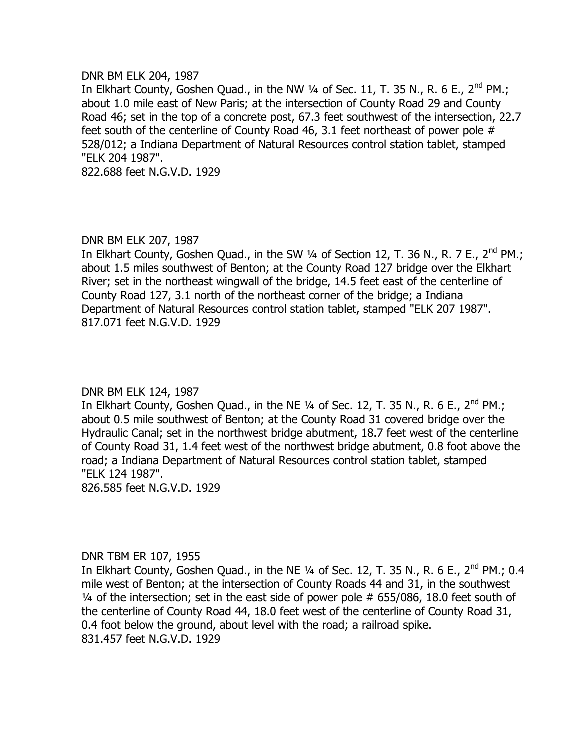DNR BM ELK 204, 1987
In Elkhart County, Goshen Quad., in the NW ¼ of Sec. 11, T. 35 N., R. 6 E., 2nd PM.; about 1.0 mile east of New Paris; at the intersection of County Road 29 and County Road 46; set in the top of a concrete post, 67.3 feet southwest of the intersection, 22.7 feet south of the centerline of County Road 46, 3.1 feet northeast of power pole # 528/012; a Indiana Department of Natural Resources control station tablet, stamped "ELK 204 1987".
822.688 feet N.G.V.D. 1929

DNR BM ELK 207, 1987
In Elkhart County, Goshen Quad., in the SW ¼ of Section 12, T. 36 N., R. 7 E., 2nd PM.; about 1.5 miles southwest of Benton; at the County Road 127 bridge over the Elkhart River; set in the northeast wingwall of the bridge, 14.5 feet east of the centerline of County Road 127, 3.1 north of the northeast corner of the bridge; a Indiana Department of Natural Resources control station tablet, stamped "ELK 207 1987".
817.071 feet N.G.V.D. 1929

DNR BM ELK 124, 1987
In Elkhart County, Goshen Quad., in the NE ¼ of Sec. 12, T. 35 N., R. 6 E., 2nd PM.; about 0.5 mile southwest of Benton; at the County Road 31 covered bridge over the Hydraulic Canal; set in the northwest bridge abutment, 18.7 feet west of the centerline of County Road 31, 1.4 feet west of the northwest bridge abutment, 0.8 foot above the road; a Indiana Department of Natural Resources control station tablet, stamped "ELK 124 1987".
826.585 feet N.G.V.D. 1929

DNR TBM ER 107, 1955
In Elkhart County, Goshen Quad., in the NE ¼ of Sec. 12, T. 35 N., R. 6 E., 2nd PM.; 0.4 mile west of Benton; at the intersection of County Roads 44 and 31, in the southwest ¼ of the intersection; set in the east side of power pole # 655/086, 18.0 feet south of the centerline of County Road 44, 18.0 feet west of the centerline of County Road 31, 0.4 foot below the ground, about level with the road; a railroad spike.
831.457 feet N.G.V.D. 1929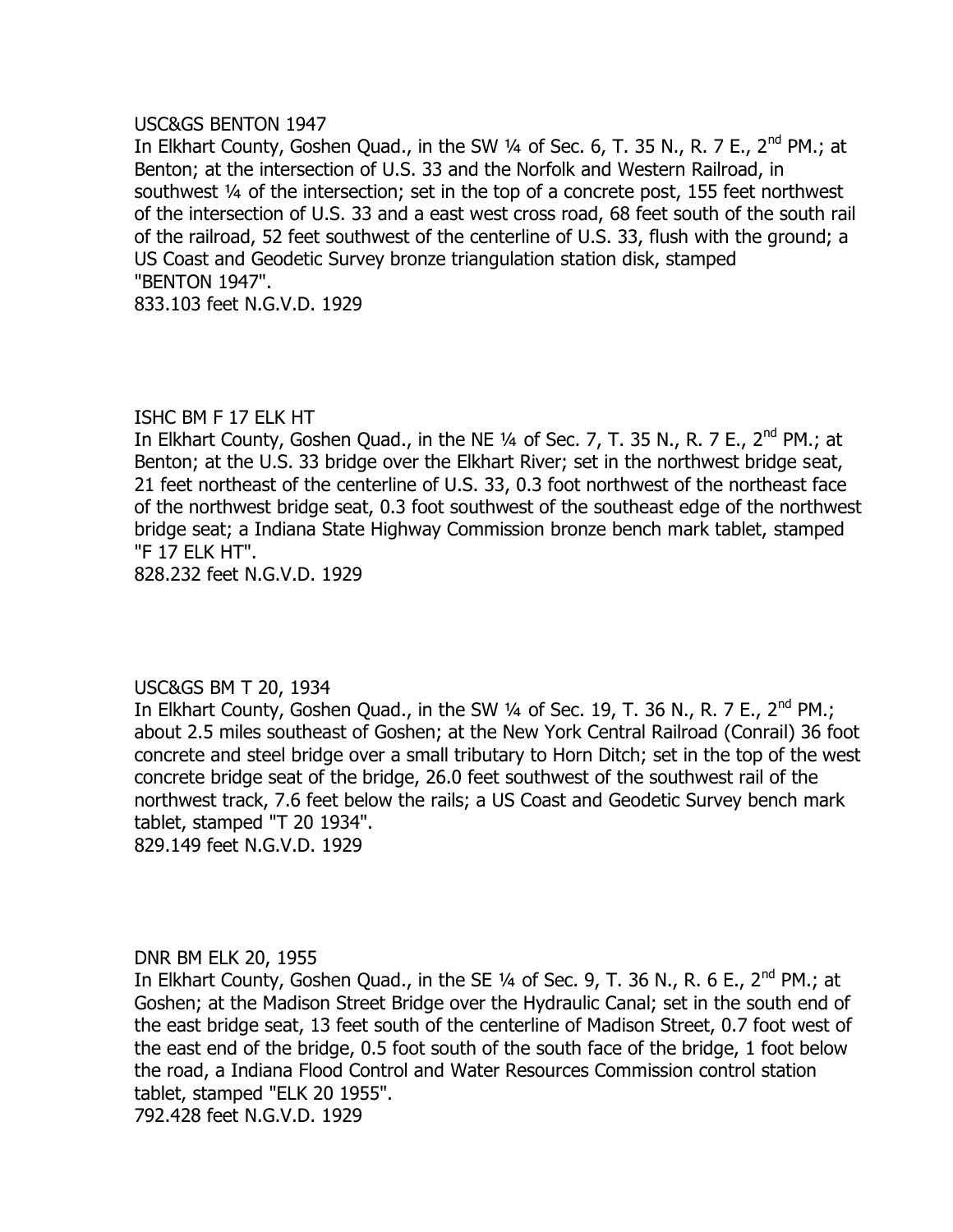USC&GS BENTON 1947

In Elkhart County, Goshen Quad., in the SW ¼ of Sec. 6, T. 35 N., R. 7 E., 2nd PM.; at Benton; at the intersection of U.S. 33 and the Norfolk and Western Railroad, in southwest ¼ of the intersection; set in the top of a concrete post, 155 feet northwest of the intersection of U.S. 33 and a east west cross road, 68 feet south of the south rail of the railroad, 52 feet southwest of the centerline of U.S. 33, flush with the ground; a US Coast and Geodetic Survey bronze triangulation station disk, stamped "BENTON 1947".

833.103 feet N.G.V.D. 1929

ISHC BM F 17 ELK HT

In Elkhart County, Goshen Quad., in the NE ¼ of Sec. 7, T. 35 N., R. 7 E., 2nd PM.; at Benton; at the U.S. 33 bridge over the Elkhart River; set in the northwest bridge seat, 21 feet northeast of the centerline of U.S. 33, 0.3 foot northwest of the northeast face of the northwest bridge seat, 0.3 foot southwest of the southeast edge of the northwest bridge seat; a Indiana State Highway Commission bronze bench mark tablet, stamped "F 17 ELK HT".

828.232 feet N.G.V.D. 1929

USC&GS BM T 20, 1934

In Elkhart County, Goshen Quad., in the SW ¼ of Sec. 19, T. 36 N., R. 7 E., 2nd PM.; about 2.5 miles southeast of Goshen; at the New York Central Railroad (Conrail) 36 foot concrete and steel bridge over a small tributary to Horn Ditch; set in the top of the west concrete bridge seat of the bridge, 26.0 feet southwest of the southwest rail of the northwest track, 7.6 feet below the rails; a US Coast and Geodetic Survey bench mark tablet, stamped "T 20 1934".

829.149 feet N.G.V.D. 1929

DNR BM ELK 20, 1955

In Elkhart County, Goshen Quad., in the SE ¼ of Sec. 9, T. 36 N., R. 6 E., 2nd PM.; at Goshen; at the Madison Street Bridge over the Hydraulic Canal; set in the south end of the east bridge seat, 13 feet south of the centerline of Madison Street, 0.7 foot west of the east end of the bridge, 0.5 foot south of the south face of the bridge, 1 foot below the road, a Indiana Flood Control and Water Resources Commission control station tablet, stamped "ELK 20 1955".

792.428 feet N.G.V.D. 1929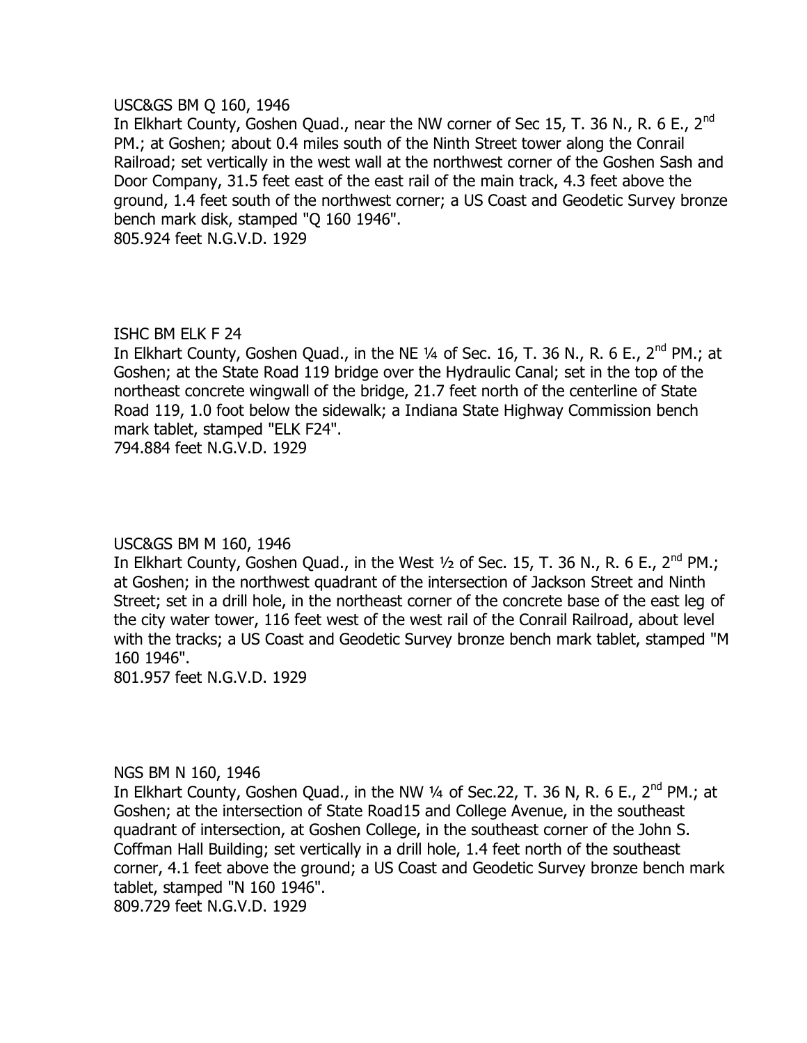USC&GS BM Q 160, 1946

In Elkhart County, Goshen Quad., near the NW corner of Sec 15, T. 36 N., R. 6 E., 2nd PM.; at Goshen; about 0.4 miles south of the Ninth Street tower along the Conrail Railroad; set vertically in the west wall at the northwest corner of the Goshen Sash and Door Company, 31.5 feet east of the east rail of the main track, 4.3 feet above the ground, 1.4 feet south of the northwest corner; a US Coast and Geodetic Survey bronze bench mark disk, stamped "Q 160 1946".

805.924 feet N.G.V.D. 1929

ISHC BM ELK F 24

In Elkhart County, Goshen Quad., in the NE ¼ of Sec. 16, T. 36 N., R. 6 E., 2nd PM.; at Goshen; at the State Road 119 bridge over the Hydraulic Canal; set in the top of the northeast concrete wingwall of the bridge, 21.7 feet north of the centerline of State Road 119, 1.0 foot below the sidewalk; a Indiana State Highway Commission bench mark tablet, stamped "ELK F24".

794.884 feet N.G.V.D. 1929

USC&GS BM M 160, 1946

In Elkhart County, Goshen Quad., in the West ½ of Sec. 15, T. 36 N., R. 6 E., 2nd PM.; at Goshen; in the northwest quadrant of the intersection of Jackson Street and Ninth Street; set in a drill hole, in the northeast corner of the concrete base of the east leg of the city water tower, 116 feet west of the west rail of the Conrail Railroad, about level with the tracks; a US Coast and Geodetic Survey bronze bench mark tablet, stamped "M 160 1946".

801.957 feet N.G.V.D. 1929

NGS BM N 160, 1946

In Elkhart County, Goshen Quad., in the NW ¼ of Sec.22, T. 36 N, R. 6 E., 2nd PM.; at Goshen; at the intersection of State Road15 and College Avenue, in the southeast quadrant of intersection, at Goshen College, in the southeast corner of the John S. Coffman Hall Building; set vertically in a drill hole, 1.4 feet north of the southeast corner, 4.1 feet above the ground; a US Coast and Geodetic Survey bronze bench mark tablet, stamped "N 160 1946".

809.729 feet N.G.V.D. 1929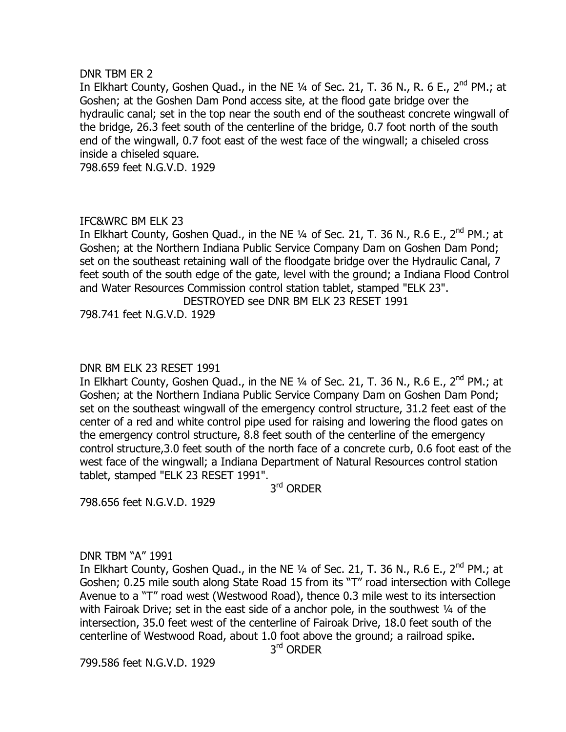DNR TBM ER 2

In Elkhart County, Goshen Quad., in the NE ¼ of Sec. 21, T. 36 N., R. 6 E., 2nd PM.; at Goshen; at the Goshen Dam Pond access site, at the flood gate bridge over the hydraulic canal; set in the top near the south end of the southeast concrete wingwall of the bridge, 26.3 feet south of the centerline of the bridge, 0.7 foot north of the south end of the wingwall, 0.7 foot east of the west face of the wingwall; a chiseled cross inside a chiseled square.

798.659 feet N.G.V.D. 1929

IFC&WRC BM ELK 23

In Elkhart County, Goshen Quad., in the NE ¼ of Sec. 21, T. 36 N., R.6 E., 2nd PM.; at Goshen; at the Northern Indiana Public Service Company Dam on Goshen Dam Pond; set on the southeast retaining wall of the floodgate bridge over the Hydraulic Canal, 7 feet south of the south edge of the gate, level with the ground; a Indiana Flood Control and Water Resources Commission control station tablet, stamped "ELK 23".

DESTROYED see DNR BM ELK 23 RESET 1991

798.741 feet N.G.V.D. 1929

DNR BM ELK 23 RESET 1991

In Elkhart County, Goshen Quad., in the NE ¼ of Sec. 21, T. 36 N., R.6 E., 2nd PM.; at Goshen; at the Northern Indiana Public Service Company Dam on Goshen Dam Pond; set on the southeast wingwall of the emergency control structure, 31.2 feet east of the center of a red and white control pipe used for raising and lowering the flood gates on the emergency control structure, 8.8 feet south of the centerline of the emergency control structure,3.0 feet south of the north face of a concrete curb, 0.6 foot east of the west face of the wingwall; a Indiana Department of Natural Resources control station tablet, stamped "ELK 23 RESET 1991".

3rd ORDER

798.656 feet N.G.V.D. 1929

DNR TBM "A" 1991

In Elkhart County, Goshen Quad., in the NE ¼ of Sec. 21, T. 36 N., R.6 E., 2nd PM.; at Goshen; 0.25 mile south along State Road 15 from its "T" road intersection with College Avenue to a "T" road west (Westwood Road), thence 0.3 mile west to its intersection with Fairoak Drive; set in the east side of a anchor pole, in the southwest ¼ of the intersection, 35.0 feet west of the centerline of Fairoak Drive, 18.0 feet south of the centerline of Westwood Road, about 1.0 foot above the ground; a railroad spike.

3rd ORDER

799.586 feet N.G.V.D. 1929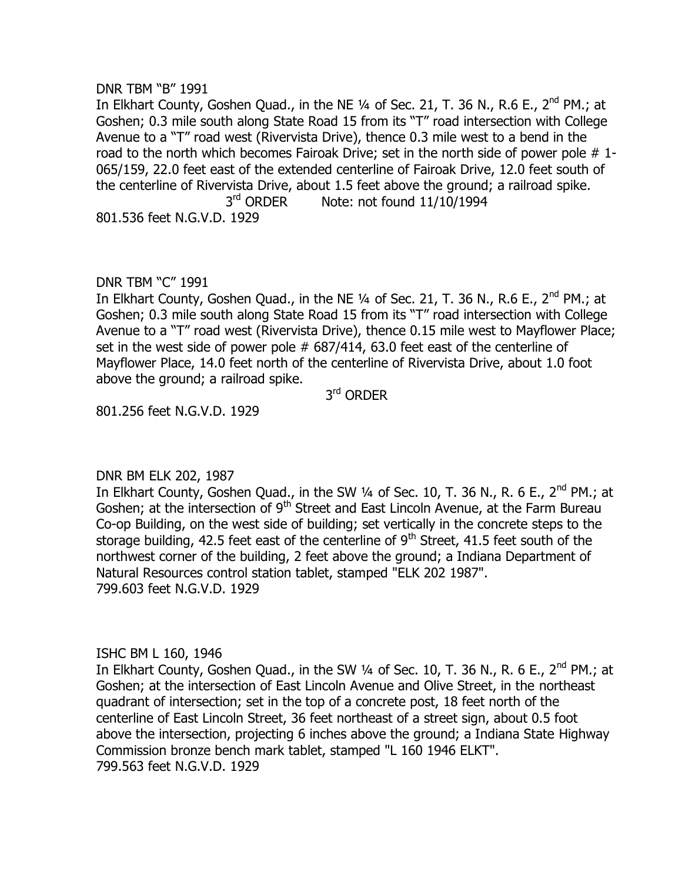DNR TBM "B" 1991

In Elkhart County, Goshen Quad., in the NE ¼ of Sec. 21, T. 36 N., R.6 E., 2nd PM.; at Goshen; 0.3 mile south along State Road 15 from its "T" road intersection with College Avenue to a "T" road west (Rivervista Drive), thence 0.3 mile west to a bend in the road to the north which becomes Fairoak Drive; set in the north side of power pole # 1-065/159, 22.0 feet east of the extended centerline of Fairoak Drive, 12.0 feet south of the centerline of Rivervista Drive, about 1.5 feet above the ground; a railroad spike.

3rd ORDER Note: not found 11/10/1994

801.536 feet N.G.V.D. 1929

DNR TBM "C" 1991

In Elkhart County, Goshen Quad., in the NE ¼ of Sec. 21, T. 36 N., R.6 E., 2nd PM.; at Goshen; 0.3 mile south along State Road 15 from its "T" road intersection with College Avenue to a "T" road west (Rivervista Drive), thence 0.15 mile west to Mayflower Place; set in the west side of power pole # 687/414, 63.0 feet east of the centerline of Mayflower Place, 14.0 feet north of the centerline of Rivervista Drive, about 1.0 foot above the ground; a railroad spike.

3rd ORDER

801.256 feet N.G.V.D. 1929

DNR BM ELK 202, 1987

In Elkhart County, Goshen Quad., in the SW ¼ of Sec. 10, T. 36 N., R. 6 E., 2nd PM.; at Goshen; at the intersection of 9th Street and East Lincoln Avenue, at the Farm Bureau Co-op Building, on the west side of building; set vertically in the concrete steps to the storage building, 42.5 feet east of the centerline of 9th Street, 41.5 feet south of the northwest corner of the building, 2 feet above the ground; a Indiana Department of Natural Resources control station tablet, stamped "ELK 202 1987".

799.603 feet N.G.V.D. 1929

ISHC BM L 160, 1946

In Elkhart County, Goshen Quad., in the SW ¼ of Sec. 10, T. 36 N., R. 6 E., 2nd PM.; at Goshen; at the intersection of East Lincoln Avenue and Olive Street, in the northeast quadrant of intersection; set in the top of a concrete post, 18 feet north of the centerline of East Lincoln Street, 36 feet northeast of a street sign, about 0.5 foot above the intersection, projecting 6 inches above the ground; a Indiana State Highway Commission bronze bench mark tablet, stamped "L 160 1946 ELKT".

799.563 feet N.G.V.D. 1929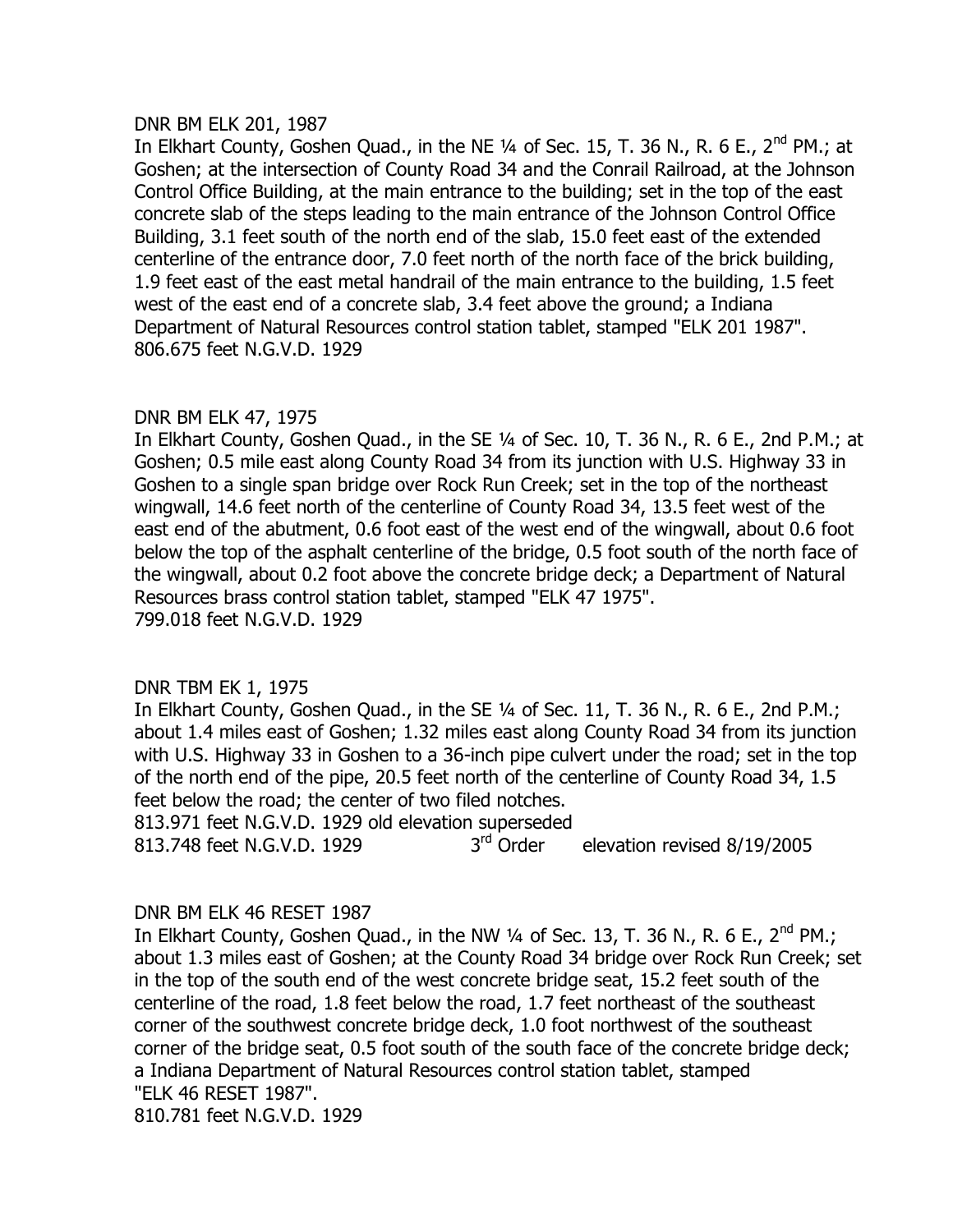DNR BM ELK 201, 1987

In Elkhart County, Goshen Quad., in the NE ¼ of Sec. 15, T. 36 N., R. 6 E., 2nd PM.; at Goshen; at the intersection of County Road 34 and the Conrail Railroad, at the Johnson Control Office Building, at the main entrance to the building; set in the top of the east concrete slab of the steps leading to the main entrance of the Johnson Control Office Building, 3.1 feet south of the north end of the slab, 15.0 feet east of the extended centerline of the entrance door, 7.0 feet north of the north face of the brick building, 1.9 feet east of the east metal handrail of the main entrance to the building, 1.5 feet west of the east end of a concrete slab, 3.4 feet above the ground; a Indiana Department of Natural Resources control station tablet, stamped "ELK 201 1987".
806.675 feet N.G.V.D. 1929

DNR BM ELK 47, 1975

In Elkhart County, Goshen Quad., in the SE ¼ of Sec. 10, T. 36 N., R. 6 E., 2nd P.M.; at Goshen; 0.5 mile east along County Road 34 from its junction with U.S. Highway 33 in Goshen to a single span bridge over Rock Run Creek; set in the top of the northeast wingwall, 14.6 feet north of the centerline of County Road 34, 13.5 feet west of the east end of the abutment, 0.6 foot east of the west end of the wingwall, about 0.6 foot below the top of the asphalt centerline of the bridge, 0.5 foot south of the north face of the wingwall, about 0.2 foot above the concrete bridge deck; a Department of Natural Resources brass control station tablet, stamped "ELK 47 1975".
799.018 feet N.G.V.D. 1929

DNR TBM EK 1, 1975

In Elkhart County, Goshen Quad., in the SE ¼ of Sec. 11, T. 36 N., R. 6 E., 2nd P.M.; about 1.4 miles east of Goshen; 1.32 miles east along County Road 34 from its junction with U.S. Highway 33 in Goshen to a 36-inch pipe culvert under the road; set in the top of the north end of the pipe, 20.5 feet north of the centerline of County Road 34, 1.5 feet below the road; the center of two filed notches.
813.971 feet N.G.V.D. 1929 old elevation superseded
813.748 feet N.G.V.D. 1929 3rd Order elevation revised 8/19/2005

DNR BM ELK 46 RESET 1987

In Elkhart County, Goshen Quad., in the NW ¼ of Sec. 13, T. 36 N., R. 6 E., 2nd PM.; about 1.3 miles east of Goshen; at the County Road 34 bridge over Rock Run Creek; set in the top of the south end of the west concrete bridge seat, 15.2 feet south of the centerline of the road, 1.8 feet below the road, 1.7 feet northeast of the southeast corner of the southwest concrete bridge deck, 1.0 foot northwest of the southeast corner of the bridge seat, 0.5 foot south of the south face of the concrete bridge deck; a Indiana Department of Natural Resources control station tablet, stamped "ELK 46 RESET 1987".
810.781 feet N.G.V.D. 1929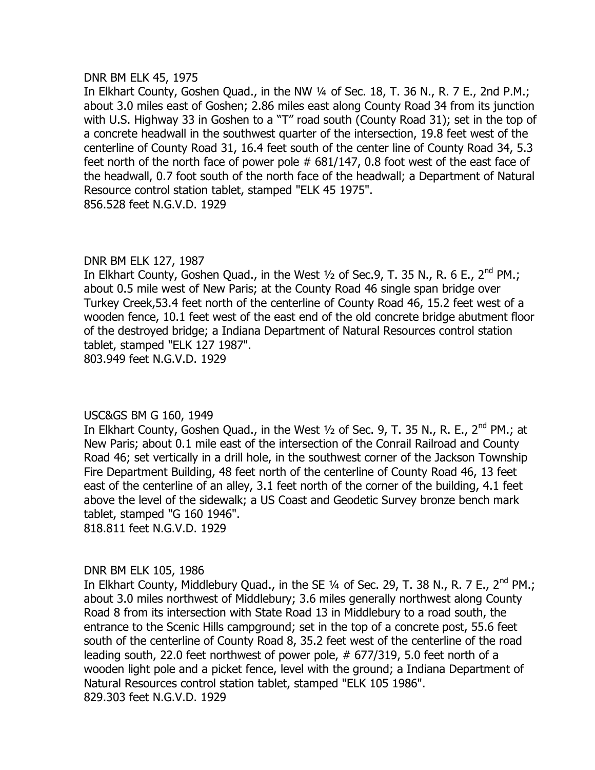DNR BM ELK 45, 1975
In Elkhart County, Goshen Quad., in the NW ¼ of Sec. 18, T. 36 N., R. 7 E., 2nd P.M.; about 3.0 miles east of Goshen; 2.86 miles east along County Road 34 from its junction with U.S. Highway 33 in Goshen to a "T" road south (County Road 31); set in the top of a concrete headwall in the southwest quarter of the intersection, 19.8 feet west of the centerline of County Road 31, 16.4 feet south of the center line of County Road 34, 5.3 feet north of the north face of power pole # 681/147, 0.8 foot west of the east face of the headwall, 0.7 foot south of the north face of the headwall; a Department of Natural Resource control station tablet, stamped "ELK 45 1975".
856.528 feet N.G.V.D. 1929

DNR BM ELK 127, 1987
In Elkhart County, Goshen Quad., in the West ½ of Sec.9, T. 35 N., R. 6 E., 2nd PM.; about 0.5 mile west of New Paris; at the County Road 46 single span bridge over Turkey Creek,53.4 feet north of the centerline of County Road 46, 15.2 feet west of a wooden fence, 10.1 feet west of the east end of the old concrete bridge abutment floor of the destroyed bridge; a Indiana Department of Natural Resources control station tablet, stamped "ELK 127 1987".
803.949 feet N.G.V.D. 1929

USC&GS BM G 160, 1949
In Elkhart County, Goshen Quad., in the West ½ of Sec. 9, T. 35 N., R. E., 2nd PM.; at New Paris; about 0.1 mile east of the intersection of the Conrail Railroad and County Road 46; set vertically in a drill hole, in the southwest corner of the Jackson Township Fire Department Building, 48 feet north of the centerline of County Road 46, 13 feet east of the centerline of an alley, 3.1 feet north of the corner of the building, 4.1 feet above the level of the sidewalk; a US Coast and Geodetic Survey bronze bench mark tablet, stamped "G 160 1946".
818.811 feet N.G.V.D. 1929

DNR BM ELK 105, 1986
In Elkhart County, Middlebury Quad., in the SE ¼ of Sec. 29, T. 38 N., R. 7 E., 2nd PM.; about 3.0 miles northwest of Middlebury; 3.6 miles generally northwest along County Road 8 from its intersection with State Road 13 in Middlebury to a road south, the entrance to the Scenic Hills campground; set in the top of a concrete post, 55.6 feet south of the centerline of County Road 8, 35.2 feet west of the centerline of the road leading south, 22.0 feet northwest of power pole, # 677/319, 5.0 feet north of a wooden light pole and a picket fence, level with the ground; a Indiana Department of Natural Resources control station tablet, stamped "ELK 105 1986".
829.303 feet N.G.V.D. 1929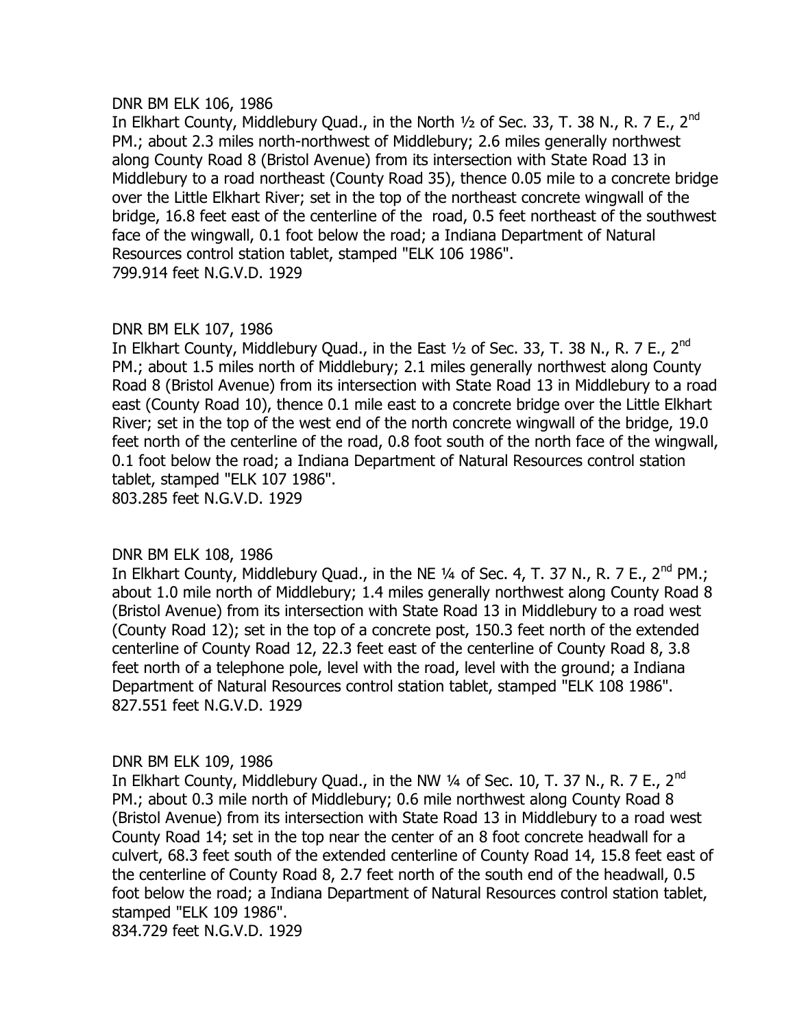DNR BM ELK 106, 1986

In Elkhart County, Middlebury Quad., in the North ½ of Sec. 33, T. 38 N., R. 7 E., 2nd PM.; about 2.3 miles north-northwest of Middlebury; 2.6 miles generally northwest along County Road 8 (Bristol Avenue) from its intersection with State Road 13 in Middlebury to a road northeast (County Road 35), thence 0.05 mile to a concrete bridge over the Little Elkhart River; set in the top of the northeast concrete wingwall of the bridge, 16.8 feet east of the centerline of the road, 0.5 feet northeast of the southwest face of the wingwall, 0.1 foot below the road; a Indiana Department of Natural Resources control station tablet, stamped "ELK 106 1986".

799.914 feet N.G.V.D. 1929

DNR BM ELK 107, 1986

In Elkhart County, Middlebury Quad., in the East ½ of Sec. 33, T. 38 N., R. 7 E., 2nd PM.; about 1.5 miles north of Middlebury; 2.1 miles generally northwest along County Road 8 (Bristol Avenue) from its intersection with State Road 13 in Middlebury to a road east (County Road 10), thence 0.1 mile east to a concrete bridge over the Little Elkhart River; set in the top of the west end of the north concrete wingwall of the bridge, 19.0 feet north of the centerline of the road, 0.8 foot south of the north face of the wingwall, 0.1 foot below the road; a Indiana Department of Natural Resources control station tablet, stamped "ELK 107 1986".

803.285 feet N.G.V.D. 1929

DNR BM ELK 108, 1986

In Elkhart County, Middlebury Quad., in the NE ¼ of Sec. 4, T. 37 N., R. 7 E., 2nd PM.; about 1.0 mile north of Middlebury; 1.4 miles generally northwest along County Road 8 (Bristol Avenue) from its intersection with State Road 13 in Middlebury to a road west (County Road 12); set in the top of a concrete post, 150.3 feet north of the extended centerline of County Road 12, 22.3 feet east of the centerline of County Road 8, 3.8 feet north of a telephone pole, level with the road, level with the ground; a Indiana Department of Natural Resources control station tablet, stamped "ELK 108 1986".

827.551 feet N.G.V.D. 1929

DNR BM ELK 109, 1986

In Elkhart County, Middlebury Quad., in the NW ¼ of Sec. 10, T. 37 N., R. 7 E., 2nd PM.; about 0.3 mile north of Middlebury; 0.6 mile northwest along County Road 8 (Bristol Avenue) from its intersection with State Road 13 in Middlebury to a road west County Road 14; set in the top near the center of an 8 foot concrete headwall for a culvert, 68.3 feet south of the extended centerline of County Road 14, 15.8 feet east of the centerline of County Road 8, 2.7 feet north of the south end of the headwall, 0.5 foot below the road; a Indiana Department of Natural Resources control station tablet, stamped "ELK 109 1986".

834.729 feet N.G.V.D. 1929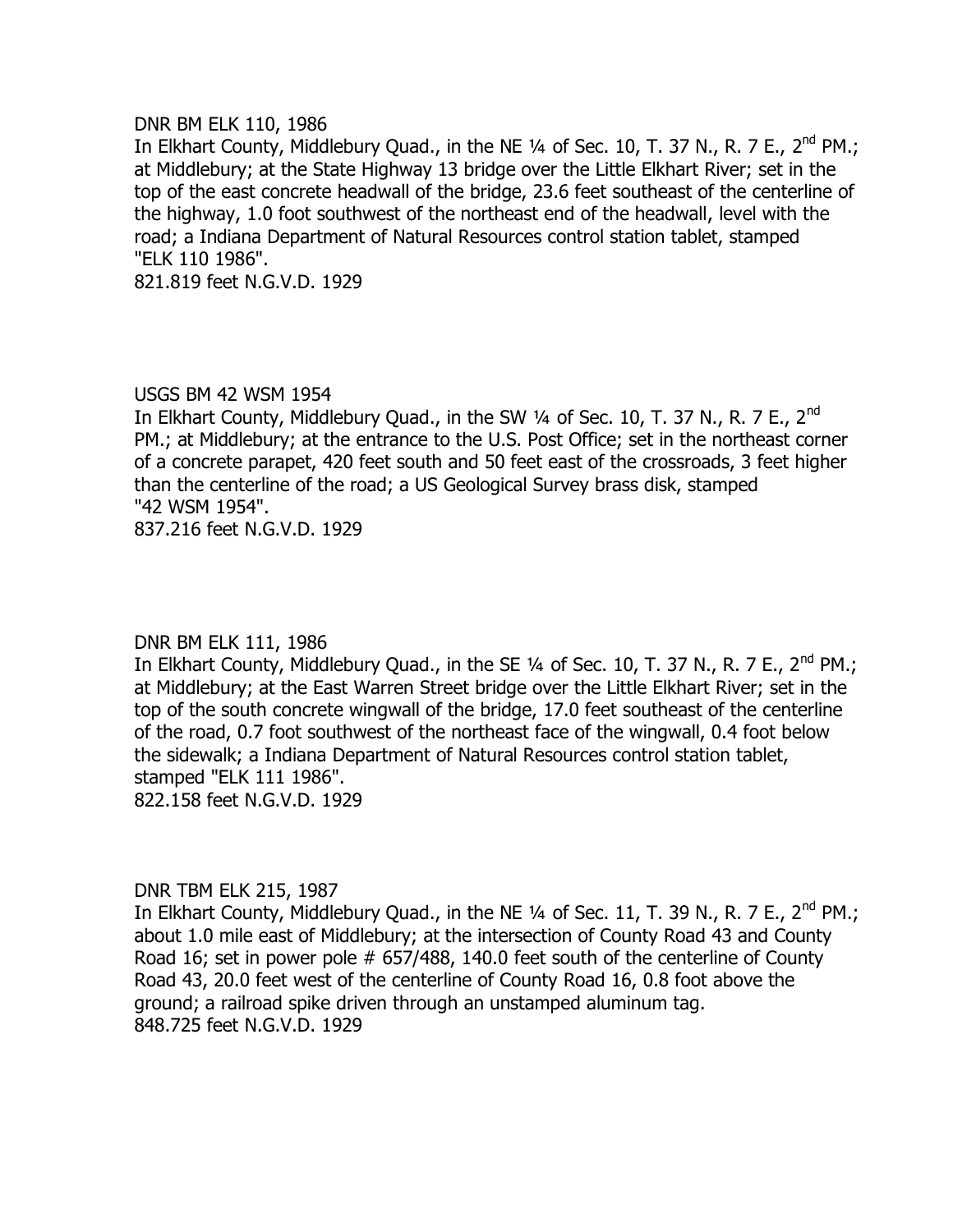DNR BM ELK 110, 1986

In Elkhart County, Middlebury Quad., in the NE ¼ of Sec. 10, T. 37 N., R. 7 E., 2nd PM.; at Middlebury; at the State Highway 13 bridge over the Little Elkhart River; set in the top of the east concrete headwall of the bridge, 23.6 feet southeast of the centerline of the highway, 1.0 foot southwest of the northeast end of the headwall, level with the road; a Indiana Department of Natural Resources control station tablet, stamped "ELK 110 1986".

821.819 feet N.G.V.D. 1929

USGS BM 42 WSM 1954

In Elkhart County, Middlebury Quad., in the SW ¼ of Sec. 10, T. 37 N., R. 7 E., 2nd PM.; at Middlebury; at the entrance to the U.S. Post Office; set in the northeast corner of a concrete parapet, 420 feet south and 50 feet east of the crossroads, 3 feet higher than the centerline of the road; a US Geological Survey brass disk, stamped "42 WSM 1954".

837.216 feet N.G.V.D. 1929

DNR BM ELK 111, 1986

In Elkhart County, Middlebury Quad., in the SE ¼ of Sec. 10, T. 37 N., R. 7 E., 2nd PM.; at Middlebury; at the East Warren Street bridge over the Little Elkhart River; set in the top of the south concrete wingwall of the bridge, 17.0 feet southeast of the centerline of the road, 0.7 foot southwest of the northeast face of the wingwall, 0.4 foot below the sidewalk; a Indiana Department of Natural Resources control station tablet, stamped "ELK 111 1986".

822.158 feet N.G.V.D. 1929

DNR TBM ELK 215, 1987

In Elkhart County, Middlebury Quad., in the NE ¼ of Sec. 11, T. 39 N., R. 7 E., 2nd PM.; about 1.0 mile east of Middlebury; at the intersection of County Road 43 and County Road 16; set in power pole # 657/488, 140.0 feet south of the centerline of County Road 43, 20.0 feet west of the centerline of County Road 16, 0.8 foot above the ground; a railroad spike driven through an unstamped aluminum tag.

848.725 feet N.G.V.D. 1929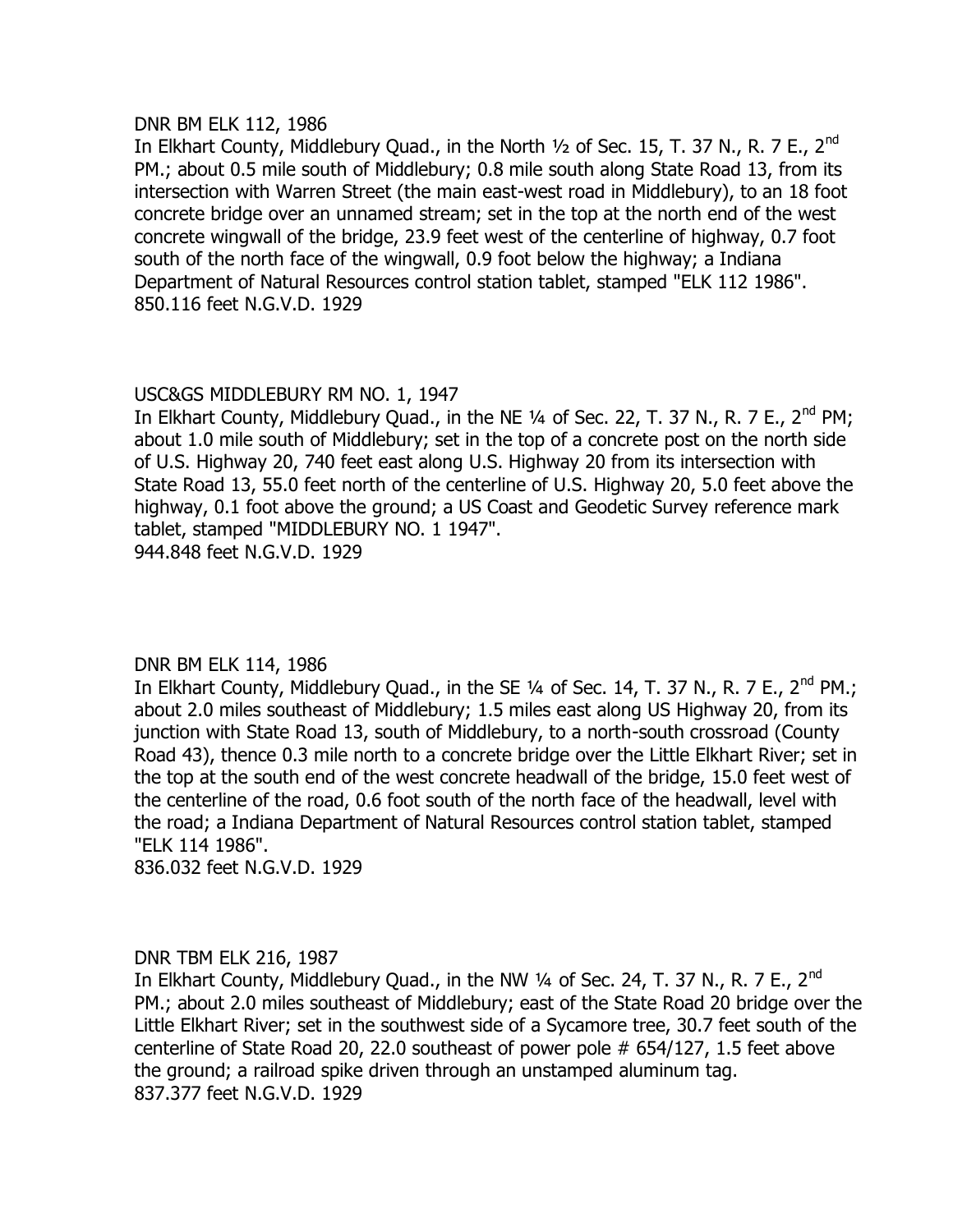DNR BM ELK 112, 1986

In Elkhart County, Middlebury Quad., in the North ½ of Sec. 15, T. 37 N., R. 7 E., 2nd PM.; about 0.5 mile south of Middlebury; 0.8 mile south along State Road 13, from its intersection with Warren Street (the main east-west road in Middlebury), to an 18 foot concrete bridge over an unnamed stream; set in the top at the north end of the west concrete wingwall of the bridge, 23.9 feet west of the centerline of highway, 0.7 foot south of the north face of the wingwall, 0.9 foot below the highway; a Indiana Department of Natural Resources control station tablet, stamped "ELK 112 1986".
850.116 feet N.G.V.D. 1929

USC&GS MIDDLEBURY RM NO. 1, 1947

In Elkhart County, Middlebury Quad., in the NE ¼ of Sec. 22, T. 37 N., R. 7 E., 2nd PM; about 1.0 mile south of Middlebury; set in the top of a concrete post on the north side of U.S. Highway 20, 740 feet east along U.S. Highway 20 from its intersection with State Road 13, 55.0 feet north of the centerline of U.S. Highway 20, 5.0 feet above the highway, 0.1 foot above the ground; a US Coast and Geodetic Survey reference mark tablet, stamped "MIDDLEBURY NO. 1 1947".
944.848 feet N.G.V.D. 1929

DNR BM ELK 114, 1986

In Elkhart County, Middlebury Quad., in the SE ¼ of Sec. 14, T. 37 N., R. 7 E., 2nd PM.; about 2.0 miles southeast of Middlebury; 1.5 miles east along US Highway 20, from its junction with State Road 13, south of Middlebury, to a north-south crossroad (County Road 43), thence 0.3 mile north to a concrete bridge over the Little Elkhart River; set in the top at the south end of the west concrete headwall of the bridge, 15.0 feet west of the centerline of the road, 0.6 foot south of the north face of the headwall, level with the road; a Indiana Department of Natural Resources control station tablet, stamped "ELK 114 1986".
836.032 feet N.G.V.D. 1929

DNR TBM ELK 216, 1987

In Elkhart County, Middlebury Quad., in the NW ¼ of Sec. 24, T. 37 N., R. 7 E., 2nd PM.; about 2.0 miles southeast of Middlebury; east of the State Road 20 bridge over the Little Elkhart River; set in the southwest side of a Sycamore tree, 30.7 feet south of the centerline of State Road 20, 22.0 southeast of power pole # 654/127, 1.5 feet above the ground; a railroad spike driven through an unstamped aluminum tag.
837.377 feet N.G.V.D. 1929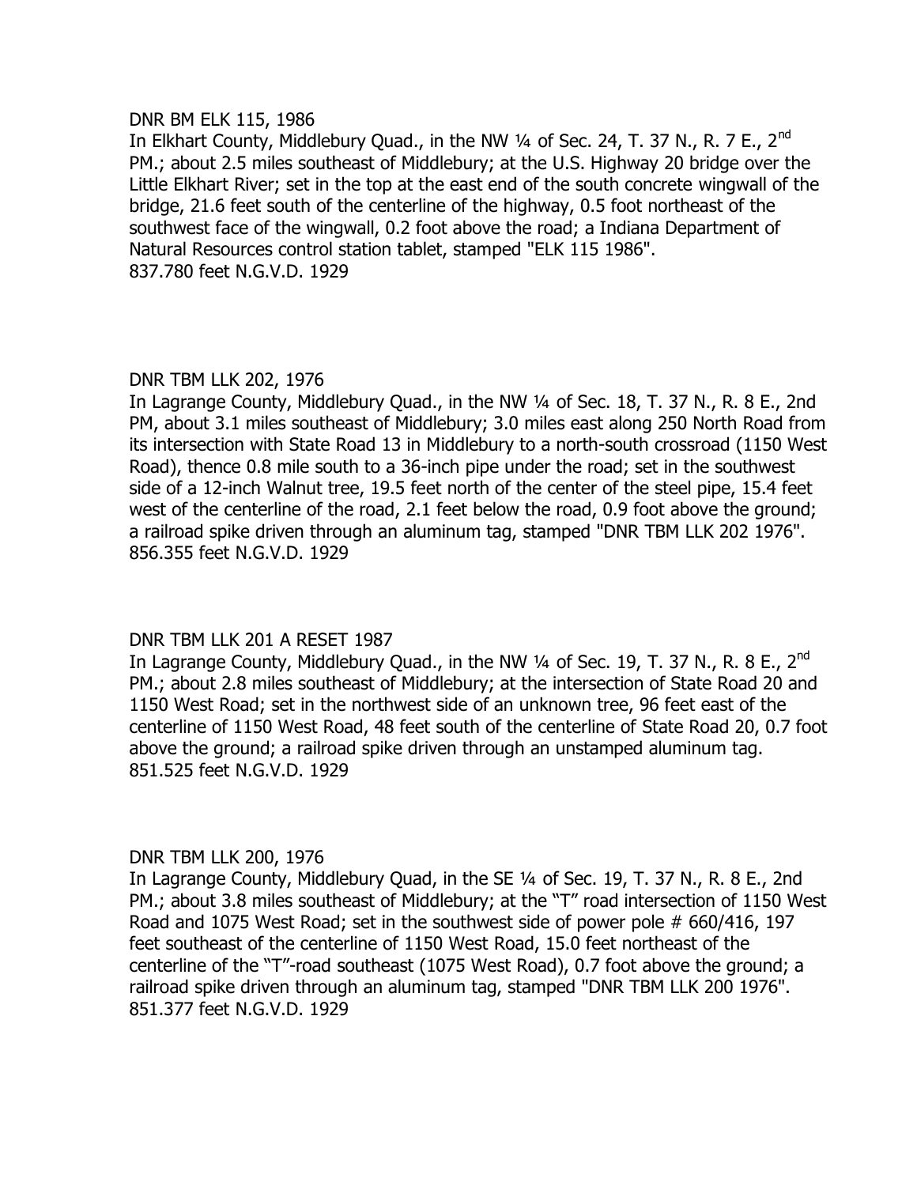DNR BM ELK 115, 1986

In Elkhart County, Middlebury Quad., in the NW ¼ of Sec. 24, T. 37 N., R. 7 E., 2nd PM.; about 2.5 miles southeast of Middlebury; at the U.S. Highway 20 bridge over the Little Elkhart River; set in the top at the east end of the south concrete wingwall of the bridge, 21.6 feet south of the centerline of the highway, 0.5 foot northeast of the southwest face of the wingwall, 0.2 foot above the road; a Indiana Department of Natural Resources control station tablet, stamped "ELK 115 1986".
837.780 feet N.G.V.D. 1929

DNR TBM LLK 202, 1976

In Lagrange County, Middlebury Quad., in the NW ¼ of Sec. 18, T. 37 N., R. 8 E., 2nd PM, about 3.1 miles southeast of Middlebury; 3.0 miles east along 250 North Road from its intersection with State Road 13 in Middlebury to a north-south crossroad (1150 West Road), thence 0.8 mile south to a 36-inch pipe under the road; set in the southwest side of a 12-inch Walnut tree, 19.5 feet north of the center of the steel pipe, 15.4 feet west of the centerline of the road, 2.1 feet below the road, 0.9 foot above the ground; a railroad spike driven through an aluminum tag, stamped "DNR TBM LLK 202 1976".
856.355 feet N.G.V.D. 1929

DNR TBM LLK 201 A RESET 1987

In Lagrange County, Middlebury Quad., in the NW ¼ of Sec. 19, T. 37 N., R. 8 E., 2nd PM.; about 2.8 miles southeast of Middlebury; at the intersection of State Road 20 and 1150 West Road; set in the northwest side of an unknown tree, 96 feet east of the centerline of 1150 West Road, 48 feet south of the centerline of State Road 20, 0.7 foot above the ground; a railroad spike driven through an unstamped aluminum tag.
851.525 feet N.G.V.D. 1929

DNR TBM LLK 200, 1976

In Lagrange County, Middlebury Quad, in the SE ¼ of Sec. 19, T. 37 N., R. 8 E., 2nd PM.; about 3.8 miles southeast of Middlebury; at the "T" road intersection of 1150 West Road and 1075 West Road; set in the southwest side of power pole # 660/416, 197 feet southeast of the centerline of 1150 West Road, 15.0 feet northeast of the centerline of the "T"-road southeast (1075 West Road), 0.7 foot above the ground; a railroad spike driven through an aluminum tag, stamped "DNR TBM LLK 200 1976".
851.377 feet N.G.V.D. 1929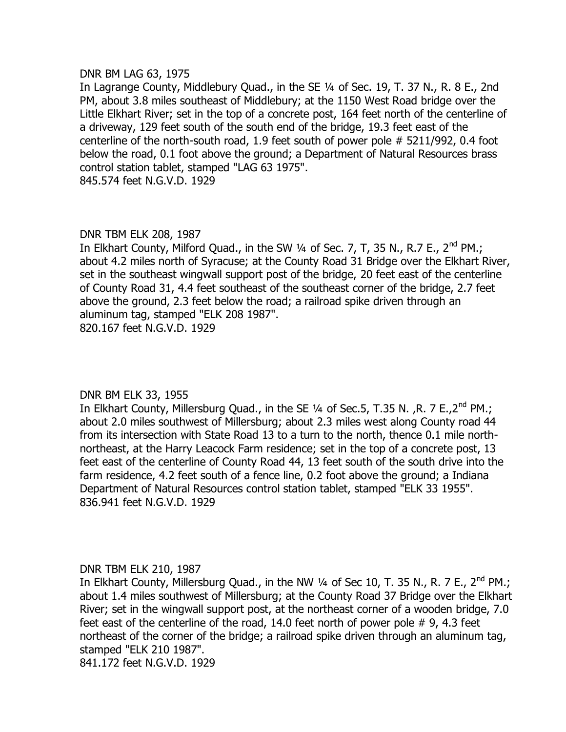DNR BM LAG 63, 1975

In Lagrange County, Middlebury Quad., in the SE ¼ of Sec. 19, T. 37 N., R. 8 E., 2nd PM, about 3.8 miles southeast of Middlebury; at the 1150 West Road bridge over the Little Elkhart River; set in the top of a concrete post, 164 feet north of the centerline of a driveway, 129 feet south of the south end of the bridge, 19.3 feet east of the centerline of the north-south road, 1.9 feet south of power pole # 5211/992, 0.4 foot below the road, 0.1 foot above the ground; a Department of Natural Resources brass control station tablet, stamped "LAG 63 1975".

845.574 feet N.G.V.D. 1929

DNR TBM ELK 208, 1987

In Elkhart County, Milford Quad., in the SW ¼ of Sec. 7, T, 35 N., R.7 E., 2nd PM.; about 4.2 miles north of Syracuse; at the County Road 31 Bridge over the Elkhart River, set in the southeast wingwall support post of the bridge, 20 feet east of the centerline of County Road 31, 4.4 feet southeast of the southeast corner of the bridge, 2.7 feet above the ground, 2.3 feet below the road; a railroad spike driven through an aluminum tag, stamped "ELK 208 1987".

820.167 feet N.G.V.D. 1929

DNR BM ELK 33, 1955

In Elkhart County, Millersburg Quad., in the SE ¼ of Sec.5, T.35 N. ,R. 7 E.,2nd PM.; about 2.0 miles southwest of Millersburg; about 2.3 miles west along County road 44 from its intersection with State Road 13 to a turn to the north, thence 0.1 mile north-northeast, at the Harry Leacock Farm residence; set in the top of a concrete post, 13 feet east of the centerline of County Road 44, 13 feet south of the south drive into the farm residence, 4.2 feet south of a fence line, 0.2 foot above the ground; a Indiana Department of Natural Resources control station tablet, stamped "ELK 33 1955".

836.941 feet N.G.V.D. 1929

DNR TBM ELK 210, 1987

In Elkhart County, Millersburg Quad., in the NW ¼ of Sec 10, T. 35 N., R. 7 E., 2nd PM.; about 1.4 miles southwest of Millersburg; at the County Road 37 Bridge over the Elkhart River; set in the wingwall support post, at the northeast corner of a wooden bridge, 7.0 feet east of the centerline of the road, 14.0 feet north of power pole # 9, 4.3 feet northeast of the corner of the bridge; a railroad spike driven through an aluminum tag, stamped "ELK 210 1987".

841.172 feet N.G.V.D. 1929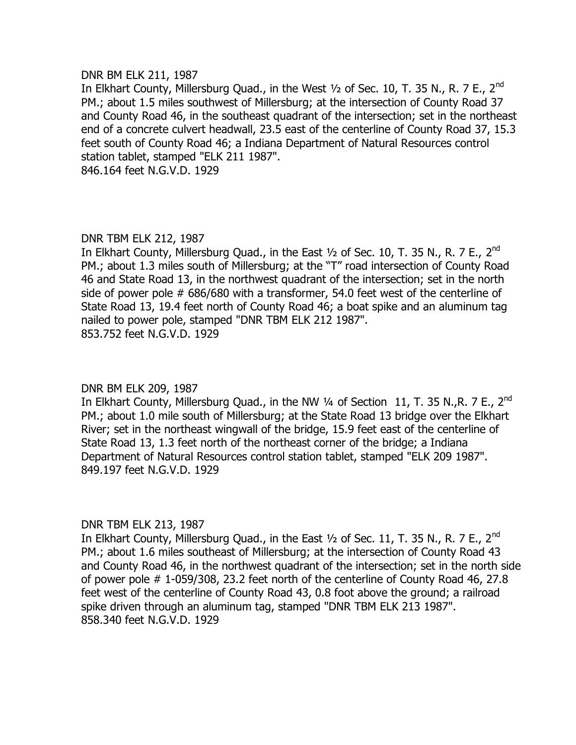DNR BM ELK 211, 1987

In Elkhart County, Millersburg Quad., in the West ½ of Sec. 10, T. 35 N., R. 7 E., 2nd PM.; about 1.5 miles southwest of Millersburg; at the intersection of County Road 37 and County Road 46, in the southeast quadrant of the intersection; set in the northeast end of a concrete culvert headwall, 23.5 east of the centerline of County Road 37, 15.3 feet south of County Road 46; a Indiana Department of Natural Resources control station tablet, stamped "ELK 211 1987".

846.164 feet N.G.V.D. 1929

DNR TBM ELK 212, 1987

In Elkhart County, Millersburg Quad., in the East ½ of Sec. 10, T. 35 N., R. 7 E., 2nd PM.; about 1.3 miles south of Millersburg; at the "T" road intersection of County Road 46 and State Road 13, in the northwest quadrant of the intersection; set in the north side of power pole # 686/680 with a transformer, 54.0 feet west of the centerline of State Road 13, 19.4 feet north of County Road 46; a boat spike and an aluminum tag nailed to power pole, stamped "DNR TBM ELK 212 1987".

853.752 feet N.G.V.D. 1929

DNR BM ELK 209, 1987

In Elkhart County, Millersburg Quad., in the NW ¼ of Section 11, T. 35 N.,R. 7 E., 2nd PM.; about 1.0 mile south of Millersburg; at the State Road 13 bridge over the Elkhart River; set in the northeast wingwall of the bridge, 15.9 feet east of the centerline of State Road 13, 1.3 feet north of the northeast corner of the bridge; a Indiana Department of Natural Resources control station tablet, stamped "ELK 209 1987".

849.197 feet N.G.V.D. 1929

DNR TBM ELK 213, 1987

In Elkhart County, Millersburg Quad., in the East ½ of Sec. 11, T. 35 N., R. 7 E., 2nd PM.; about 1.6 miles southeast of Millersburg; at the intersection of County Road 43 and County Road 46, in the northwest quadrant of the intersection; set in the north side of power pole # 1-059/308, 23.2 feet north of the centerline of County Road 46, 27.8 feet west of the centerline of County Road 43, 0.8 foot above the ground; a railroad spike driven through an aluminum tag, stamped "DNR TBM ELK 213 1987".

858.340 feet N.G.V.D. 1929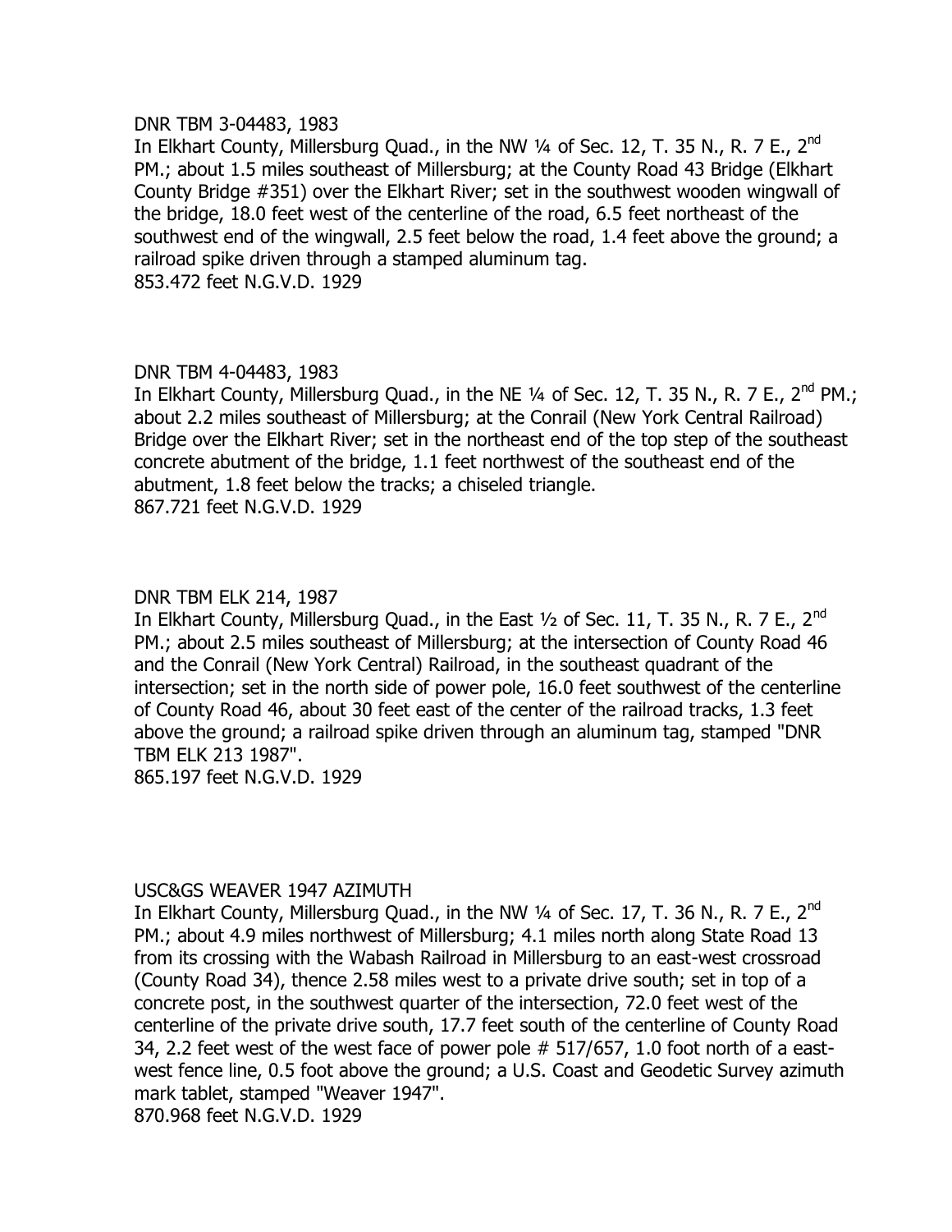DNR TBM 3-04483, 1983

In Elkhart County, Millersburg Quad., in the NW ¼ of Sec. 12, T. 35 N., R. 7 E., 2nd PM.; about 1.5 miles southeast of Millersburg; at the County Road 43 Bridge (Elkhart County Bridge #351) over the Elkhart River; set in the southwest wooden wingwall of the bridge, 18.0 feet west of the centerline of the road, 6.5 feet northeast of the southwest end of the wingwall, 2.5 feet below the road, 1.4 feet above the ground; a railroad spike driven through a stamped aluminum tag.

853.472 feet N.G.V.D. 1929

DNR TBM 4-04483, 1983

In Elkhart County, Millersburg Quad., in the NE ¼ of Sec. 12, T. 35 N., R. 7 E., 2nd PM.; about 2.2 miles southeast of Millersburg; at the Conrail (New York Central Railroad) Bridge over the Elkhart River; set in the northeast end of the top step of the southeast concrete abutment of the bridge, 1.1 feet northwest of the southeast end of the abutment, 1.8 feet below the tracks; a chiseled triangle.

867.721 feet N.G.V.D. 1929

DNR TBM ELK 214, 1987

In Elkhart County, Millersburg Quad., in the East ½ of Sec. 11, T. 35 N., R. 7 E., 2nd PM.; about 2.5 miles southeast of Millersburg; at the intersection of County Road 46 and the Conrail (New York Central) Railroad, in the southeast quadrant of the intersection; set in the north side of power pole, 16.0 feet southwest of the centerline of County Road 46, about 30 feet east of the center of the railroad tracks, 1.3 feet above the ground; a railroad spike driven through an aluminum tag, stamped "DNR TBM ELK 213 1987".

865.197 feet N.G.V.D. 1929

USC&GS WEAVER 1947 AZIMUTH

In Elkhart County, Millersburg Quad., in the NW ¼ of Sec. 17, T. 36 N., R. 7 E., 2nd PM.; about 4.9 miles northwest of Millersburg; 4.1 miles north along State Road 13 from its crossing with the Wabash Railroad in Millersburg to an east-west crossroad (County Road 34), thence 2.58 miles west to a private drive south; set in top of a concrete post, in the southwest quarter of the intersection, 72.0 feet west of the centerline of the private drive south, 17.7 feet south of the centerline of County Road 34, 2.2 feet west of the west face of power pole # 517/657, 1.0 foot north of a east-west fence line, 0.5 foot above the ground; a U.S. Coast and Geodetic Survey azimuth mark tablet, stamped "Weaver 1947".

870.968 feet N.G.V.D. 1929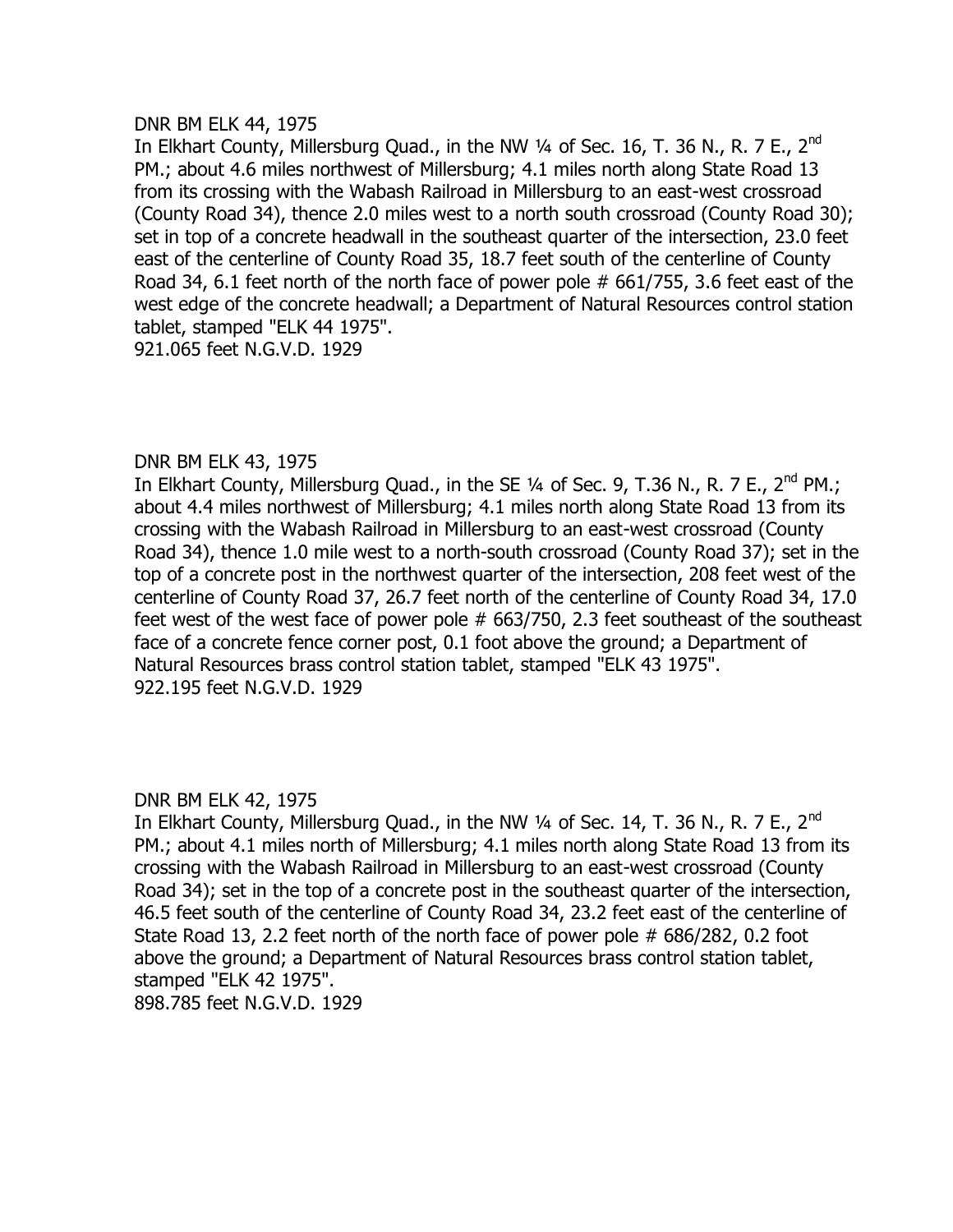DNR BM ELK 44, 1975

In Elkhart County, Millersburg Quad., in the NW ¼ of Sec. 16, T. 36 N., R. 7 E., 2nd PM.; about 4.6 miles northwest of Millersburg; 4.1 miles north along State Road 13 from its crossing with the Wabash Railroad in Millersburg to an east-west crossroad (County Road 34), thence 2.0 miles west to a north south crossroad (County Road 30); set in top of a concrete headwall in the southeast quarter of the intersection, 23.0 feet east of the centerline of County Road 35, 18.7 feet south of the centerline of County Road 34, 6.1 feet north of the north face of power pole # 661/755, 3.6 feet east of the west edge of the concrete headwall; a Department of Natural Resources control station tablet, stamped "ELK 44 1975".

921.065 feet N.G.V.D. 1929

DNR BM ELK 43, 1975

In Elkhart County, Millersburg Quad., in the SE ¼ of Sec. 9, T.36 N., R. 7 E., 2nd PM.; about 4.4 miles northwest of Millersburg; 4.1 miles north along State Road 13 from its crossing with the Wabash Railroad in Millersburg to an east-west crossroad (County Road 34), thence 1.0 mile west to a north-south crossroad (County Road 37); set in the top of a concrete post in the northwest quarter of the intersection, 208 feet west of the centerline of County Road 37, 26.7 feet north of the centerline of County Road 34, 17.0 feet west of the west face of power pole # 663/750, 2.3 feet southeast of the southeast face of a concrete fence corner post, 0.1 foot above the ground; a Department of Natural Resources brass control station tablet, stamped "ELK 43 1975".

922.195 feet N.G.V.D. 1929

DNR BM ELK 42, 1975

In Elkhart County, Millersburg Quad., in the NW ¼ of Sec. 14, T. 36 N., R. 7 E., 2nd PM.; about 4.1 miles north of Millersburg; 4.1 miles north along State Road 13 from its crossing with the Wabash Railroad in Millersburg to an east-west crossroad (County Road 34); set in the top of a concrete post in the southeast quarter of the intersection, 46.5 feet south of the centerline of County Road 34, 23.2 feet east of the centerline of State Road 13, 2.2 feet north of the north face of power pole # 686/282, 0.2 foot above the ground; a Department of Natural Resources brass control station tablet, stamped "ELK 42 1975".

898.785 feet N.G.V.D. 1929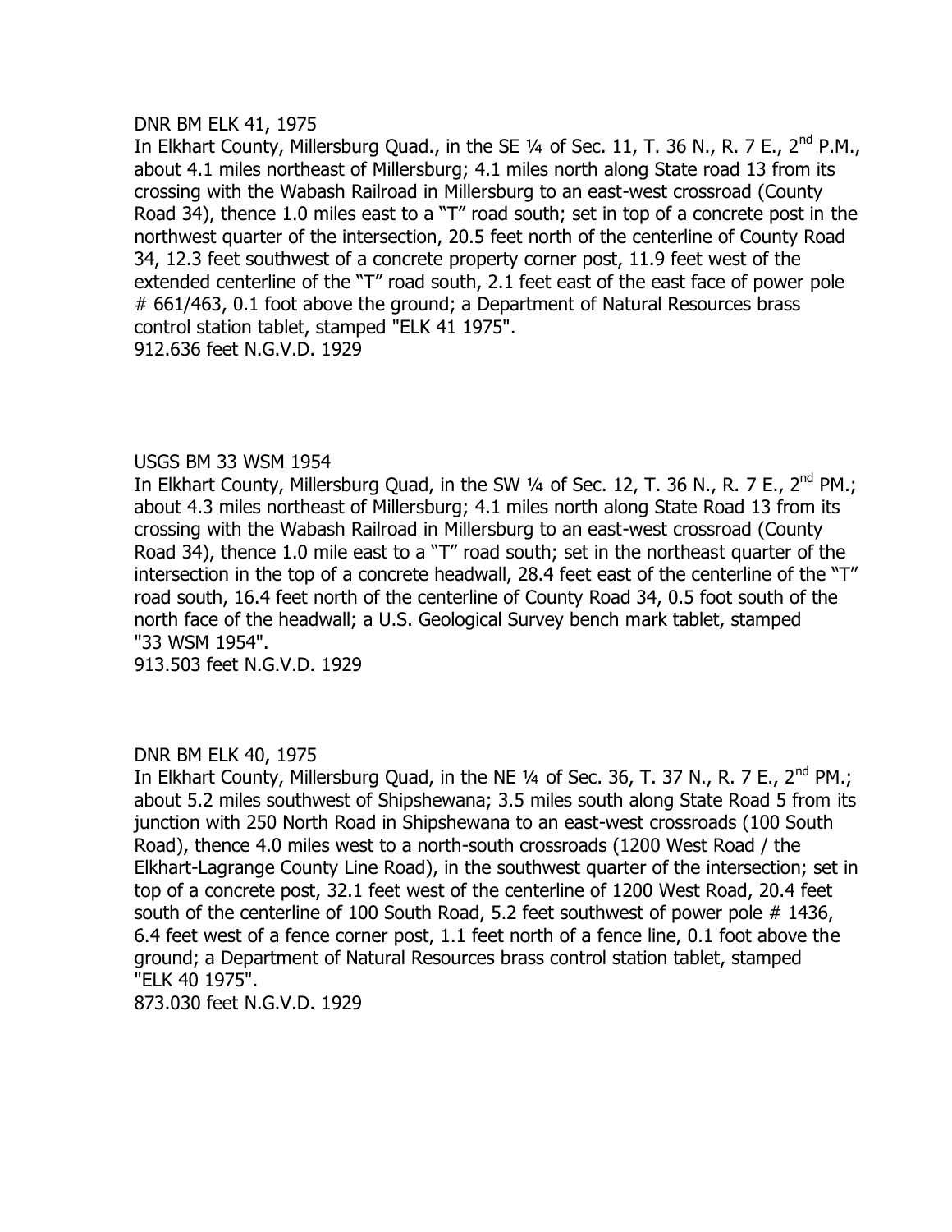DNR BM ELK 41, 1975

In Elkhart County, Millersburg Quad., in the SE ¼ of Sec. 11, T. 36 N., R. 7 E., 2nd P.M., about 4.1 miles northeast of Millersburg; 4.1 miles north along State road 13 from its crossing with the Wabash Railroad in Millersburg to an east-west crossroad (County Road 34), thence 1.0 miles east to a "T" road south; set in top of a concrete post in the northwest quarter of the intersection, 20.5 feet north of the centerline of County Road 34, 12.3 feet southwest of a concrete property corner post, 11.9 feet west of the extended centerline of the "T" road south, 2.1 feet east of the east face of power pole # 661/463, 0.1 foot above the ground; a Department of Natural Resources brass control station tablet, stamped "ELK 41 1975".

912.636 feet N.G.V.D. 1929

USGS BM 33 WSM 1954

In Elkhart County, Millersburg Quad, in the SW ¼ of Sec. 12, T. 36 N., R. 7 E., 2nd PM.; about 4.3 miles northeast of Millersburg; 4.1 miles north along State Road 13 from its crossing with the Wabash Railroad in Millersburg to an east-west crossroad (County Road 34), thence 1.0 mile east to a "T" road south; set in the northeast quarter of the intersection in the top of a concrete headwall, 28.4 feet east of the centerline of the "T" road south, 16.4 feet north of the centerline of County Road 34, 0.5 foot south of the north face of the headwall; a U.S. Geological Survey bench mark tablet, stamped "33 WSM 1954".

913.503 feet N.G.V.D. 1929

DNR BM ELK 40, 1975

In Elkhart County, Millersburg Quad, in the NE ¼ of Sec. 36, T. 37 N., R. 7 E., 2nd PM.; about 5.2 miles southwest of Shipshewana; 3.5 miles south along State Road 5 from its junction with 250 North Road in Shipshewana to an east-west crossroads (100 South Road), thence 4.0 miles west to a north-south crossroads (1200 West Road / the Elkhart-Lagrange County Line Road), in the southwest quarter of the intersection; set in top of a concrete post, 32.1 feet west of the centerline of 1200 West Road, 20.4 feet south of the centerline of 100 South Road, 5.2 feet southwest of power pole # 1436, 6.4 feet west of a fence corner post, 1.1 feet north of a fence line, 0.1 foot above the ground; a Department of Natural Resources brass control station tablet, stamped "ELK 40 1975".

873.030 feet N.G.V.D. 1929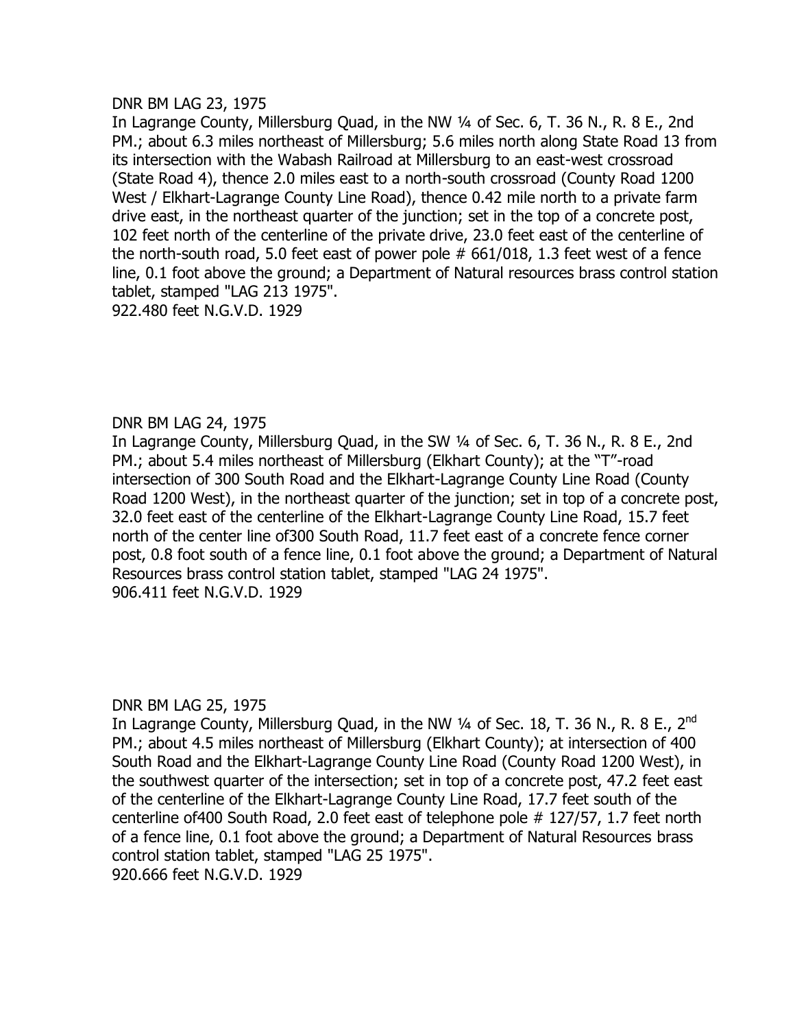DNR BM LAG 23, 1975

In Lagrange County, Millersburg Quad, in the NW ¼ of Sec. 6, T. 36 N., R. 8 E., 2nd PM.; about 6.3 miles northeast of Millersburg; 5.6 miles north along State Road 13 from its intersection with the Wabash Railroad at Millersburg to an east-west crossroad (State Road 4), thence 2.0 miles east to a north-south crossroad (County Road 1200 West / Elkhart-Lagrange County Line Road), thence 0.42 mile north to a private farm drive east, in the northeast quarter of the junction; set in the top of a concrete post, 102 feet north of the centerline of the private drive, 23.0 feet east of the centerline of the north-south road, 5.0 feet east of power pole # 661/018, 1.3 feet west of a fence line, 0.1 foot above the ground; a Department of Natural resources brass control station tablet, stamped "LAG 213 1975".

922.480 feet N.G.V.D. 1929

DNR BM LAG 24, 1975

In Lagrange County, Millersburg Quad, in the SW ¼ of Sec. 6, T. 36 N., R. 8 E., 2nd PM.; about 5.4 miles northeast of Millersburg (Elkhart County); at the "T"-road intersection of 300 South Road and the Elkhart-Lagrange County Line Road (County Road 1200 West), in the northeast quarter of the junction; set in top of a concrete post, 32.0 feet east of the centerline of the Elkhart-Lagrange County Line Road, 15.7 feet north of the center line of300 South Road, 11.7 feet east of a concrete fence corner post, 0.8 foot south of a fence line, 0.1 foot above the ground; a Department of Natural Resources brass control station tablet, stamped "LAG 24 1975".

906.411 feet N.G.V.D. 1929

DNR BM LAG 25, 1975

In Lagrange County, Millersburg Quad, in the NW ¼ of Sec. 18, T. 36 N., R. 8 E., 2nd PM.; about 4.5 miles northeast of Millersburg (Elkhart County); at intersection of 400 South Road and the Elkhart-Lagrange County Line Road (County Road 1200 West), in the southwest quarter of the intersection; set in top of a concrete post, 47.2 feet east of the centerline of the Elkhart-Lagrange County Line Road, 17.7 feet south of the centerline of400 South Road, 2.0 feet east of telephone pole # 127/57, 1.7 feet north of a fence line, 0.1 foot above the ground; a Department of Natural Resources brass control station tablet, stamped "LAG 25 1975".

920.666 feet N.G.V.D. 1929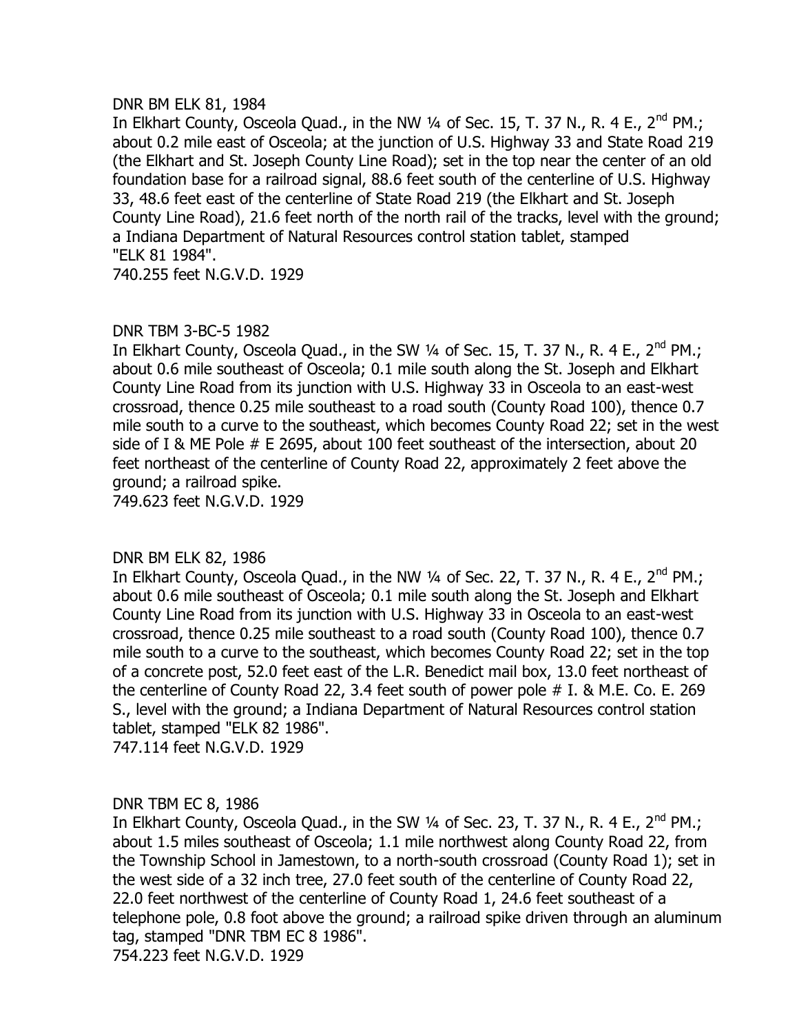DNR BM ELK 81, 1984

In Elkhart County, Osceola Quad., in the NW ¼ of Sec. 15, T. 37 N., R. 4 E., 2nd PM.; about 0.2 mile east of Osceola; at the junction of U.S. Highway 33 and State Road 219 (the Elkhart and St. Joseph County Line Road); set in the top near the center of an old foundation base for a railroad signal, 88.6 feet south of the centerline of U.S. Highway 33, 48.6 feet east of the centerline of State Road 219 (the Elkhart and St. Joseph County Line Road), 21.6 feet north of the north rail of the tracks, level with the ground; a Indiana Department of Natural Resources control station tablet, stamped "ELK 81 1984".

740.255 feet N.G.V.D. 1929

DNR TBM 3-BC-5 1982

In Elkhart County, Osceola Quad., in the SW ¼ of Sec. 15, T. 37 N., R. 4 E., 2nd PM.; about 0.6 mile southeast of Osceola; 0.1 mile south along the St. Joseph and Elkhart County Line Road from its junction with U.S. Highway 33 in Osceola to an east-west crossroad, thence 0.25 mile southeast to a road south (County Road 100), thence 0.7 mile south to a curve to the southeast, which becomes County Road 22; set in the west side of I & ME Pole # E 2695, about 100 feet southeast of the intersection, about 20 feet northeast of the centerline of County Road 22, approximately 2 feet above the ground; a railroad spike.

749.623 feet N.G.V.D. 1929

DNR BM ELK 82, 1986

In Elkhart County, Osceola Quad., in the NW ¼ of Sec. 22, T. 37 N., R. 4 E., 2nd PM.; about 0.6 mile southeast of Osceola; 0.1 mile south along the St. Joseph and Elkhart County Line Road from its junction with U.S. Highway 33 in Osceola to an east-west crossroad, thence 0.25 mile southeast to a road south (County Road 100), thence 0.7 mile south to a curve to the southeast, which becomes County Road 22; set in the top of a concrete post, 52.0 feet east of the L.R. Benedict mail box, 13.0 feet northeast of the centerline of County Road 22, 3.4 feet south of power pole # I. & M.E. Co. E. 269 S., level with the ground; a Indiana Department of Natural Resources control station tablet, stamped "ELK 82 1986".

747.114 feet N.G.V.D. 1929

DNR TBM EC 8, 1986

In Elkhart County, Osceola Quad., in the SW ¼ of Sec. 23, T. 37 N., R. 4 E., 2nd PM.; about 1.5 miles southeast of Osceola; 1.1 mile northwest along County Road 22, from the Township School in Jamestown, to a north-south crossroad (County Road 1); set in the west side of a 32 inch tree, 27.0 feet south of the centerline of County Road 22, 22.0 feet northwest of the centerline of County Road 1, 24.6 feet southeast of a telephone pole, 0.8 foot above the ground; a railroad spike driven through an aluminum tag, stamped "DNR TBM EC 8 1986".

754.223 feet N.G.V.D. 1929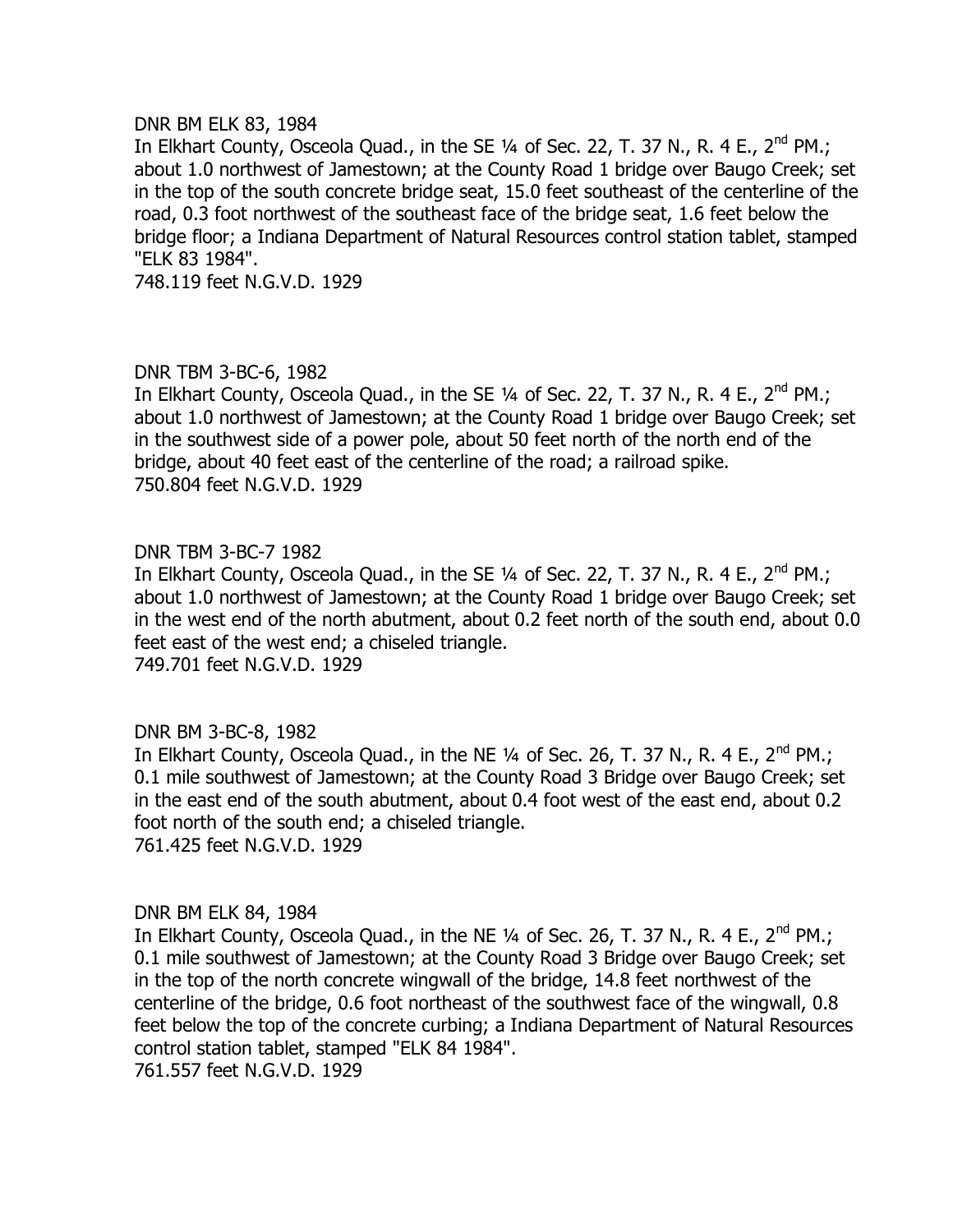DNR BM ELK 83, 1984

In Elkhart County, Osceola Quad., in the SE ¼ of Sec. 22, T. 37 N., R. 4 E., 2nd PM.; about 1.0 northwest of Jamestown; at the County Road 1 bridge over Baugo Creek; set in the top of the south concrete bridge seat, 15.0 feet southeast of the centerline of the road, 0.3 foot northwest of the southeast face of the bridge seat, 1.6 feet below the bridge floor; a Indiana Department of Natural Resources control station tablet, stamped "ELK 83 1984".

748.119 feet N.G.V.D. 1929

DNR TBM 3-BC-6, 1982

In Elkhart County, Osceola Quad., in the SE ¼ of Sec. 22, T. 37 N., R. 4 E., 2nd PM.; about 1.0 northwest of Jamestown; at the County Road 1 bridge over Baugo Creek; set in the southwest side of a power pole, about 50 feet north of the north end of the bridge, about 40 feet east of the centerline of the road; a railroad spike.

750.804 feet N.G.V.D. 1929

DNR TBM 3-BC-7 1982

In Elkhart County, Osceola Quad., in the SE ¼ of Sec. 22, T. 37 N., R. 4 E., 2nd PM.; about 1.0 northwest of Jamestown; at the County Road 1 bridge over Baugo Creek; set in the west end of the north abutment, about 0.2 feet north of the south end, about 0.0 feet east of the west end; a chiseled triangle.

749.701 feet N.G.V.D. 1929

DNR BM 3-BC-8, 1982

In Elkhart County, Osceola Quad., in the NE ¼ of Sec. 26, T. 37 N., R. 4 E., 2nd PM.; 0.1 mile southwest of Jamestown; at the County Road 3 Bridge over Baugo Creek; set in the east end of the south abutment, about 0.4 foot west of the east end, about 0.2 foot north of the south end; a chiseled triangle.

761.425 feet N.G.V.D. 1929

DNR BM ELK 84, 1984

In Elkhart County, Osceola Quad., in the NE ¼ of Sec. 26, T. 37 N., R. 4 E., 2nd PM.; 0.1 mile southwest of Jamestown; at the County Road 3 Bridge over Baugo Creek; set in the top of the north concrete wingwall of the bridge, 14.8 feet northwest of the centerline of the bridge, 0.6 foot northeast of the southwest face of the wingwall, 0.8 feet below the top of the concrete curbing; a Indiana Department of Natural Resources control station tablet, stamped "ELK 84 1984".

761.557 feet N.G.V.D. 1929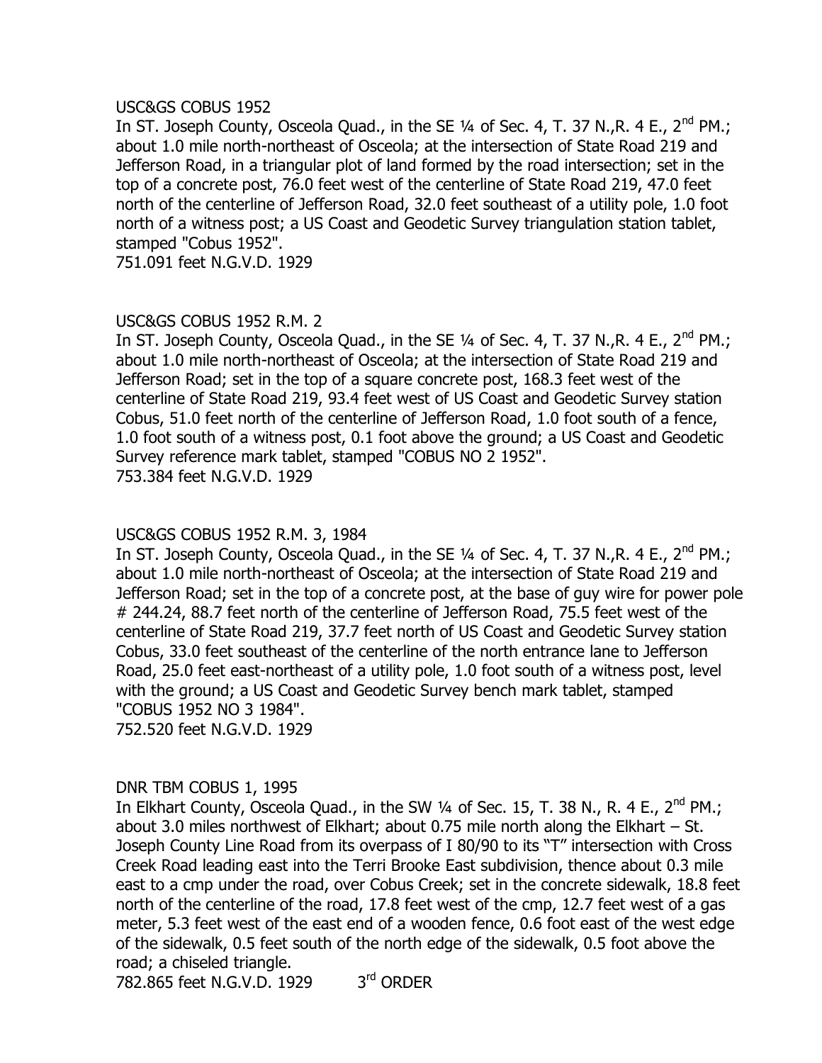USC&GS COBUS 1952

In ST. Joseph County, Osceola Quad., in the SE ¼ of Sec. 4, T. 37 N.,R. 4 E., 2nd PM.; about 1.0 mile north-northeast of Osceola; at the intersection of State Road 219 and Jefferson Road, in a triangular plot of land formed by the road intersection; set in the top of a concrete post, 76.0 feet west of the centerline of State Road 219, 47.0 feet north of the centerline of Jefferson Road, 32.0 feet southeast of a utility pole, 1.0 foot north of a witness post; a US Coast and Geodetic Survey triangulation station tablet, stamped "Cobus 1952".

751.091 feet N.G.V.D. 1929

USC&GS COBUS 1952 R.M. 2

In ST. Joseph County, Osceola Quad., in the SE ¼ of Sec. 4, T. 37 N.,R. 4 E., 2nd PM.; about 1.0 mile north-northeast of Osceola; at the intersection of State Road 219 and Jefferson Road; set in the top of a square concrete post, 168.3 feet west of the centerline of State Road 219, 93.4 feet west of US Coast and Geodetic Survey station Cobus, 51.0 feet north of the centerline of Jefferson Road, 1.0 foot south of a fence, 1.0 foot south of a witness post, 0.1 foot above the ground; a US Coast and Geodetic Survey reference mark tablet, stamped "COBUS NO 2 1952".

753.384 feet N.G.V.D. 1929

USC&GS COBUS 1952 R.M. 3, 1984

In ST. Joseph County, Osceola Quad., in the SE ¼ of Sec. 4, T. 37 N.,R. 4 E., 2nd PM.; about 1.0 mile north-northeast of Osceola; at the intersection of State Road 219 and Jefferson Road; set in the top of a concrete post, at the base of guy wire for power pole # 244.24, 88.7 feet north of the centerline of Jefferson Road, 75.5 feet west of the centerline of State Road 219, 37.7 feet north of US Coast and Geodetic Survey station Cobus, 33.0 feet southeast of the centerline of the north entrance lane to Jefferson Road, 25.0 feet east-northeast of a utility pole, 1.0 foot south of a witness post, level with the ground; a US Coast and Geodetic Survey bench mark tablet, stamped "COBUS 1952 NO 3 1984".

752.520 feet N.G.V.D. 1929

DNR TBM COBUS 1, 1995

In Elkhart County, Osceola Quad., in the SW ¼ of Sec. 15, T. 38 N., R. 4 E., 2nd PM.; about 3.0 miles northwest of Elkhart; about 0.75 mile north along the Elkhart – St. Joseph County Line Road from its overpass of I 80/90 to its "T" intersection with Cross Creek Road leading east into the Terri Brooke East subdivision, thence about 0.3 mile east to a cmp under the road, over Cobus Creek; set in the concrete sidewalk, 18.8 feet north of the centerline of the road, 17.8 feet west of the cmp, 12.7 feet west of a gas meter, 5.3 feet west of the east end of a wooden fence, 0.6 foot east of the west edge of the sidewalk, 0.5 feet south of the north edge of the sidewalk, 0.5 foot above the road; a chiseled triangle.

782.865 feet N.G.V.D. 1929 3rd ORDER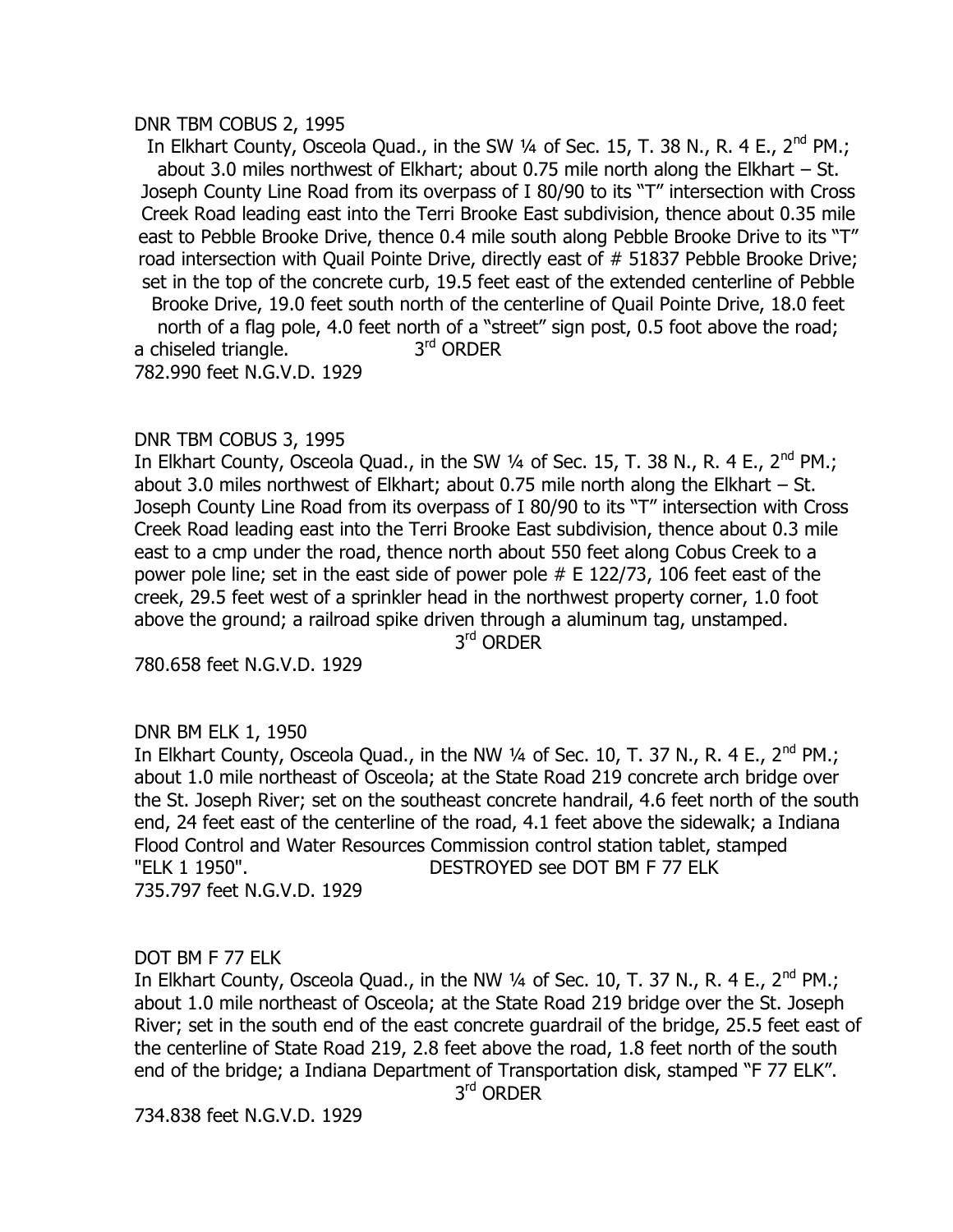DNR TBM COBUS 2, 1995

In Elkhart County, Osceola Quad., in the SW ¼ of Sec. 15, T. 38 N., R. 4 E., 2nd PM.; about 3.0 miles northwest of Elkhart; about 0.75 mile north along the Elkhart – St. Joseph County Line Road from its overpass of I 80/90 to its "T" intersection with Cross Creek Road leading east into the Terri Brooke East subdivision, thence about 0.35 mile east to Pebble Brooke Drive, thence 0.4 mile south along Pebble Brooke Drive to its "T" road intersection with Quail Pointe Drive, directly east of # 51837 Pebble Brooke Drive; set in the top of the concrete curb, 19.5 feet east of the extended centerline of Pebble Brooke Drive, 19.0 feet south north of the centerline of Quail Pointe Drive, 18.0 feet north of a flag pole, 4.0 feet north of a "street" sign post, 0.5 foot above the road; a chiseled triangle. 3rd ORDER

782.990 feet N.G.V.D. 1929

DNR TBM COBUS 3, 1995

In Elkhart County, Osceola Quad., in the SW ¼ of Sec. 15, T. 38 N., R. 4 E., 2nd PM.; about 3.0 miles northwest of Elkhart; about 0.75 mile north along the Elkhart – St. Joseph County Line Road from its overpass of I 80/90 to its "T" intersection with Cross Creek Road leading east into the Terri Brooke East subdivision, thence about 0.3 mile east to a cmp under the road, thence north about 550 feet along Cobus Creek to a power pole line; set in the east side of power pole # E 122/73, 106 feet east of the creek, 29.5 feet west of a sprinkler head in the northwest property corner, 1.0 foot above the ground; a railroad spike driven through a aluminum tag, unstamped. 3rd ORDER

780.658 feet N.G.V.D. 1929

DNR BM ELK 1, 1950

In Elkhart County, Osceola Quad., in the NW ¼ of Sec. 10, T. 37 N., R. 4 E., 2nd PM.; about 1.0 mile northeast of Osceola; at the State Road 219 concrete arch bridge over the St. Joseph River; set on the southeast concrete handrail, 4.6 feet north of the south end, 24 feet east of the centerline of the road, 4.1 feet above the sidewalk; a Indiana Flood Control and Water Resources Commission control station tablet, stamped "ELK 1 1950". DESTROYED see DOT BM F 77 ELK

735.797 feet N.G.V.D. 1929

DOT BM F 77 ELK

In Elkhart County, Osceola Quad., in the NW ¼ of Sec. 10, T. 37 N., R. 4 E., 2nd PM.; about 1.0 mile northeast of Osceola; at the State Road 219 bridge over the St. Joseph River; set in the south end of the east concrete guardrail of the bridge, 25.5 feet east of the centerline of State Road 219, 2.8 feet above the road, 1.8 feet north of the south end of the bridge; a Indiana Department of Transportation disk, stamped "F 77 ELK". 3rd ORDER

734.838 feet N.G.V.D. 1929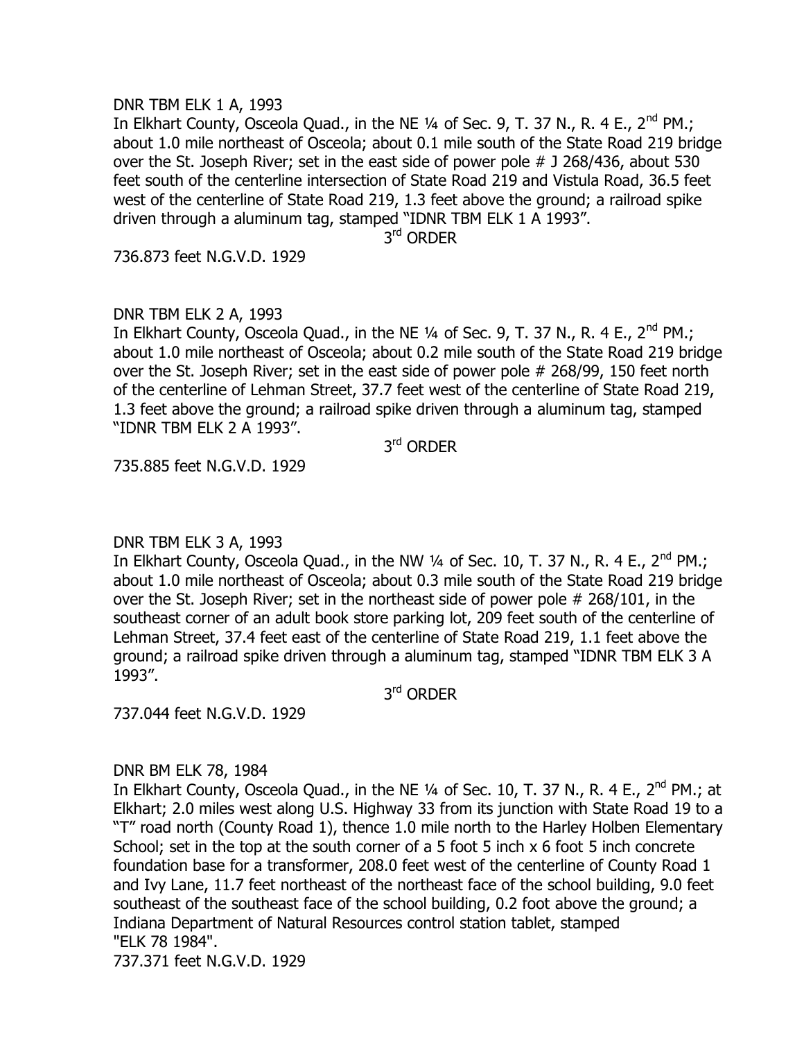DNR TBM ELK 1 A, 1993

In Elkhart County, Osceola Quad., in the NE ¼ of Sec. 9, T. 37 N., R. 4 E., 2nd PM.; about 1.0 mile northeast of Osceola; about 0.1 mile south of the State Road 219 bridge over the St. Joseph River; set in the east side of power pole # J 268/436, about 530 feet south of the centerline intersection of State Road 219 and Vistula Road, 36.5 feet west of the centerline of State Road 219, 1.3 feet above the ground; a railroad spike driven through a aluminum tag, stamped "IDNR TBM ELK 1 A 1993".

3rd ORDER

736.873 feet N.G.V.D. 1929

DNR TBM ELK 2 A, 1993

In Elkhart County, Osceola Quad., in the NE ¼ of Sec. 9, T. 37 N., R. 4 E., 2nd PM.; about 1.0 mile northeast of Osceola; about 0.2 mile south of the State Road 219 bridge over the St. Joseph River; set in the east side of power pole # 268/99, 150 feet north of the centerline of Lehman Street, 37.7 feet west of the centerline of State Road 219, 1.3 feet above the ground; a railroad spike driven through a aluminum tag, stamped "IDNR TBM ELK 2 A 1993".

3rd ORDER

735.885 feet N.G.V.D. 1929

DNR TBM ELK 3 A, 1993

In Elkhart County, Osceola Quad., in the NW ¼ of Sec. 10, T. 37 N., R. 4 E., 2nd PM.; about 1.0 mile northeast of Osceola; about 0.3 mile south of the State Road 219 bridge over the St. Joseph River; set in the northeast side of power pole # 268/101, in the southeast corner of an adult book store parking lot, 209 feet south of the centerline of Lehman Street, 37.4 feet east of the centerline of State Road 219, 1.1 feet above the ground; a railroad spike driven through a aluminum tag, stamped "IDNR TBM ELK 3 A 1993".

3rd ORDER

737.044 feet N.G.V.D. 1929

DNR BM ELK 78, 1984

In Elkhart County, Osceola Quad., in the NE ¼ of Sec. 10, T. 37 N., R. 4 E., 2nd PM.; at Elkhart; 2.0 miles west along U.S. Highway 33 from its junction with State Road 19 to a "T" road north (County Road 1), thence 1.0 mile north to the Harley Holben Elementary School; set in the top at the south corner of a 5 foot 5 inch x 6 foot 5 inch concrete foundation base for a transformer, 208.0 feet west of the centerline of County Road 1 and Ivy Lane, 11.7 feet northeast of the northeast face of the school building, 9.0 feet southeast of the southeast face of the school building, 0.2 foot above the ground; a Indiana Department of Natural Resources control station tablet, stamped "ELK 78 1984".

737.371 feet N.G.V.D. 1929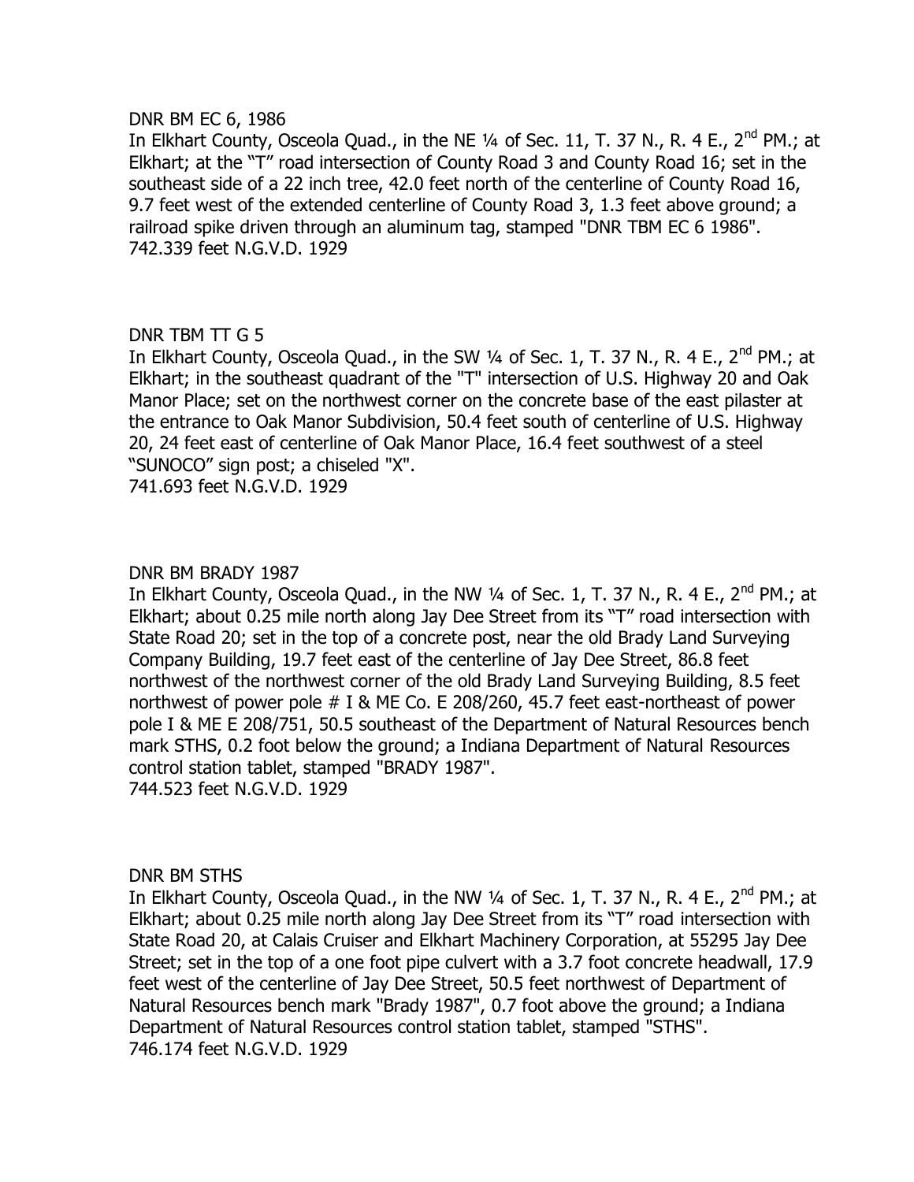DNR BM EC 6, 1986

In Elkhart County, Osceola Quad., in the NE ¼ of Sec. 11, T. 37 N., R. 4 E., 2nd PM.; at Elkhart; at the "T" road intersection of County Road 3 and County Road 16; set in the southeast side of a 22 inch tree, 42.0 feet north of the centerline of County Road 16, 9.7 feet west of the extended centerline of County Road 3, 1.3 feet above ground; a railroad spike driven through an aluminum tag, stamped "DNR TBM EC 6 1986".
742.339 feet N.G.V.D. 1929

DNR TBM TT G 5

In Elkhart County, Osceola Quad., in the SW ¼ of Sec. 1, T. 37 N., R. 4 E., 2nd PM.; at Elkhart; in the southeast quadrant of the "T" intersection of U.S. Highway 20 and Oak Manor Place; set on the northwest corner on the concrete base of the east pilaster at the entrance to Oak Manor Subdivision, 50.4 feet south of centerline of U.S. Highway 20, 24 feet east of centerline of Oak Manor Place, 16.4 feet southwest of a steel "SUNOCO" sign post; a chiseled "X".
741.693 feet N.G.V.D. 1929

DNR BM BRADY 1987

In Elkhart County, Osceola Quad., in the NW ¼ of Sec. 1, T. 37 N., R. 4 E., 2nd PM.; at Elkhart; about 0.25 mile north along Jay Dee Street from its "T" road intersection with State Road 20; set in the top of a concrete post, near the old Brady Land Surveying Company Building, 19.7 feet east of the centerline of Jay Dee Street, 86.8 feet northwest of the northwest corner of the old Brady Land Surveying Building, 8.5 feet northwest of power pole # I & ME Co. E 208/260, 45.7 feet east-northeast of power pole I & ME E 208/751, 50.5 southeast of the Department of Natural Resources bench mark STHS, 0.2 foot below the ground; a Indiana Department of Natural Resources control station tablet, stamped "BRADY 1987".
744.523 feet N.G.V.D. 1929

DNR BM STHS

In Elkhart County, Osceola Quad., in the NW ¼ of Sec. 1, T. 37 N., R. 4 E., 2nd PM.; at Elkhart; about 0.25 mile north along Jay Dee Street from its "T" road intersection with State Road 20, at Calais Cruiser and Elkhart Machinery Corporation, at 55295 Jay Dee Street; set in the top of a one foot pipe culvert with a 3.7 foot concrete headwall, 17.9 feet west of the centerline of Jay Dee Street, 50.5 feet northwest of Department of Natural Resources bench mark "Brady 1987", 0.7 foot above the ground; a Indiana Department of Natural Resources control station tablet, stamped "STHS".
746.174 feet N.G.V.D. 1929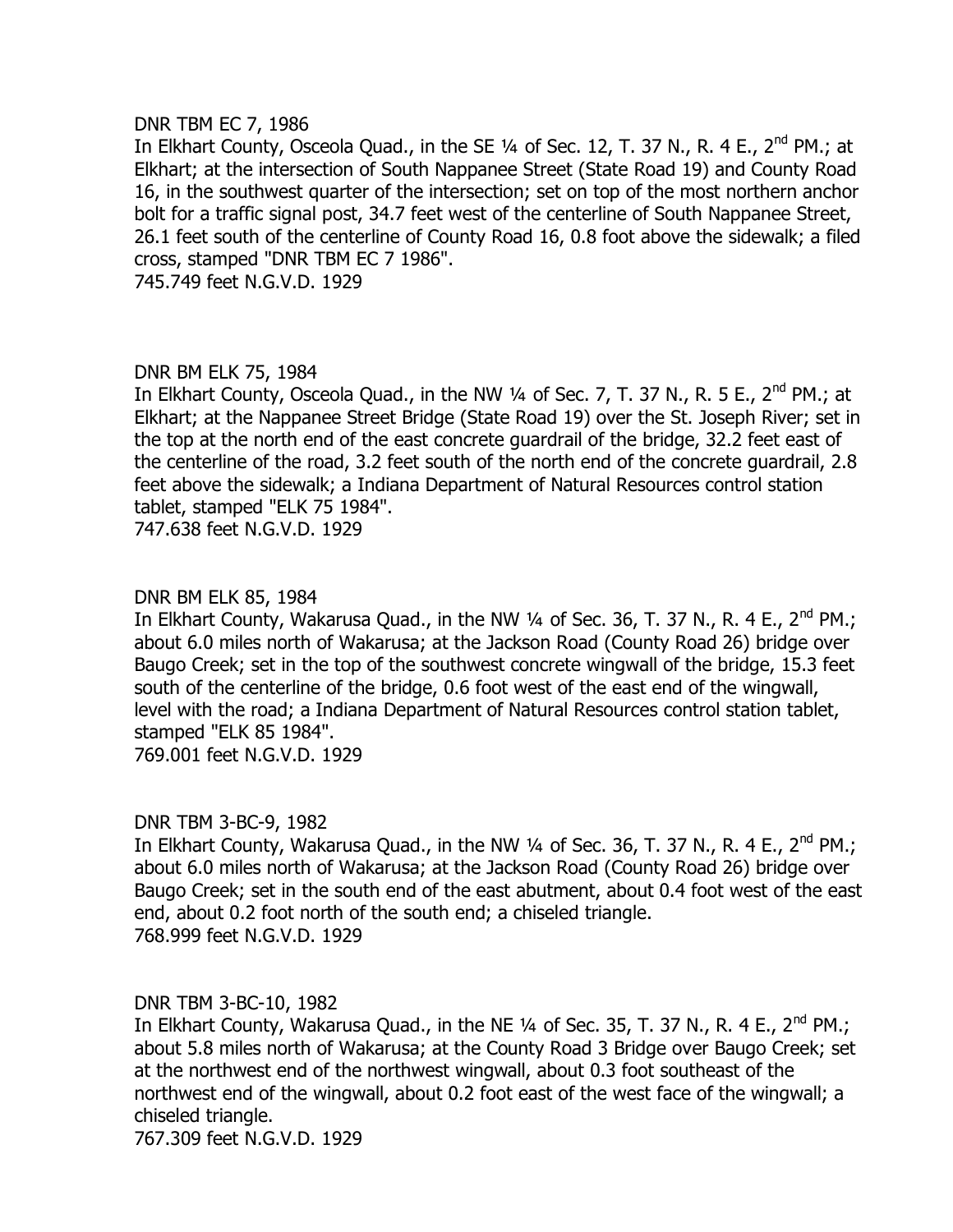DNR TBM EC 7, 1986

In Elkhart County, Osceola Quad., in the SE ¼ of Sec. 12, T. 37 N., R. 4 E., 2nd PM.; at Elkhart; at the intersection of South Nappanee Street (State Road 19) and County Road 16, in the southwest quarter of the intersection; set on top of the most northern anchor bolt for a traffic signal post, 34.7 feet west of the centerline of South Nappanee Street, 26.1 feet south of the centerline of County Road 16, 0.8 foot above the sidewalk; a filed cross, stamped "DNR TBM EC 7 1986".

745.749 feet N.G.V.D. 1929

DNR BM ELK 75, 1984

In Elkhart County, Osceola Quad., in the NW ¼ of Sec. 7, T. 37 N., R. 5 E., 2nd PM.; at Elkhart; at the Nappanee Street Bridge (State Road 19) over the St. Joseph River; set in the top at the north end of the east concrete guardrail of the bridge, 32.2 feet east of the centerline of the road, 3.2 feet south of the north end of the concrete guardrail, 2.8 feet above the sidewalk; a Indiana Department of Natural Resources control station tablet, stamped "ELK 75 1984".

747.638 feet N.G.V.D. 1929

DNR BM ELK 85, 1984

In Elkhart County, Wakarusa Quad., in the NW ¼ of Sec. 36, T. 37 N., R. 4 E., 2nd PM.; about 6.0 miles north of Wakarusa; at the Jackson Road (County Road 26) bridge over Baugo Creek; set in the top of the southwest concrete wingwall of the bridge, 15.3 feet south of the centerline of the bridge, 0.6 foot west of the east end of the wingwall, level with the road; a Indiana Department of Natural Resources control station tablet, stamped "ELK 85 1984".

769.001 feet N.G.V.D. 1929

DNR TBM 3-BC-9, 1982

In Elkhart County, Wakarusa Quad., in the NW ¼ of Sec. 36, T. 37 N., R. 4 E., 2nd PM.; about 6.0 miles north of Wakarusa; at the Jackson Road (County Road 26) bridge over Baugo Creek; set in the south end of the east abutment, about 0.4 foot west of the east end, about 0.2 foot north of the south end; a chiseled triangle.

768.999 feet N.G.V.D. 1929

DNR TBM 3-BC-10, 1982

In Elkhart County, Wakarusa Quad., in the NE ¼ of Sec. 35, T. 37 N., R. 4 E., 2nd PM.; about 5.8 miles north of Wakarusa; at the County Road 3 Bridge over Baugo Creek; set at the northwest end of the northwest wingwall, about 0.3 foot southeast of the northwest end of the wingwall, about 0.2 foot east of the west face of the wingwall; a chiseled triangle.

767.309 feet N.G.V.D. 1929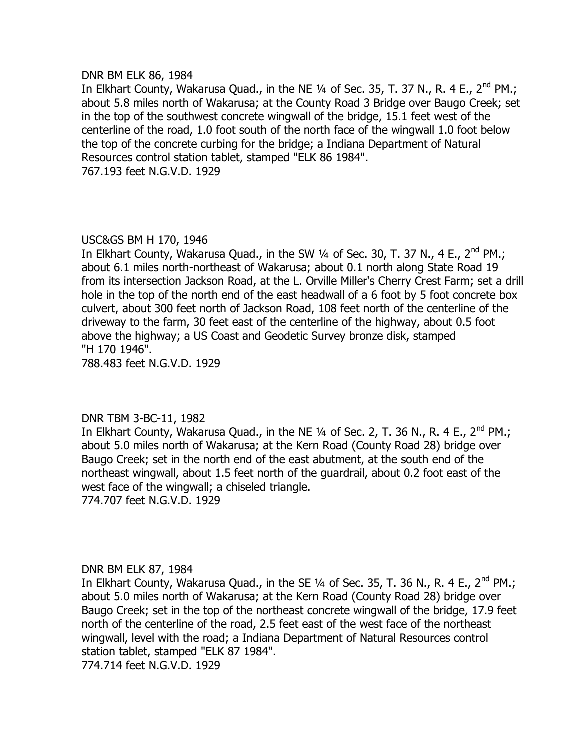DNR BM ELK 86, 1984
In Elkhart County, Wakarusa Quad., in the NE ¼ of Sec. 35, T. 37 N., R. 4 E., 2nd PM.; about 5.8 miles north of Wakarusa; at the County Road 3 Bridge over Baugo Creek; set in the top of the southwest concrete wingwall of the bridge, 15.1 feet west of the centerline of the road, 1.0 foot south of the north face of the wingwall 1.0 foot below the top of the concrete curbing for the bridge; a Indiana Department of Natural Resources control station tablet, stamped "ELK 86 1984".
767.193 feet N.G.V.D. 1929

USC&GS BM H 170, 1946
In Elkhart County, Wakarusa Quad., in the SW ¼ of Sec. 30, T. 37 N., 4 E., 2nd PM.; about 6.1 miles north-northeast of Wakarusa; about 0.1 north along State Road 19 from its intersection Jackson Road, at the L. Orville Miller's Cherry Crest Farm; set a drill hole in the top of the north end of the east headwall of a 6 foot by 5 foot concrete box culvert, about 300 feet north of Jackson Road, 108 feet north of the centerline of the driveway to the farm, 30 feet east of the centerline of the highway, about 0.5 foot above the highway; a US Coast and Geodetic Survey bronze disk, stamped "H 170 1946".
788.483 feet N.G.V.D. 1929

DNR TBM 3-BC-11, 1982
In Elkhart County, Wakarusa Quad., in the NE ¼ of Sec. 2, T. 36 N., R. 4 E., 2nd PM.; about 5.0 miles north of Wakarusa; at the Kern Road (County Road 28) bridge over Baugo Creek; set in the north end of the east abutment, at the south end of the northeast wingwall, about 1.5 feet north of the guardrail, about 0.2 foot east of the west face of the wingwall; a chiseled triangle.
774.707 feet N.G.V.D. 1929

DNR BM ELK 87, 1984
In Elkhart County, Wakarusa Quad., in the SE ¼ of Sec. 35, T. 36 N., R. 4 E., 2nd PM.; about 5.0 miles north of Wakarusa; at the Kern Road (County Road 28) bridge over Baugo Creek; set in the top of the northeast concrete wingwall of the bridge, 17.9 feet north of the centerline of the road, 2.5 feet east of the west face of the northeast wingwall, level with the road; a Indiana Department of Natural Resources control station tablet, stamped "ELK 87 1984".
774.714 feet N.G.V.D. 1929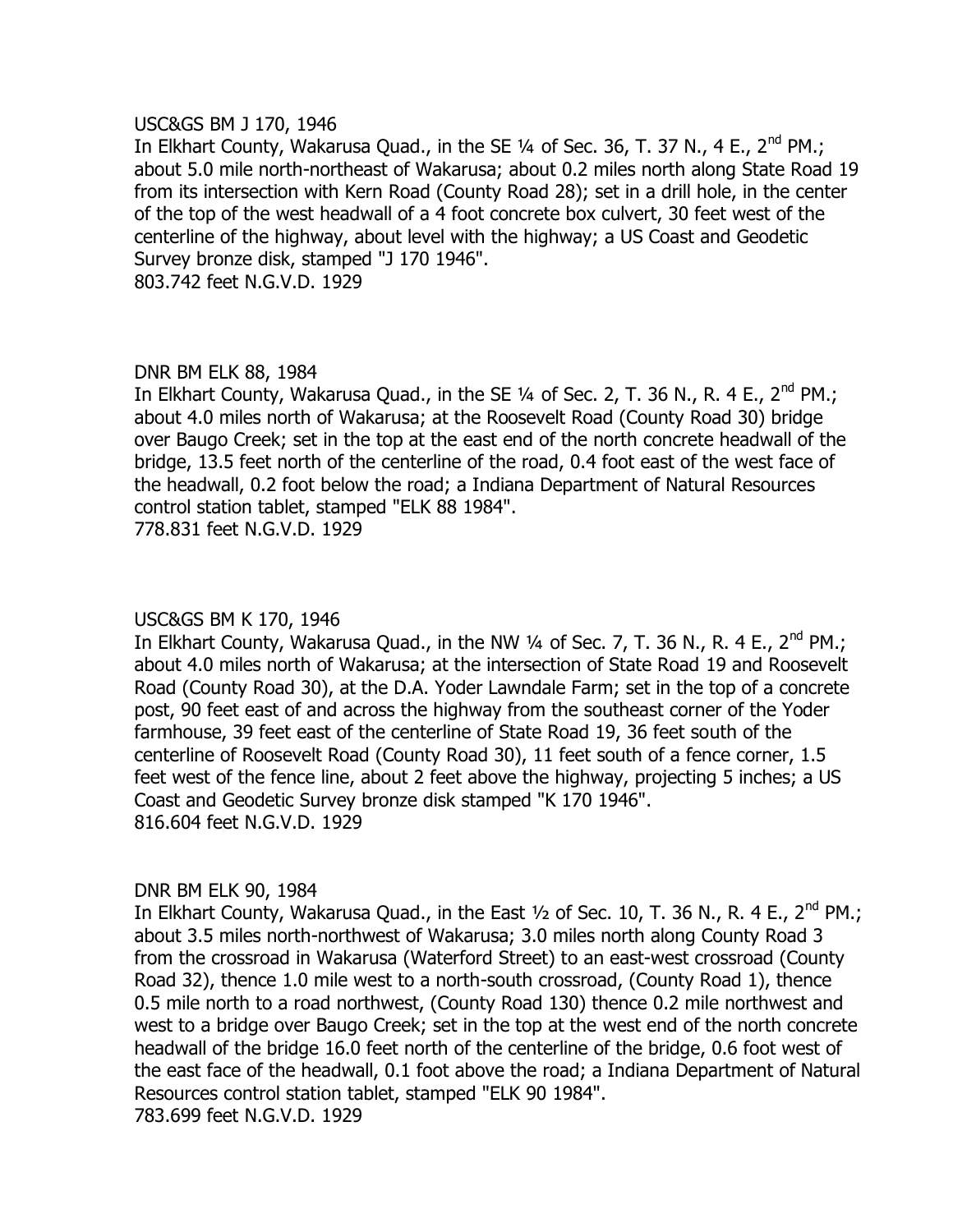USC&GS BM J 170, 1946

In Elkhart County, Wakarusa Quad., in the SE ¼ of Sec. 36, T. 37 N., 4 E., 2nd PM.; about 5.0 mile north-northeast of Wakarusa; about 0.2 miles north along State Road 19 from its intersection with Kern Road (County Road 28); set in a drill hole, in the center of the top of the west headwall of a 4 foot concrete box culvert, 30 feet west of the centerline of the highway, about level with the highway; a US Coast and Geodetic Survey bronze disk, stamped "J 170 1946".

803.742 feet N.G.V.D. 1929

DNR BM ELK 88, 1984

In Elkhart County, Wakarusa Quad., in the SE ¼ of Sec. 2, T. 36 N., R. 4 E., 2nd PM.; about 4.0 miles north of Wakarusa; at the Roosevelt Road (County Road 30) bridge over Baugo Creek; set in the top at the east end of the north concrete headwall of the bridge, 13.5 feet north of the centerline of the road, 0.4 foot east of the west face of the headwall, 0.2 foot below the road; a Indiana Department of Natural Resources control station tablet, stamped "ELK 88 1984".

778.831 feet N.G.V.D. 1929

USC&GS BM K 170, 1946

In Elkhart County, Wakarusa Quad., in the NW ¼ of Sec. 7, T. 36 N., R. 4 E., 2nd PM.; about 4.0 miles north of Wakarusa; at the intersection of State Road 19 and Roosevelt Road (County Road 30), at the D.A. Yoder Lawndale Farm; set in the top of a concrete post, 90 feet east of and across the highway from the southeast corner of the Yoder farmhouse, 39 feet east of the centerline of State Road 19, 36 feet south of the centerline of Roosevelt Road (County Road 30), 11 feet south of a fence corner, 1.5 feet west of the fence line, about 2 feet above the highway, projecting 5 inches; a US Coast and Geodetic Survey bronze disk stamped "K 170 1946".

816.604 feet N.G.V.D. 1929

DNR BM ELK 90, 1984

In Elkhart County, Wakarusa Quad., in the East ½ of Sec. 10, T. 36 N., R. 4 E., 2nd PM.; about 3.5 miles north-northwest of Wakarusa; 3.0 miles north along County Road 3 from the crossroad in Wakarusa (Waterford Street) to an east-west crossroad (County Road 32), thence 1.0 mile west to a north-south crossroad, (County Road 1), thence 0.5 mile north to a road northwest, (County Road 130) thence 0.2 mile northwest and west to a bridge over Baugo Creek; set in the top at the west end of the north concrete headwall of the bridge 16.0 feet north of the centerline of the bridge, 0.6 foot west of the east face of the headwall, 0.1 foot above the road; a Indiana Department of Natural Resources control station tablet, stamped "ELK 90 1984".

783.699 feet N.G.V.D. 1929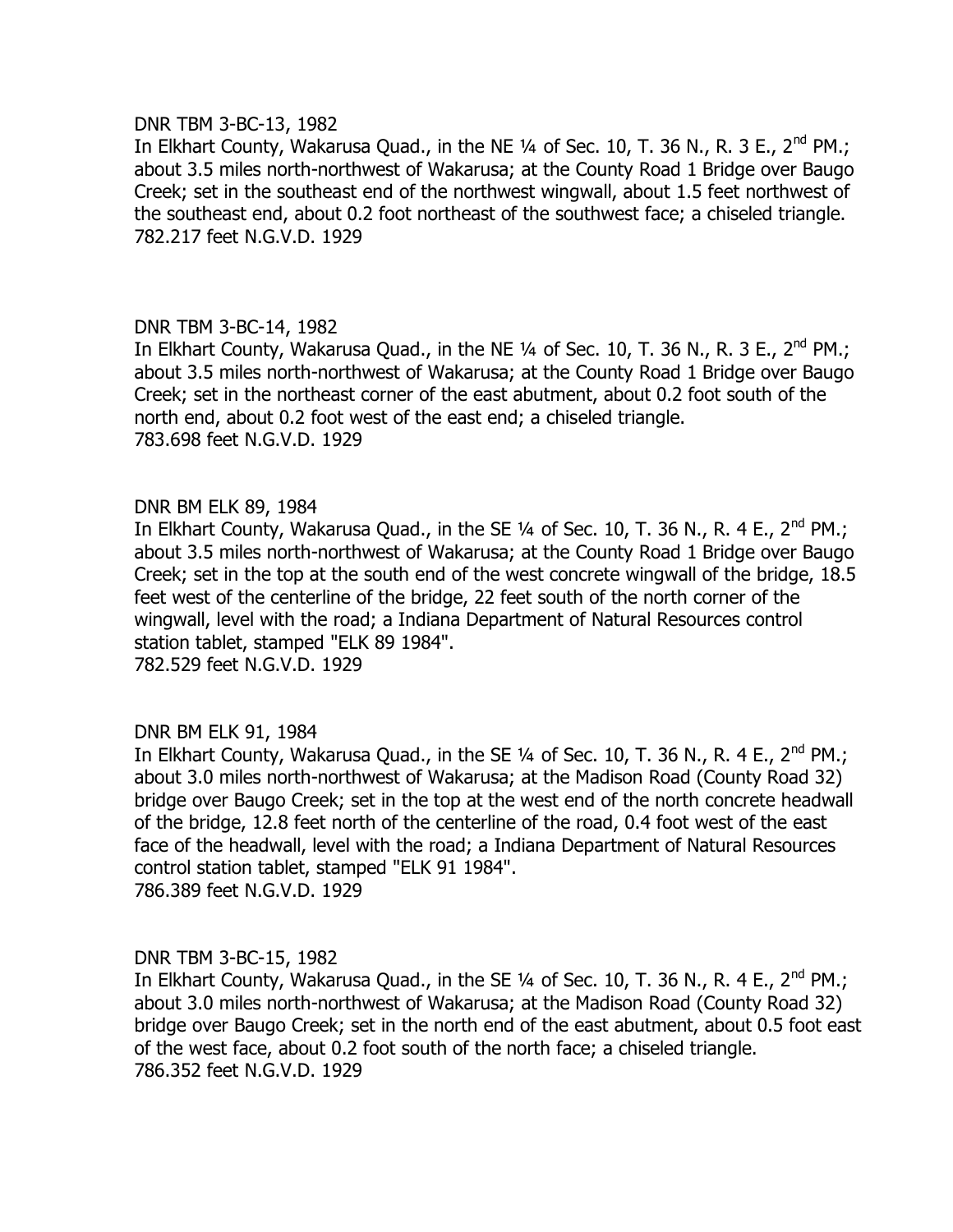DNR TBM 3-BC-13, 1982

In Elkhart County, Wakarusa Quad., in the NE ¼ of Sec. 10, T. 36 N., R. 3 E., 2nd PM.; about 3.5 miles north-northwest of Wakarusa; at the County Road 1 Bridge over Baugo Creek; set in the southeast end of the northwest wingwall, about 1.5 feet northwest of the southeast end, about 0.2 foot northeast of the southwest face; a chiseled triangle.
782.217 feet N.G.V.D. 1929

DNR TBM 3-BC-14, 1982

In Elkhart County, Wakarusa Quad., in the NE ¼ of Sec. 10, T. 36 N., R. 3 E., 2nd PM.; about 3.5 miles north-northwest of Wakarusa; at the County Road 1 Bridge over Baugo Creek; set in the northeast corner of the east abutment, about 0.2 foot south of the north end, about 0.2 foot west of the east end; a chiseled triangle.
783.698 feet N.G.V.D. 1929

DNR BM ELK 89, 1984

In Elkhart County, Wakarusa Quad., in the SE ¼ of Sec. 10, T. 36 N., R. 4 E., 2nd PM.; about 3.5 miles north-northwest of Wakarusa; at the County Road 1 Bridge over Baugo Creek; set in the top at the south end of the west concrete wingwall of the bridge, 18.5 feet west of the centerline of the bridge, 22 feet south of the north corner of the wingwall, level with the road; a Indiana Department of Natural Resources control station tablet, stamped "ELK 89 1984".
782.529 feet N.G.V.D. 1929

DNR BM ELK 91, 1984

In Elkhart County, Wakarusa Quad., in the SE ¼ of Sec. 10, T. 36 N., R. 4 E., 2nd PM.; about 3.0 miles north-northwest of Wakarusa; at the Madison Road (County Road 32) bridge over Baugo Creek; set in the top at the west end of the north concrete headwall of the bridge, 12.8 feet north of the centerline of the road, 0.4 foot west of the east face of the headwall, level with the road; a Indiana Department of Natural Resources control station tablet, stamped "ELK 91 1984".
786.389 feet N.G.V.D. 1929

DNR TBM 3-BC-15, 1982

In Elkhart County, Wakarusa Quad., in the SE ¼ of Sec. 10, T. 36 N., R. 4 E., 2nd PM.; about 3.0 miles north-northwest of Wakarusa; at the Madison Road (County Road 32) bridge over Baugo Creek; set in the north end of the east abutment, about 0.5 foot east of the west face, about 0.2 foot south of the north face; a chiseled triangle.
786.352 feet N.G.V.D. 1929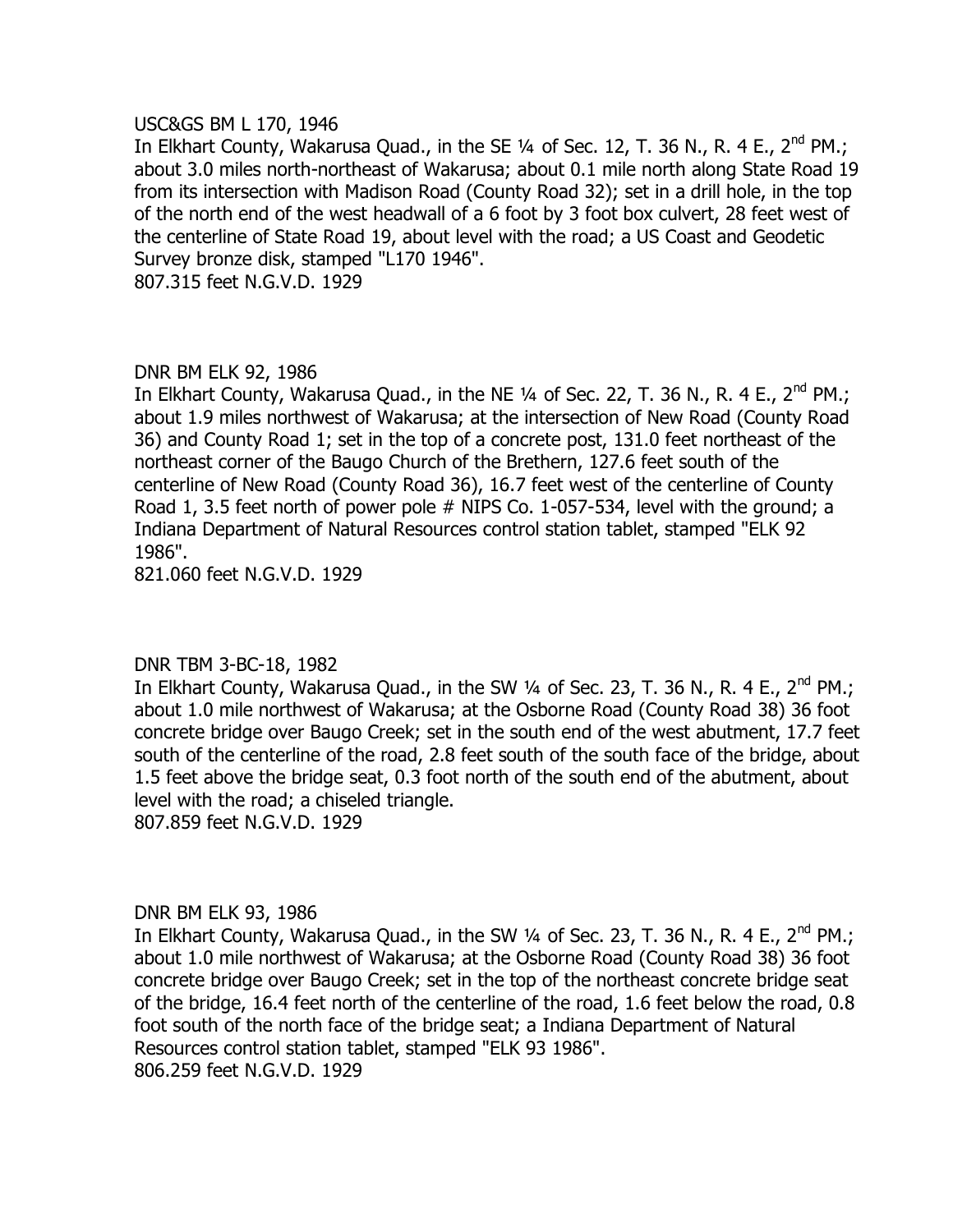USC&GS BM L 170, 1946

In Elkhart County, Wakarusa Quad., in the SE ¼ of Sec. 12, T. 36 N., R. 4 E., 2nd PM.; about 3.0 miles north-northeast of Wakarusa; about 0.1 mile north along State Road 19 from its intersection with Madison Road (County Road 32); set in a drill hole, in the top of the north end of the west headwall of a 6 foot by 3 foot box culvert, 28 feet west of the centerline of State Road 19, about level with the road; a US Coast and Geodetic Survey bronze disk, stamped "L170 1946".

807.315 feet N.G.V.D. 1929

DNR BM ELK 92, 1986

In Elkhart County, Wakarusa Quad., in the NE ¼ of Sec. 22, T. 36 N., R. 4 E., 2nd PM.; about 1.9 miles northwest of Wakarusa; at the intersection of New Road (County Road 36) and County Road 1; set in the top of a concrete post, 131.0 feet northeast of the northeast corner of the Baugo Church of the Brethern, 127.6 feet south of the centerline of New Road (County Road 36), 16.7 feet west of the centerline of County Road 1, 3.5 feet north of power pole # NIPS Co. 1-057-534, level with the ground; a Indiana Department of Natural Resources control station tablet, stamped "ELK 92 1986".

821.060 feet N.G.V.D. 1929

DNR TBM 3-BC-18, 1982

In Elkhart County, Wakarusa Quad., in the SW ¼ of Sec. 23, T. 36 N., R. 4 E., 2nd PM.; about 1.0 mile northwest of Wakarusa; at the Osborne Road (County Road 38) 36 foot concrete bridge over Baugo Creek; set in the south end of the west abutment, 17.7 feet south of the centerline of the road, 2.8 feet south of the south face of the bridge, about 1.5 feet above the bridge seat, 0.3 foot north of the south end of the abutment, about level with the road; a chiseled triangle.

807.859 feet N.G.V.D. 1929

DNR BM ELK 93, 1986

In Elkhart County, Wakarusa Quad., in the SW ¼ of Sec. 23, T. 36 N., R. 4 E., 2nd PM.; about 1.0 mile northwest of Wakarusa; at the Osborne Road (County Road 38) 36 foot concrete bridge over Baugo Creek; set in the top of the northeast concrete bridge seat of the bridge, 16.4 feet north of the centerline of the road, 1.6 feet below the road, 0.8 foot south of the north face of the bridge seat; a Indiana Department of Natural Resources control station tablet, stamped "ELK 93 1986".

806.259 feet N.G.V.D. 1929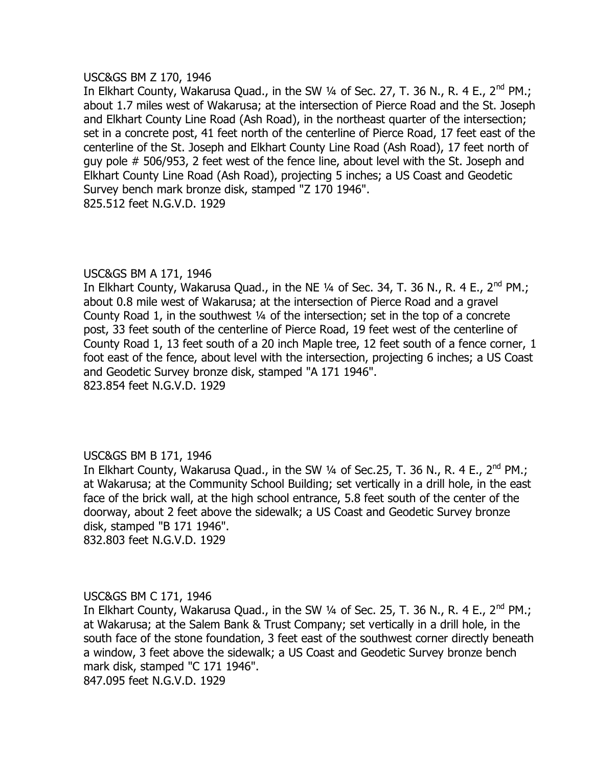USC&GS BM Z 170, 1946

In Elkhart County, Wakarusa Quad., in the SW ¼ of Sec. 27, T. 36 N., R. 4 E., 2nd PM.; about 1.7 miles west of Wakarusa; at the intersection of Pierce Road and the St. Joseph and Elkhart County Line Road (Ash Road), in the northeast quarter of the intersection; set in a concrete post, 41 feet north of the centerline of Pierce Road, 17 feet east of the centerline of the St. Joseph and Elkhart County Line Road (Ash Road), 17 feet north of guy pole # 506/953, 2 feet west of the fence line, about level with the St. Joseph and Elkhart County Line Road (Ash Road), projecting 5 inches; a US Coast and Geodetic Survey bench mark bronze disk, stamped "Z 170 1946".

825.512 feet N.G.V.D. 1929

USC&GS BM A 171, 1946

In Elkhart County, Wakarusa Quad., in the NE ¼ of Sec. 34, T. 36 N., R. 4 E., 2nd PM.; about 0.8 mile west of Wakarusa; at the intersection of Pierce Road and a gravel County Road 1, in the southwest ¼ of the intersection; set in the top of a concrete post, 33 feet south of the centerline of Pierce Road, 19 feet west of the centerline of County Road 1, 13 feet south of a 20 inch Maple tree, 12 feet south of a fence corner, 1 foot east of the fence, about level with the intersection, projecting 6 inches; a US Coast and Geodetic Survey bronze disk, stamped "A 171 1946".

823.854 feet N.G.V.D. 1929

USC&GS BM B 171, 1946

In Elkhart County, Wakarusa Quad., in the SW ¼ of Sec.25, T. 36 N., R. 4 E., 2nd PM.; at Wakarusa; at the Community School Building; set vertically in a drill hole, in the east face of the brick wall, at the high school entrance, 5.8 feet south of the center of the doorway, about 2 feet above the sidewalk; a US Coast and Geodetic Survey bronze disk, stamped "B 171 1946".

832.803 feet N.G.V.D. 1929

USC&GS BM C 171, 1946

In Elkhart County, Wakarusa Quad., in the SW ¼ of Sec. 25, T. 36 N., R. 4 E., 2nd PM.; at Wakarusa; at the Salem Bank & Trust Company; set vertically in a drill hole, in the south face of the stone foundation, 3 feet east of the southwest corner directly beneath a window, 3 feet above the sidewalk; a US Coast and Geodetic Survey bronze bench mark disk, stamped "C 171 1946".

847.095 feet N.G.V.D. 1929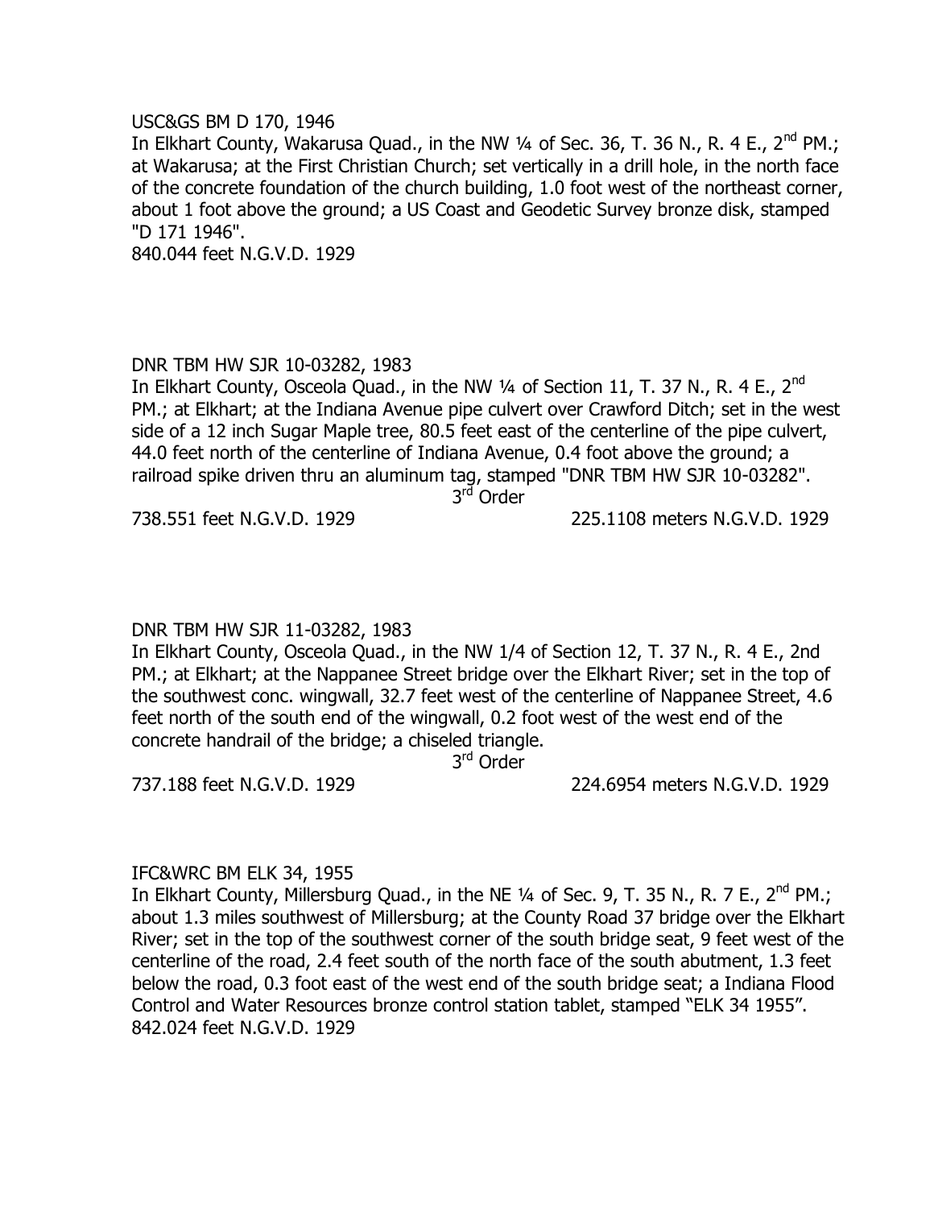USC&GS BM D 170, 1946

In Elkhart County, Wakarusa Quad., in the NW ¼ of Sec. 36, T. 36 N., R. 4 E., 2nd PM.; at Wakarusa; at the First Christian Church; set vertically in a drill hole, in the north face of the concrete foundation of the church building, 1.0 foot west of the northeast corner, about 1 foot above the ground; a US Coast and Geodetic Survey bronze disk, stamped "D 171 1946".

840.044 feet N.G.V.D. 1929

DNR TBM HW SJR 10-03282, 1983

In Elkhart County, Osceola Quad., in the NW ¼ of Section 11, T. 37 N., R. 4 E., 2nd PM.; at Elkhart; at the Indiana Avenue pipe culvert over Crawford Ditch; set in the west side of a 12 inch Sugar Maple tree, 80.5 feet east of the centerline of the pipe culvert, 44.0 feet north of the centerline of Indiana Avenue, 0.4 foot above the ground; a railroad spike driven thru an aluminum tag, stamped "DNR TBM HW SJR 10-03282".

3rd Order

738.551 feet N.G.V.D. 1929 225.1108 meters N.G.V.D. 1929

DNR TBM HW SJR 11-03282, 1983

In Elkhart County, Osceola Quad., in the NW 1/4 of Section 12, T. 37 N., R. 4 E., 2nd PM.; at Elkhart; at the Nappanee Street bridge over the Elkhart River; set in the top of the southwest conc. wingwall, 32.7 feet west of the centerline of Nappanee Street, 4.6 feet north of the south end of the wingwall, 0.2 foot west of the west end of the concrete handrail of the bridge; a chiseled triangle.

3rd Order

737.188 feet N.G.V.D. 1929 224.6954 meters N.G.V.D. 1929

IFC&WRC BM ELK 34, 1955

In Elkhart County, Millersburg Quad., in the NE ¼ of Sec. 9, T. 35 N., R. 7 E., 2nd PM.; about 1.3 miles southwest of Millersburg; at the County Road 37 bridge over the Elkhart River; set in the top of the southwest corner of the south bridge seat, 9 feet west of the centerline of the road, 2.4 feet south of the north face of the south abutment, 1.3 feet below the road, 0.3 foot east of the west end of the south bridge seat; a Indiana Flood Control and Water Resources bronze control station tablet, stamped "ELK 34 1955".

842.024 feet N.G.V.D. 1929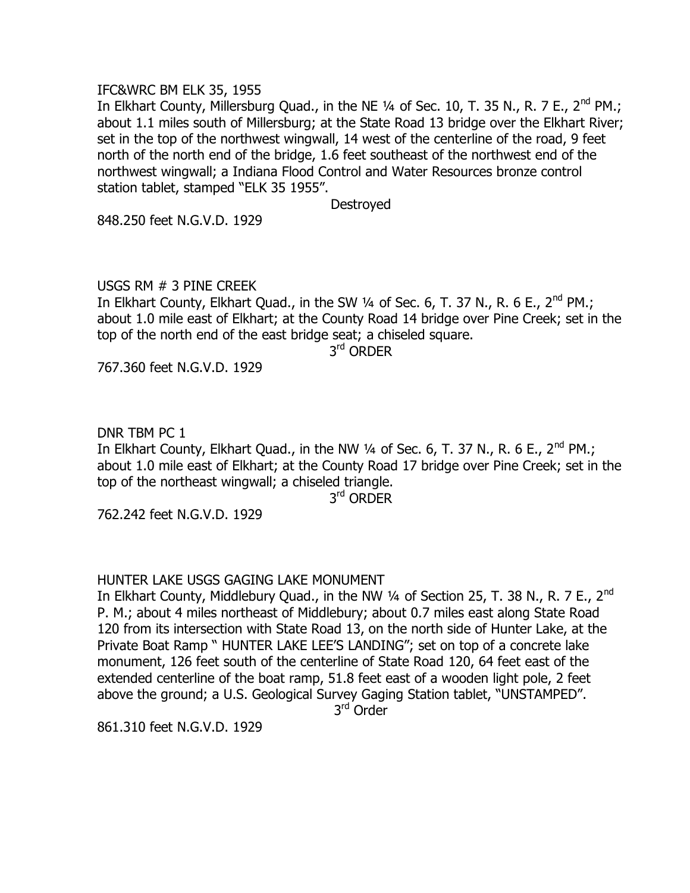IFC&WRC BM ELK 35, 1955

In Elkhart County, Millersburg Quad., in the NE ¼ of Sec. 10, T. 35 N., R. 7 E., 2nd PM.; about 1.1 miles south of Millersburg; at the State Road 13 bridge over the Elkhart River; set in the top of the northwest wingwall, 14 west of the centerline of the road, 9 feet north of the north end of the bridge, 1.6 feet southeast of the northwest end of the northwest wingwall; a Indiana Flood Control and Water Resources bronze control station tablet, stamped "ELK 35 1955".

Destroyed

848.250 feet N.G.V.D. 1929

USGS RM # 3 PINE CREEK

In Elkhart County, Elkhart Quad., in the SW ¼ of Sec. 6, T. 37 N., R. 6 E., 2nd PM.; about 1.0 mile east of Elkhart; at the County Road 14 bridge over Pine Creek; set in the top of the north end of the east bridge seat; a chiseled square.

3rd ORDER

767.360 feet N.G.V.D. 1929

DNR TBM PC 1

In Elkhart County, Elkhart Quad., in the NW ¼ of Sec. 6, T. 37 N., R. 6 E., 2nd PM.; about 1.0 mile east of Elkhart; at the County Road 17 bridge over Pine Creek; set in the top of the northeast wingwall; a chiseled triangle.

3rd ORDER

762.242 feet N.G.V.D. 1929

HUNTER LAKE USGS GAGING LAKE MONUMENT

In Elkhart County, Middlebury Quad., in the NW ¼ of Section 25, T. 38 N., R. 7 E., 2nd P. M.; about 4 miles northeast of Middlebury; about 0.7 miles east along State Road 120 from its intersection with State Road 13, on the north side of Hunter Lake, at the Private Boat Ramp " HUNTER LAKE LEE'S LANDING"; set on top of a concrete lake monument, 126 feet south of the centerline of State Road 120, 64 feet east of the extended centerline of the boat ramp, 51.8 feet east of a wooden light pole, 2 feet above the ground; a U.S. Geological Survey Gaging Station tablet, "UNSTAMPED".

3rd Order

861.310 feet N.G.V.D. 1929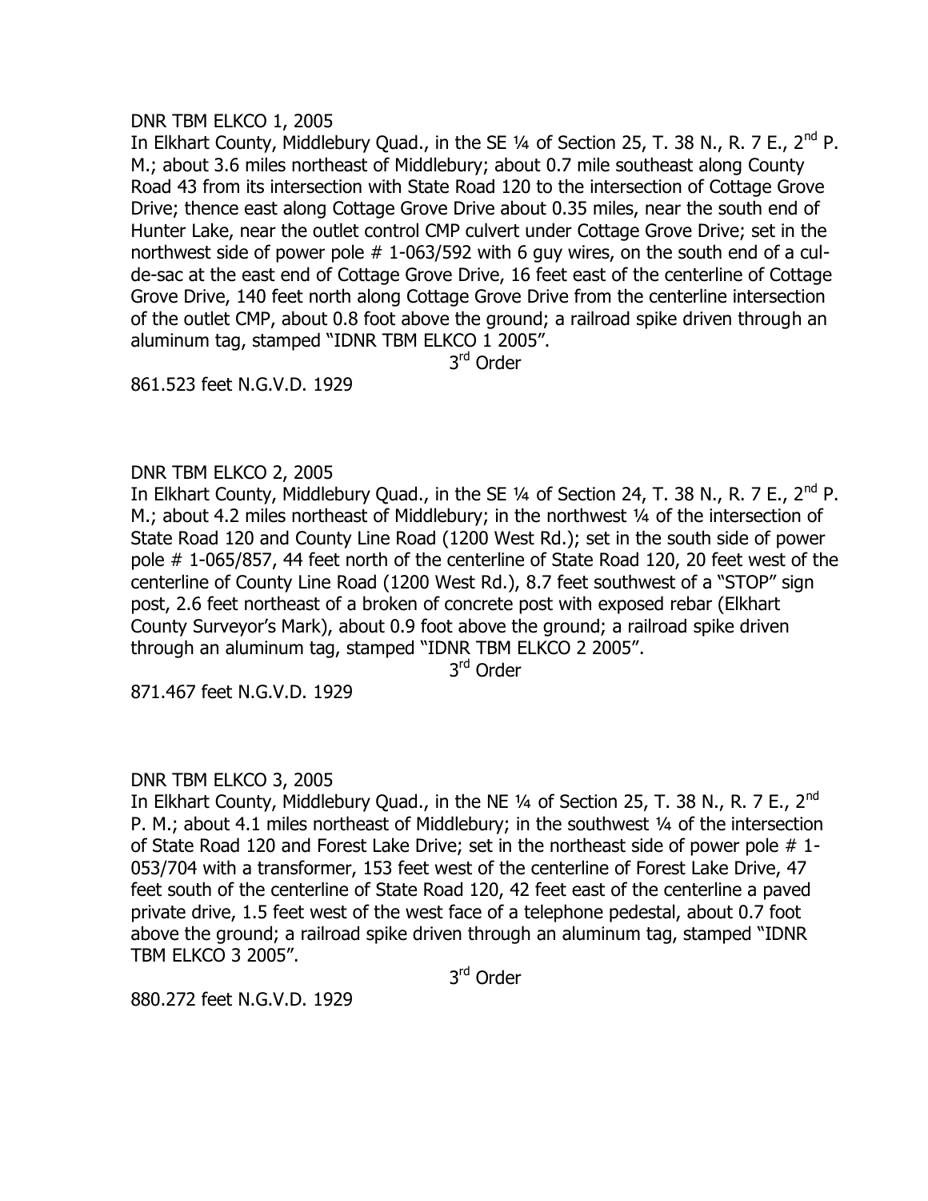DNR TBM ELKCO 1, 2005

In Elkhart County, Middlebury Quad., in the SE ¼ of Section 25, T. 38 N., R. 7 E., 2nd P. M.; about 3.6 miles northeast of Middlebury; about 0.7 mile southeast along County Road 43 from its intersection with State Road 120 to the intersection of Cottage Grove Drive; thence east along Cottage Grove Drive about 0.35 miles, near the south end of Hunter Lake, near the outlet control CMP culvert under Cottage Grove Drive; set in the northwest side of power pole # 1-063/592 with 6 guy wires, on the south end of a cul-de-sac at the east end of Cottage Grove Drive, 16 feet east of the centerline of Cottage Grove Drive, 140 feet north along Cottage Grove Drive from the centerline intersection of the outlet CMP, about 0.8 foot above the ground; a railroad spike driven through an aluminum tag, stamped "IDNR TBM ELKCO 1 2005".

3rd Order

861.523 feet N.G.V.D. 1929

DNR TBM ELKCO 2, 2005

In Elkhart County, Middlebury Quad., in the SE ¼ of Section 24, T. 38 N., R. 7 E., 2nd P. M.; about 4.2 miles northeast of Middlebury; in the northwest ¼ of the intersection of State Road 120 and County Line Road (1200 West Rd.); set in the south side of power pole # 1-065/857, 44 feet north of the centerline of State Road 120, 20 feet west of the centerline of County Line Road (1200 West Rd.), 8.7 feet southwest of a "STOP" sign post, 2.6 feet northeast of a broken of concrete post with exposed rebar (Elkhart County Surveyor's Mark), about 0.9 foot above the ground; a railroad spike driven through an aluminum tag, stamped "IDNR TBM ELKCO 2 2005".

3rd Order

871.467 feet N.G.V.D. 1929

DNR TBM ELKCO 3, 2005

In Elkhart County, Middlebury Quad., in the NE ¼ of Section 25, T. 38 N., R. 7 E., 2nd P. M.; about 4.1 miles northeast of Middlebury; in the southwest ¼ of the intersection of State Road 120 and Forest Lake Drive; set in the northeast side of power pole # 1-053/704 with a transformer, 153 feet west of the centerline of Forest Lake Drive, 47 feet south of the centerline of State Road 120, 42 feet east of the centerline a paved private drive, 1.5 feet west of the west face of a telephone pedestal, about 0.7 foot above the ground; a railroad spike driven through an aluminum tag, stamped "IDNR TBM ELKCO 3 2005".

3rd Order

880.272 feet N.G.V.D. 1929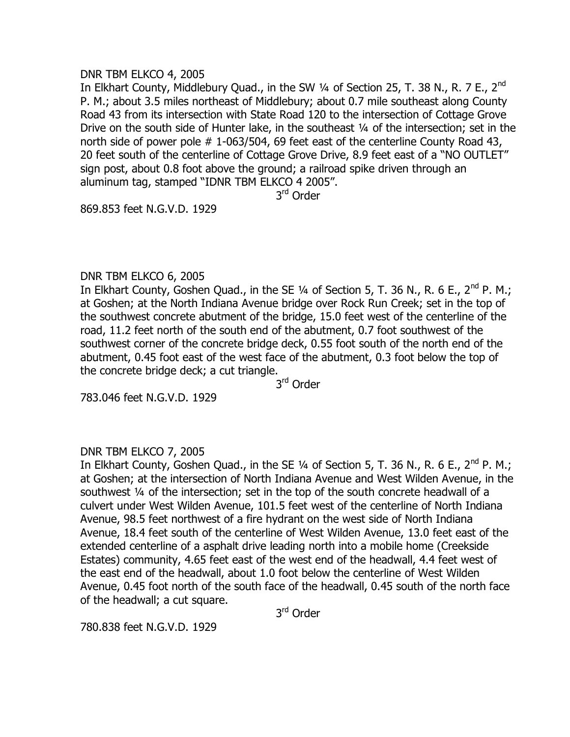DNR TBM ELKCO 4, 2005

In Elkhart County, Middlebury Quad., in the SW ¼ of Section 25, T. 38 N., R. 7 E., 2nd P. M.; about 3.5 miles northeast of Middlebury; about 0.7 mile southeast along County Road 43 from its intersection with State Road 120 to the intersection of Cottage Grove Drive on the south side of Hunter lake, in the southeast ¼ of the intersection; set in the north side of power pole # 1-063/504, 69 feet east of the centerline County Road 43, 20 feet south of the centerline of Cottage Grove Drive, 8.9 feet east of a "NO OUTLET" sign post, about 0.8 foot above the ground; a railroad spike driven through an aluminum tag, stamped "IDNR TBM ELKCO 4 2005".

3rd Order

869.853 feet N.G.V.D. 1929

DNR TBM ELKCO 6, 2005

In Elkhart County, Goshen Quad., in the SE ¼ of Section 5, T. 36 N., R. 6 E., 2nd P. M.; at Goshen; at the North Indiana Avenue bridge over Rock Run Creek; set in the top of the southwest concrete abutment of the bridge, 15.0 feet west of the centerline of the road, 11.2 feet north of the south end of the abutment, 0.7 foot southwest of the southwest corner of the concrete bridge deck, 0.55 foot south of the north end of the abutment, 0.45 foot east of the west face of the abutment, 0.3 foot below the top of the concrete bridge deck; a cut triangle.

3rd Order

783.046 feet N.G.V.D. 1929

DNR TBM ELKCO 7, 2005

In Elkhart County, Goshen Quad., in the SE ¼ of Section 5, T. 36 N., R. 6 E., 2nd P. M.; at Goshen; at the intersection of North Indiana Avenue and West Wilden Avenue, in the southwest ¼ of the intersection; set in the top of the south concrete headwall of a culvert under West Wilden Avenue, 101.5 feet west of the centerline of North Indiana Avenue, 98.5 feet northwest of a fire hydrant on the west side of North Indiana Avenue, 18.4 feet south of the centerline of West Wilden Avenue, 13.0 feet east of the extended centerline of a asphalt drive leading north into a mobile home (Creekside Estates) community, 4.65 feet east of the west end of the headwall, 4.4 feet west of the east end of the headwall, about 1.0 foot below the centerline of West Wilden Avenue, 0.45 foot north of the south face of the headwall, 0.45 south of the north face of the headwall; a cut square.

3rd Order

780.838 feet N.G.V.D. 1929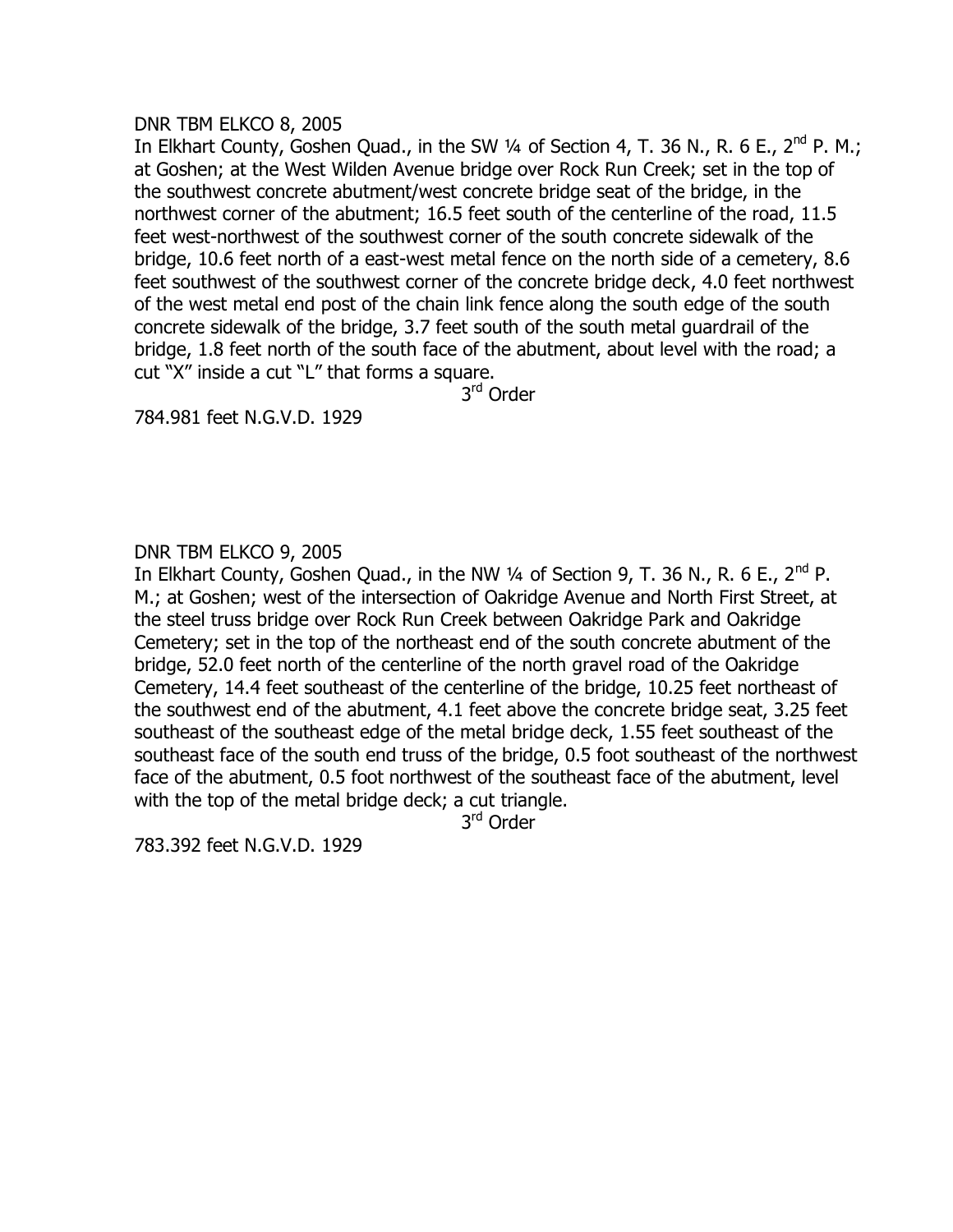DNR TBM ELKCO 8, 2005

In Elkhart County, Goshen Quad., in the SW ¼ of Section 4, T. 36 N., R. 6 E., 2nd P. M.; at Goshen; at the West Wilden Avenue bridge over Rock Run Creek; set in the top of the southwest concrete abutment/west concrete bridge seat of the bridge, in the northwest corner of the abutment; 16.5 feet south of the centerline of the road, 11.5 feet west-northwest of the southwest corner of the south concrete sidewalk of the bridge, 10.6 feet north of a east-west metal fence on the north side of a cemetery, 8.6 feet southwest of the southwest corner of the concrete bridge deck, 4.0 feet northwest of the west metal end post of the chain link fence along the south edge of the south concrete sidewalk of the bridge, 3.7 feet south of the south metal guardrail of the bridge, 1.8 feet north of the south face of the abutment, about level with the road; a cut "X" inside a cut "L" that forms a square.

3rd Order

784.981 feet N.G.V.D. 1929

DNR TBM ELKCO 9, 2005

In Elkhart County, Goshen Quad., in the NW ¼ of Section 9, T. 36 N., R. 6 E., 2nd P. M.; at Goshen; west of the intersection of Oakridge Avenue and North First Street, at the steel truss bridge over Rock Run Creek between Oakridge Park and Oakridge Cemetery; set in the top of the northeast end of the south concrete abutment of the bridge, 52.0 feet north of the centerline of the north gravel road of the Oakridge Cemetery, 14.4 feet southeast of the centerline of the bridge, 10.25 feet northeast of the southwest end of the abutment, 4.1 feet above the concrete bridge seat, 3.25 feet southeast of the southeast edge of the metal bridge deck, 1.55 feet southeast of the southeast face of the south end truss of the bridge, 0.5 foot southeast of the northwest face of the abutment, 0.5 foot northwest of the southeast face of the abutment, level with the top of the metal bridge deck; a cut triangle.

3rd Order

783.392 feet N.G.V.D. 1929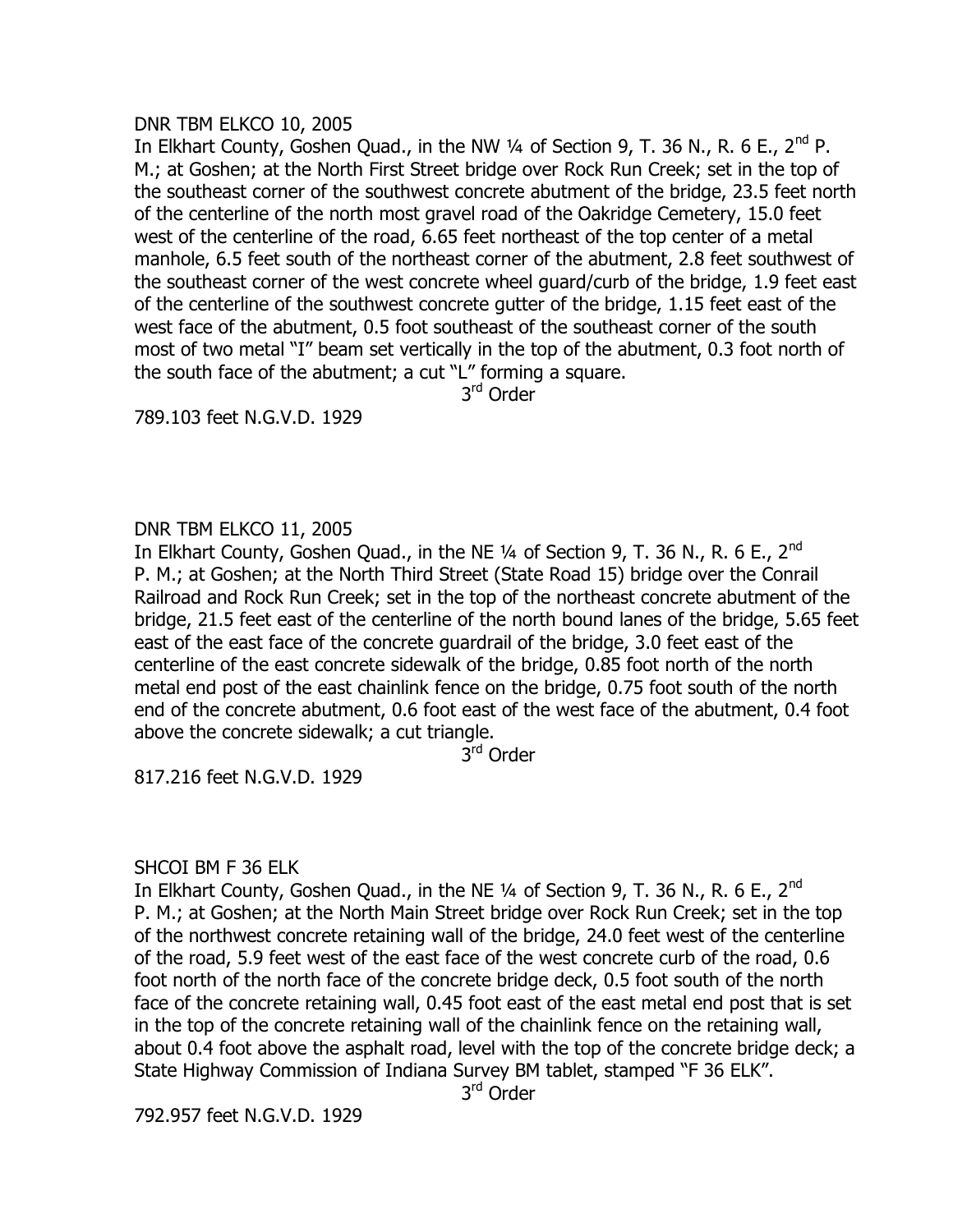DNR TBM ELKCO 10, 2005

In Elkhart County, Goshen Quad., in the NW ¼ of Section 9, T. 36 N., R. 6 E., 2nd P. M.; at Goshen; at the North First Street bridge over Rock Run Creek; set in the top of the southeast corner of the southwest concrete abutment of the bridge, 23.5 feet north of the centerline of the north most gravel road of the Oakridge Cemetery, 15.0 feet west of the centerline of the road, 6.65 feet northeast of the top center of a metal manhole, 6.5 feet south of the northeast corner of the abutment, 2.8 feet southwest of the southeast corner of the west concrete wheel guard/curb of the bridge, 1.9 feet east of the centerline of the southwest concrete gutter of the bridge, 1.15 feet east of the west face of the abutment, 0.5 foot southeast of the southeast corner of the south most of two metal "I" beam set vertically in the top of the abutment, 0.3 foot north of the south face of the abutment; a cut "L" forming a square.

3rd Order

789.103 feet N.G.V.D. 1929

DNR TBM ELKCO 11, 2005

In Elkhart County, Goshen Quad., in the NE ¼ of Section 9, T. 36 N., R. 6 E., 2nd P. M.; at Goshen; at the North Third Street (State Road 15) bridge over the Conrail Railroad and Rock Run Creek; set in the top of the northeast concrete abutment of the bridge, 21.5 feet east of the centerline of the north bound lanes of the bridge, 5.65 feet east of the east face of the concrete guardrail of the bridge, 3.0 feet east of the centerline of the east concrete sidewalk of the bridge, 0.85 foot north of the north metal end post of the east chainlink fence on the bridge, 0.75 foot south of the north end of the concrete abutment, 0.6 foot east of the west face of the abutment, 0.4 foot above the concrete sidewalk; a cut triangle.

3rd Order

817.216 feet N.G.V.D. 1929

SHCOI BM F 36 ELK

In Elkhart County, Goshen Quad., in the NE ¼ of Section 9, T. 36 N., R. 6 E., 2nd P. M.; at Goshen; at the North Main Street bridge over Rock Run Creek; set in the top of the northwest concrete retaining wall of the bridge, 24.0 feet west of the centerline of the road, 5.9 feet west of the east face of the west concrete curb of the road, 0.6 foot north of the north face of the concrete bridge deck, 0.5 foot south of the north face of the concrete retaining wall, 0.45 foot east of the east metal end post that is set in the top of the concrete retaining wall of the chainlink fence on the retaining wall, about 0.4 foot above the asphalt road, level with the top of the concrete bridge deck; a State Highway Commission of Indiana Survey BM tablet, stamped "F 36 ELK".

3rd Order

792.957 feet N.G.V.D. 1929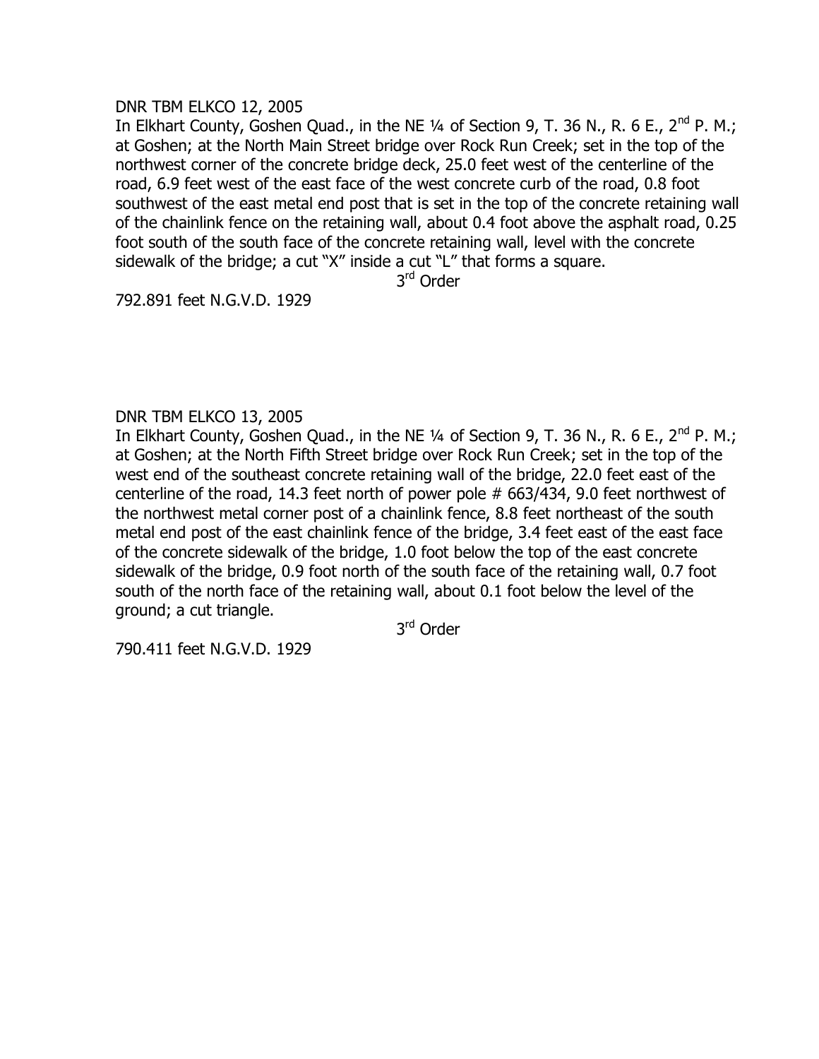DNR TBM ELKCO 12, 2005

In Elkhart County, Goshen Quad., in the NE ¼ of Section 9, T. 36 N., R. 6 E., 2nd P. M.; at Goshen; at the North Main Street bridge over Rock Run Creek; set in the top of the northwest corner of the concrete bridge deck, 25.0 feet west of the centerline of the road, 6.9 feet west of the east face of the west concrete curb of the road, 0.8 foot southwest of the east metal end post that is set in the top of the concrete retaining wall of the chainlink fence on the retaining wall, about 0.4 foot above the asphalt road, 0.25 foot south of the south face of the concrete retaining wall, level with the concrete sidewalk of the bridge; a cut "X" inside a cut "L" that forms a square.

3rd Order

792.891 feet N.G.V.D. 1929

DNR TBM ELKCO 13, 2005

In Elkhart County, Goshen Quad., in the NE ¼ of Section 9, T. 36 N., R. 6 E., 2nd P. M.; at Goshen; at the North Fifth Street bridge over Rock Run Creek; set in the top of the west end of the southeast concrete retaining wall of the bridge, 22.0 feet east of the centerline of the road, 14.3 feet north of power pole # 663/434, 9.0 feet northwest of the northwest metal corner post of a chainlink fence, 8.8 feet northeast of the south metal end post of the east chainlink fence of the bridge, 3.4 feet east of the east face of the concrete sidewalk of the bridge, 1.0 foot below the top of the east concrete sidewalk of the bridge, 0.9 foot north of the south face of the retaining wall, 0.7 foot south of the north face of the retaining wall, about 0.1 foot below the level of the ground; a cut triangle.

3rd Order

790.411 feet N.G.V.D. 1929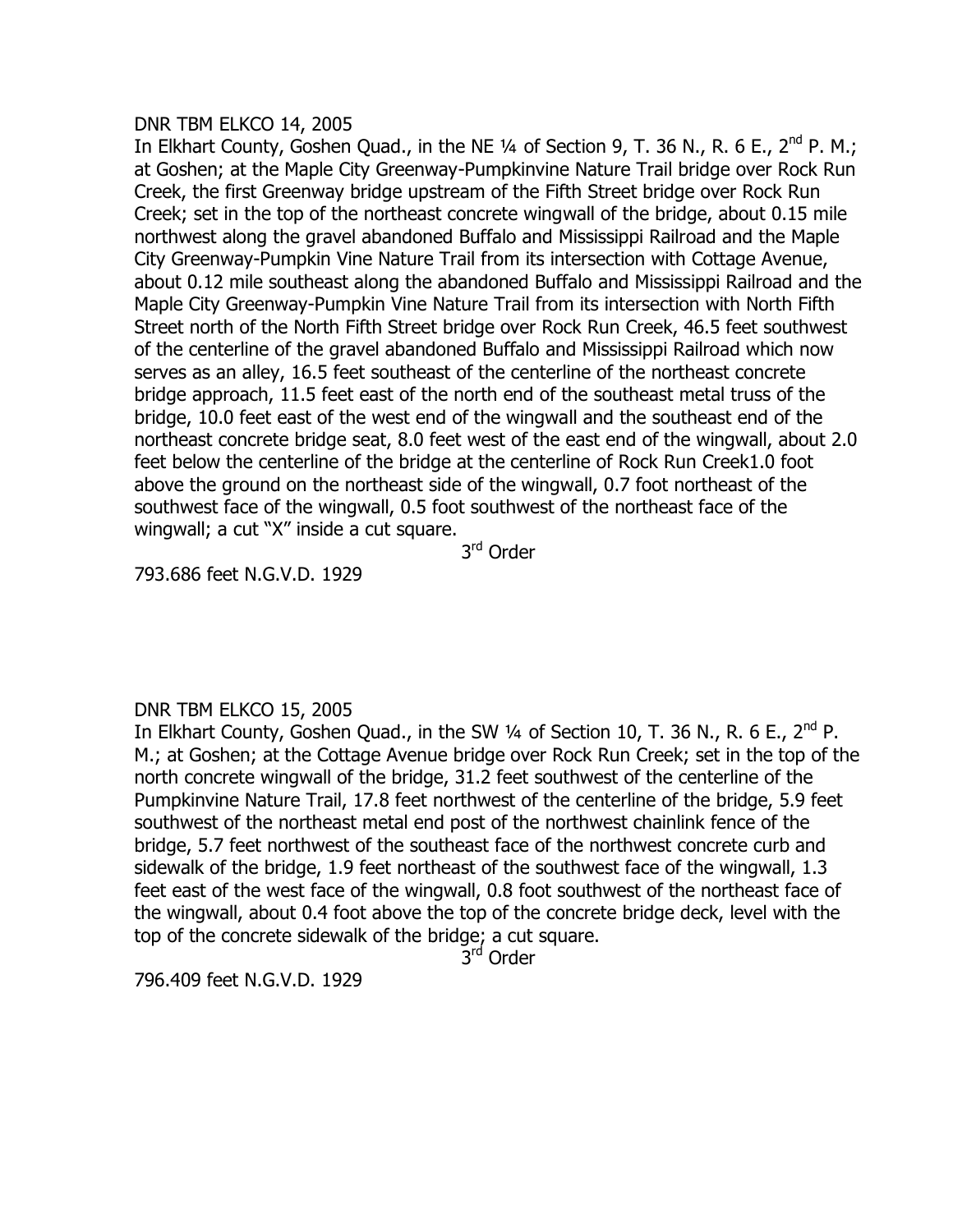DNR TBM ELKCO 14, 2005

In Elkhart County, Goshen Quad., in the NE ¼ of Section 9, T. 36 N., R. 6 E., 2nd P. M.; at Goshen; at the Maple City Greenway-Pumpkinvine Nature Trail bridge over Rock Run Creek, the first Greenway bridge upstream of the Fifth Street bridge over Rock Run Creek; set in the top of the northeast concrete wingwall of the bridge, about 0.15 mile northwest along the gravel abandoned Buffalo and Mississippi Railroad and the Maple City Greenway-Pumpkin Vine Nature Trail from its intersection with Cottage Avenue, about 0.12 mile southeast along the abandoned Buffalo and Mississippi Railroad and the Maple City Greenway-Pumpkin Vine Nature Trail from its intersection with North Fifth Street north of the North Fifth Street bridge over Rock Run Creek, 46.5 feet southwest of the centerline of the gravel abandoned Buffalo and Mississippi Railroad which now serves as an alley, 16.5 feet southeast of the centerline of the northeast concrete bridge approach, 11.5 feet east of the north end of the southeast metal truss of the bridge, 10.0 feet east of the west end of the wingwall and the southeast end of the northeast concrete bridge seat, 8.0 feet west of the east end of the wingwall, about 2.0 feet below the centerline of the bridge at the centerline of Rock Run Creek1.0 foot above the ground on the northeast side of the wingwall, 0.7 foot northeast of the southwest face of the wingwall, 0.5 foot southwest of the northeast face of the wingwall; a cut "X" inside a cut square.

3rd Order

793.686 feet N.G.V.D. 1929

DNR TBM ELKCO 15, 2005

In Elkhart County, Goshen Quad., in the SW ¼ of Section 10, T. 36 N., R. 6 E., 2nd P. M.; at Goshen; at the Cottage Avenue bridge over Rock Run Creek; set in the top of the north concrete wingwall of the bridge, 31.2 feet southwest of the centerline of the Pumpkinvine Nature Trail, 17.8 feet northwest of the centerline of the bridge, 5.9 feet southwest of the northeast metal end post of the northwest chainlink fence of the bridge, 5.7 feet northwest of the southeast face of the northwest concrete curb and sidewalk of the bridge, 1.9 feet northeast of the southwest face of the wingwall, 1.3 feet east of the west face of the wingwall, 0.8 foot southwest of the northeast face of the wingwall, about 0.4 foot above the top of the concrete bridge deck, level with the top of the concrete sidewalk of the bridge; a cut square.

3rd Order

796.409 feet N.G.V.D. 1929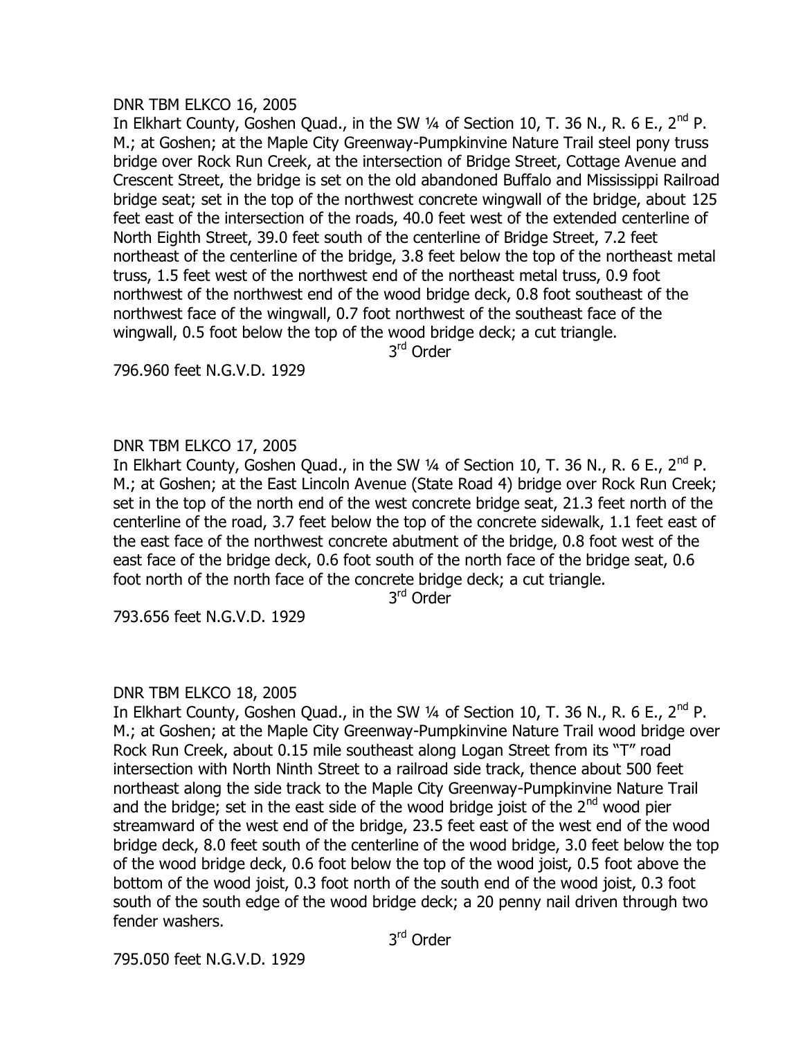DNR TBM ELKCO 16, 2005

In Elkhart County, Goshen Quad., in the SW ¼ of Section 10, T. 36 N., R. 6 E., 2nd P. M.; at Goshen; at the Maple City Greenway-Pumpkinvine Nature Trail steel pony truss bridge over Rock Run Creek, at the intersection of Bridge Street, Cottage Avenue and Crescent Street, the bridge is set on the old abandoned Buffalo and Mississippi Railroad bridge seat; set in the top of the northwest concrete wingwall of the bridge, about 125 feet east of the intersection of the roads, 40.0 feet west of the extended centerline of North Eighth Street, 39.0 feet south of the centerline of Bridge Street, 7.2 feet northeast of the centerline of the bridge, 3.8 feet below the top of the northeast metal truss, 1.5 feet west of the northwest end of the northeast metal truss, 0.9 foot northwest of the northwest end of the wood bridge deck, 0.8 foot southeast of the northwest face of the wingwall, 0.7 foot northwest of the southeast face of the wingwall, 0.5 foot below the top of the wood bridge deck; a cut triangle.

3rd Order

796.960 feet N.G.V.D. 1929

DNR TBM ELKCO 17, 2005

In Elkhart County, Goshen Quad., in the SW ¼ of Section 10, T. 36 N., R. 6 E., 2nd P. M.; at Goshen; at the East Lincoln Avenue (State Road 4) bridge over Rock Run Creek; set in the top of the north end of the west concrete bridge seat, 21.3 feet north of the centerline of the road, 3.7 feet below the top of the concrete sidewalk, 1.1 feet east of the east face of the northwest concrete abutment of the bridge, 0.8 foot west of the east face of the bridge deck, 0.6 foot south of the north face of the bridge seat, 0.6 foot north of the north face of the concrete bridge deck; a cut triangle.

3rd Order

793.656 feet N.G.V.D. 1929

DNR TBM ELKCO 18, 2005

In Elkhart County, Goshen Quad., in the SW ¼ of Section 10, T. 36 N., R. 6 E., 2nd P. M.; at Goshen; at the Maple City Greenway-Pumpkinvine Nature Trail wood bridge over Rock Run Creek, about 0.15 mile southeast along Logan Street from its "T" road intersection with North Ninth Street to a railroad side track, thence about 500 feet northeast along the side track to the Maple City Greenway-Pumpkinvine Nature Trail and the bridge; set in the east side of the wood bridge joist of the 2nd wood pier streamward of the west end of the bridge, 23.5 feet east of the west end of the wood bridge deck, 8.0 feet south of the centerline of the wood bridge, 3.0 feet below the top of the wood bridge deck, 0.6 foot below the top of the wood joist, 0.5 foot above the bottom of the wood joist, 0.3 foot north of the south end of the wood joist, 0.3 foot south of the south edge of the wood bridge deck; a 20 penny nail driven through two fender washers.

3rd Order

795.050 feet N.G.V.D. 1929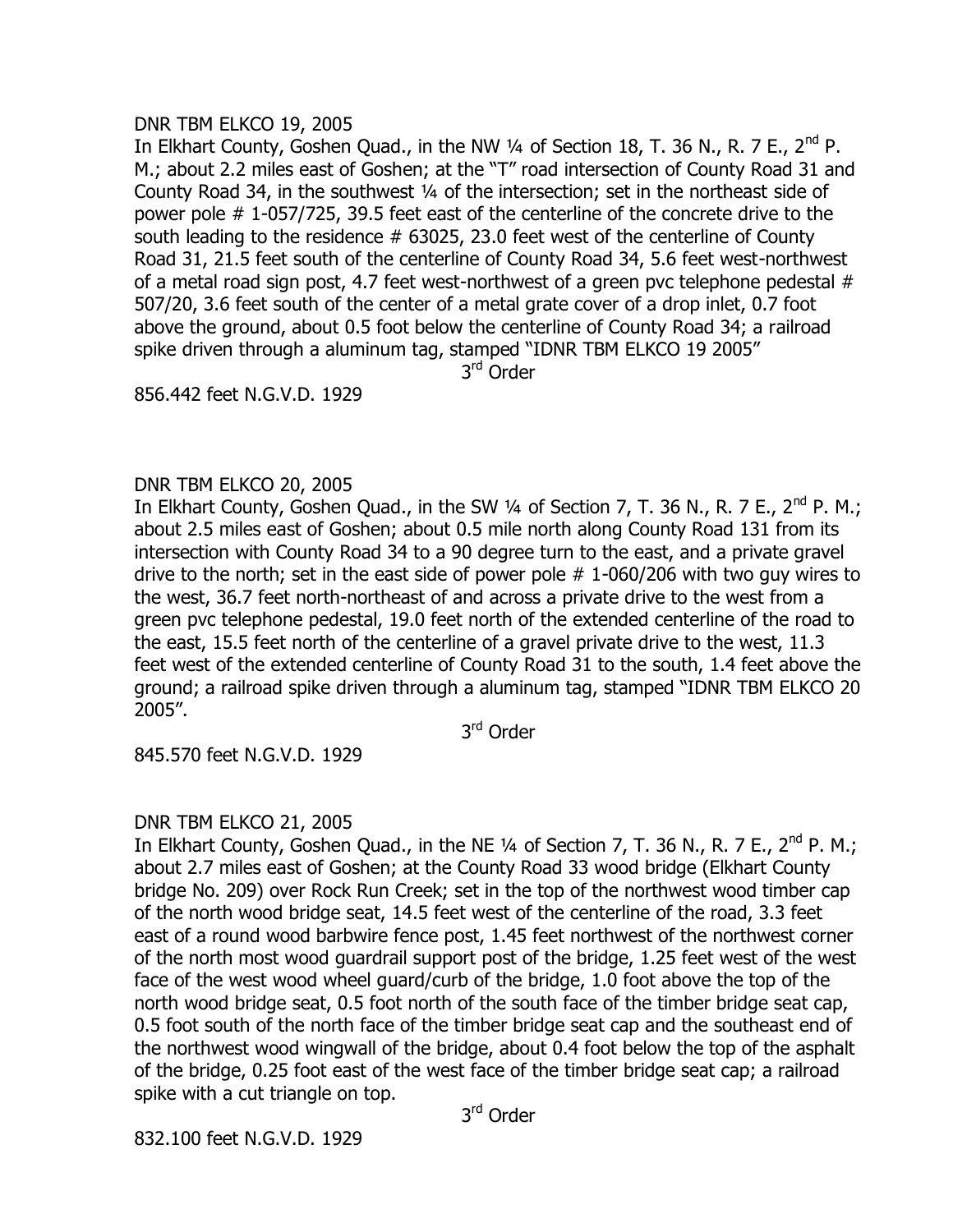DNR TBM ELKCO 19, 2005

In Elkhart County, Goshen Quad., in the NW ¼ of Section 18, T. 36 N., R. 7 E., 2nd P. M.; about 2.2 miles east of Goshen; at the "T" road intersection of County Road 31 and County Road 34, in the southwest ¼ of the intersection; set in the northeast side of power pole # 1-057/725, 39.5 feet east of the centerline of the concrete drive to the south leading to the residence # 63025, 23.0 feet west of the centerline of County Road 31, 21.5 feet south of the centerline of County Road 34, 5.6 feet west-northwest of a metal road sign post, 4.7 feet west-northwest of a green pvc telephone pedestal # 507/20, 3.6 feet south of the center of a metal grate cover of a drop inlet, 0.7 foot above the ground, about 0.5 foot below the centerline of County Road 34; a railroad spike driven through a aluminum tag, stamped "IDNR TBM ELKCO 19 2005"

3rd Order

856.442 feet N.G.V.D. 1929

DNR TBM ELKCO 20, 2005

In Elkhart County, Goshen Quad., in the SW ¼ of Section 7, T. 36 N., R. 7 E., 2nd P. M.; about 2.5 miles east of Goshen; about 0.5 mile north along County Road 131 from its intersection with County Road 34 to a 90 degree turn to the east, and a private gravel drive to the north; set in the east side of power pole # 1-060/206 with two guy wires to the west, 36.7 feet north-northeast of and across a private drive to the west from a green pvc telephone pedestal, 19.0 feet north of the extended centerline of the road to the east, 15.5 feet north of the centerline of a gravel private drive to the west, 11.3 feet west of the extended centerline of County Road 31 to the south, 1.4 feet above the ground; a railroad spike driven through a aluminum tag, stamped "IDNR TBM ELKCO 20 2005".

3rd Order

845.570 feet N.G.V.D. 1929

DNR TBM ELKCO 21, 2005

In Elkhart County, Goshen Quad., in the NE ¼ of Section 7, T. 36 N., R. 7 E., 2nd P. M.; about 2.7 miles east of Goshen; at the County Road 33 wood bridge (Elkhart County bridge No. 209) over Rock Run Creek; set in the top of the northwest wood timber cap of the north wood bridge seat, 14.5 feet west of the centerline of the road, 3.3 feet east of a round wood barbwire fence post, 1.45 feet northwest of the northwest corner of the north most wood guardrail support post of the bridge, 1.25 feet west of the west face of the west wood wheel guard/curb of the bridge, 1.0 foot above the top of the north wood bridge seat, 0.5 foot north of the south face of the timber bridge seat cap, 0.5 foot south of the north face of the timber bridge seat cap and the southeast end of the northwest wood wingwall of the bridge, about 0.4 foot below the top of the asphalt of the bridge, 0.25 foot east of the west face of the timber bridge seat cap; a railroad spike with a cut triangle on top.

3rd Order

832.100 feet N.G.V.D. 1929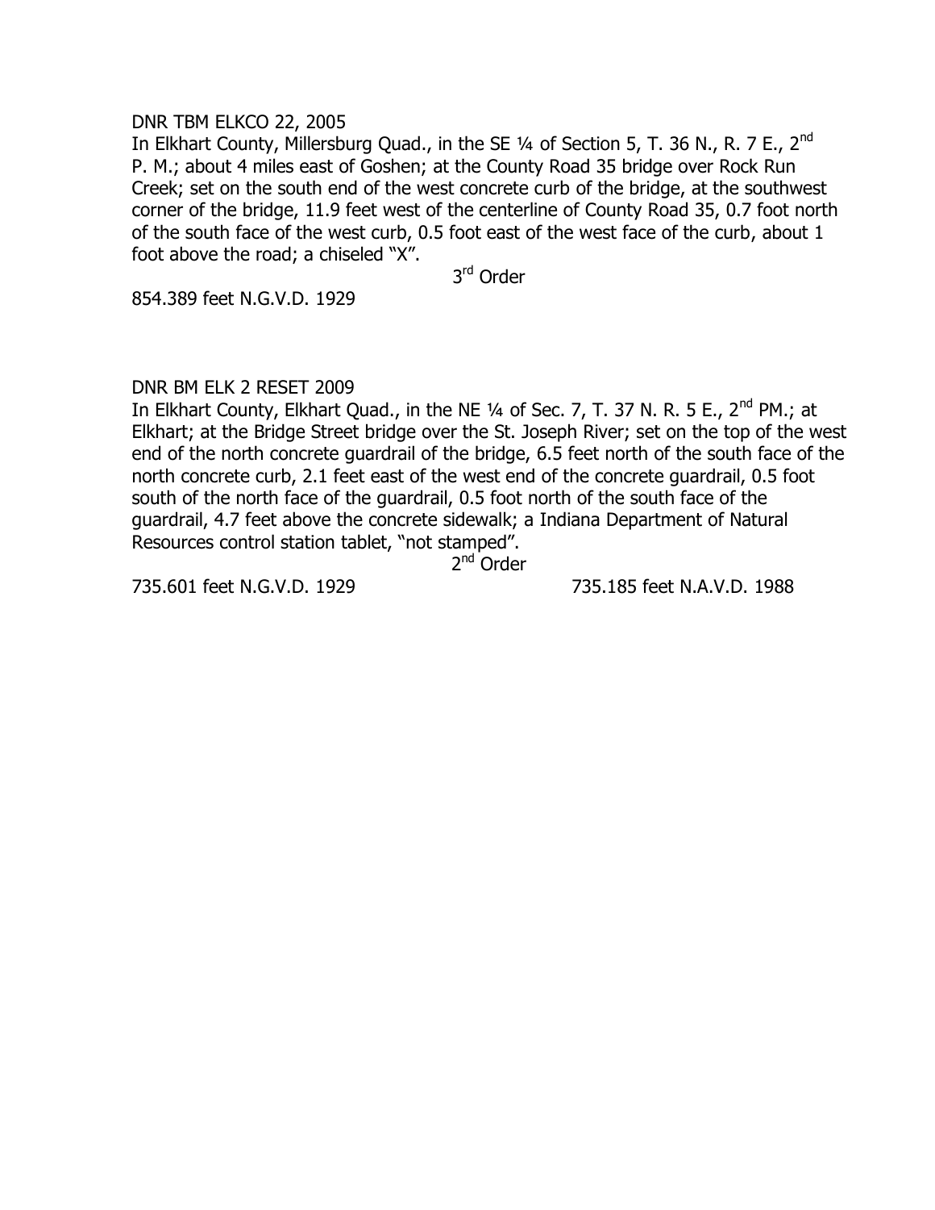DNR TBM ELKCO 22, 2005

In Elkhart County, Millersburg Quad., in the SE ¼ of Section 5, T. 36 N., R. 7 E., 2nd P. M.; about 4 miles east of Goshen; at the County Road 35 bridge over Rock Run Creek; set on the south end of the west concrete curb of the bridge, at the southwest corner of the bridge, 11.9 feet west of the centerline of County Road 35, 0.7 foot north of the south face of the west curb, 0.5 foot east of the west face of the curb, about 1 foot above the road; a chiseled "X".

3rd Order

854.389 feet N.G.V.D. 1929

DNR BM ELK 2 RESET 2009

In Elkhart County, Elkhart Quad., in the NE ¼ of Sec. 7, T. 37 N. R. 5 E., 2nd PM.; at Elkhart; at the Bridge Street bridge over the St. Joseph River; set on the top of the west end of the north concrete guardrail of the bridge, 6.5 feet north of the south face of the north concrete curb, 2.1 feet east of the west end of the concrete guardrail, 0.5 foot south of the north face of the guardrail, 0.5 foot north of the south face of the guardrail, 4.7 feet above the concrete sidewalk; a Indiana Department of Natural Resources control station tablet, "not stamped".

2nd Order

735.601 feet N.G.V.D. 1929 735.185 feet N.A.V.D. 1988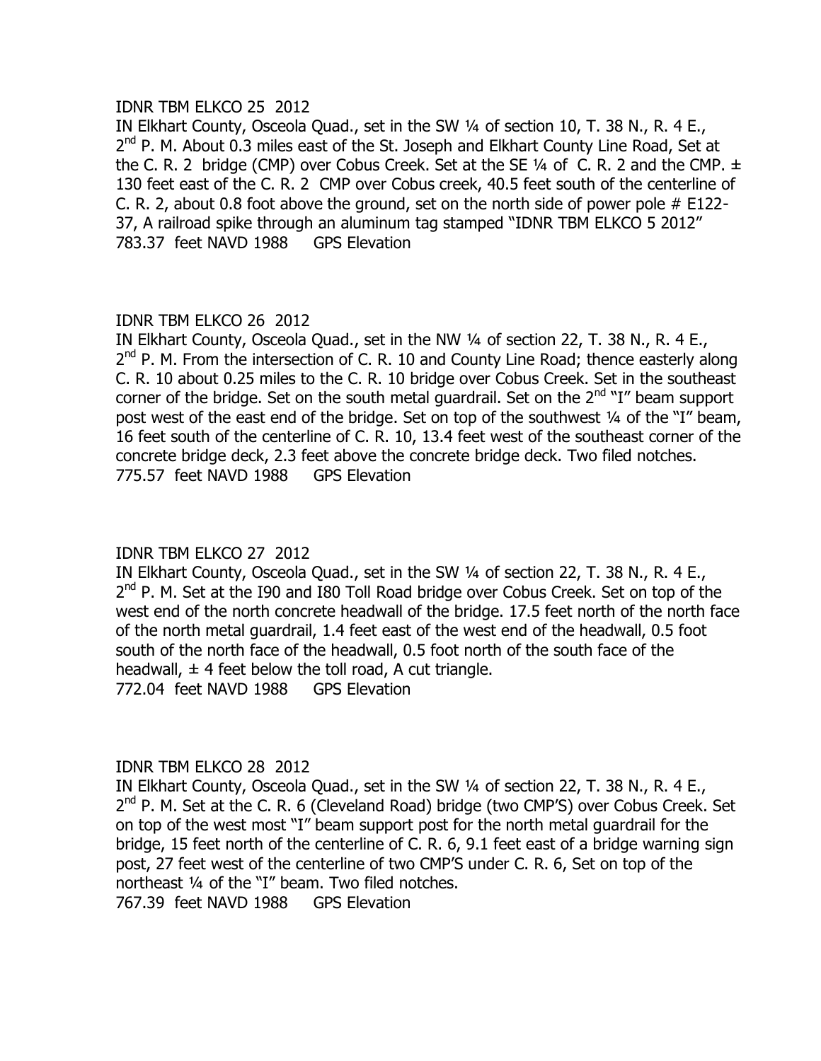IDNR TBM ELKCO 25 2012

IN Elkhart County, Osceola Quad., set in the SW ¼ of section 10, T. 38 N., R. 4 E., 2nd P. M. About 0.3 miles east of the St. Joseph and Elkhart County Line Road, Set at the C. R. 2 bridge (CMP) over Cobus Creek. Set at the SE ¼ of C. R. 2 and the CMP. ± 130 feet east of the C. R. 2 CMP over Cobus creek, 40.5 feet south of the centerline of C. R. 2, about 0.8 foot above the ground, set on the north side of power pole # E122-37, A railroad spike through an aluminum tag stamped "IDNR TBM ELKCO 5 2012"
783.37 feet NAVD 1988 GPS Elevation

IDNR TBM ELKCO 26 2012

IN Elkhart County, Osceola Quad., set in the NW ¼ of section 22, T. 38 N., R. 4 E., 2nd P. M. From the intersection of C. R. 10 and County Line Road; thence easterly along C. R. 10 about 0.25 miles to the C. R. 10 bridge over Cobus Creek. Set in the southeast corner of the bridge. Set on the south metal guardrail. Set on the 2nd "I" beam support post west of the east end of the bridge. Set on top of the southwest ¼ of the "I" beam, 16 feet south of the centerline of C. R. 10, 13.4 feet west of the southeast corner of the concrete bridge deck, 2.3 feet above the concrete bridge deck. Two filed notches.
775.57 feet NAVD 1988 GPS Elevation

IDNR TBM ELKCO 27 2012

IN Elkhart County, Osceola Quad., set in the SW ¼ of section 22, T. 38 N., R. 4 E., 2nd P. M. Set at the I90 and I80 Toll Road bridge over Cobus Creek. Set on top of the west end of the north concrete headwall of the bridge. 17.5 feet north of the north face of the north metal guardrail, 1.4 feet east of the west end of the headwall, 0.5 foot south of the north face of the headwall, 0.5 foot north of the south face of the headwall, ± 4 feet below the toll road, A cut triangle.
772.04 feet NAVD 1988 GPS Elevation

IDNR TBM ELKCO 28 2012

IN Elkhart County, Osceola Quad., set in the SW ¼ of section 22, T. 38 N., R. 4 E., 2nd P. M. Set at the C. R. 6 (Cleveland Road) bridge (two CMP'S) over Cobus Creek. Set on top of the west most "I" beam support post for the north metal guardrail for the bridge, 15 feet north of the centerline of C. R. 6, 9.1 feet east of a bridge warning sign post, 27 feet west of the centerline of two CMP'S under C. R. 6, Set on top of the northeast ¼ of the "I" beam. Two filed notches.
767.39 feet NAVD 1988 GPS Elevation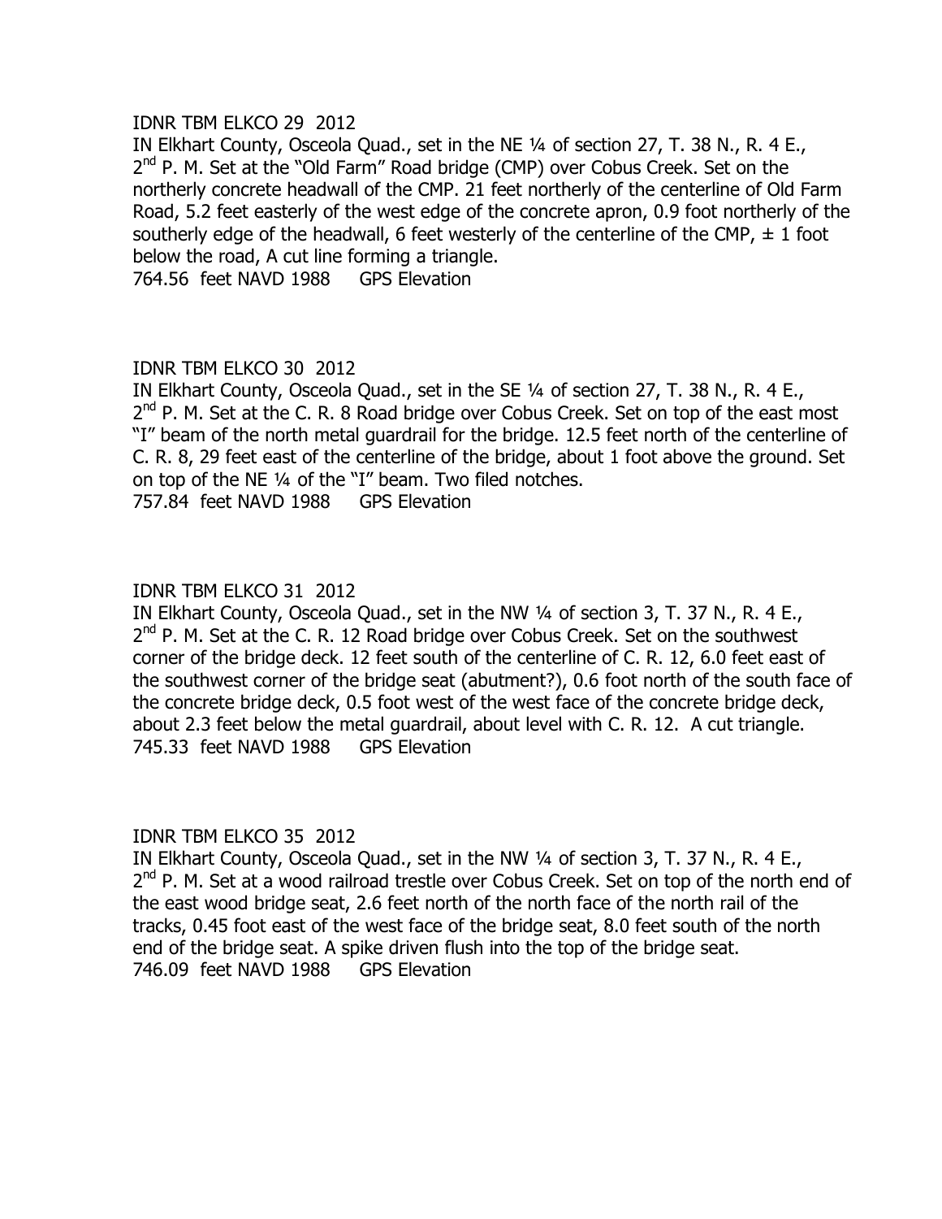IDNR TBM ELKCO 29 2012

IN Elkhart County, Osceola Quad., set in the NE ¼ of section 27, T. 38 N., R. 4 E., 2nd P. M. Set at the "Old Farm" Road bridge (CMP) over Cobus Creek. Set on the northerly concrete headwall of the CMP. 21 feet northerly of the centerline of Old Farm Road, 5.2 feet easterly of the west edge of the concrete apron, 0.9 foot northerly of the southerly edge of the headwall, 6 feet westerly of the centerline of the CMP, ± 1 foot below the road, A cut line forming a triangle.
764.56 feet NAVD 1988 GPS Elevation

IDNR TBM ELKCO 30 2012

IN Elkhart County, Osceola Quad., set in the SE ¼ of section 27, T. 38 N., R. 4 E., 2nd P. M. Set at the C. R. 8 Road bridge over Cobus Creek. Set on top of the east most "I" beam of the north metal guardrail for the bridge. 12.5 feet north of the centerline of C. R. 8, 29 feet east of the centerline of the bridge, about 1 foot above the ground. Set on top of the NE ¼ of the "I" beam. Two filed notches.
757.84 feet NAVD 1988 GPS Elevation

IDNR TBM ELKCO 31 2012

IN Elkhart County, Osceola Quad., set in the NW ¼ of section 3, T. 37 N., R. 4 E., 2nd P. M. Set at the C. R. 12 Road bridge over Cobus Creek. Set on the southwest corner of the bridge deck. 12 feet south of the centerline of C. R. 12, 6.0 feet east of the southwest corner of the bridge seat (abutment?), 0.6 foot north of the south face of the concrete bridge deck, 0.5 foot west of the west face of the concrete bridge deck, about 2.3 feet below the metal guardrail, about level with C. R. 12. A cut triangle.
745.33 feet NAVD 1988 GPS Elevation

IDNR TBM ELKCO 35 2012

IN Elkhart County, Osceola Quad., set in the NW ¼ of section 3, T. 37 N., R. 4 E., 2nd P. M. Set at a wood railroad trestle over Cobus Creek. Set on top of the north end of the east wood bridge seat, 2.6 feet north of the north face of the north rail of the tracks, 0.45 foot east of the west face of the bridge seat, 8.0 feet south of the north end of the bridge seat. A spike driven flush into the top of the bridge seat.
746.09 feet NAVD 1988 GPS Elevation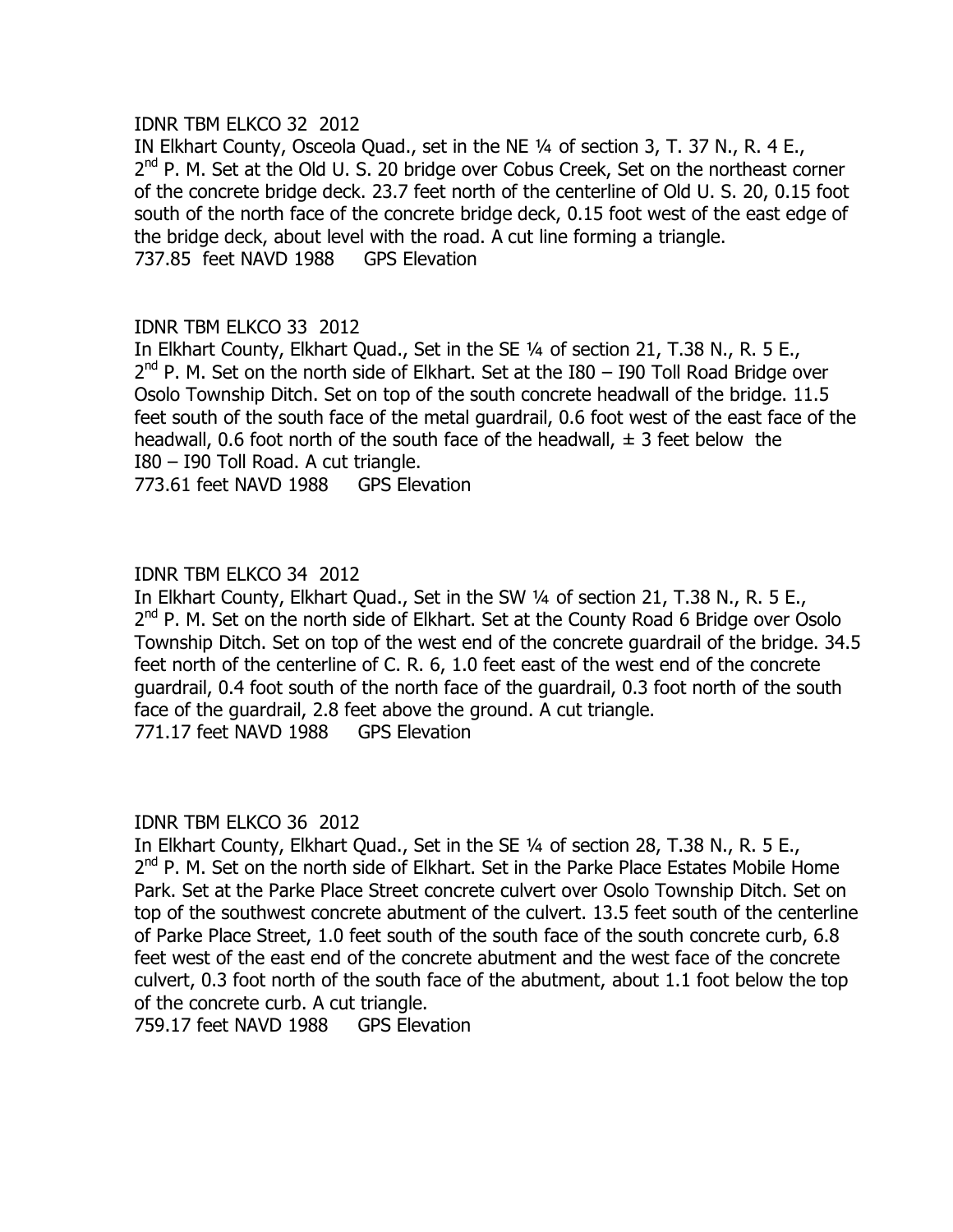IDNR TBM ELKCO 32 2012

IN Elkhart County, Osceola Quad., set in the NE ¼ of section 3, T. 37 N., R. 4 E., 2nd P. M. Set at the Old U. S. 20 bridge over Cobus Creek, Set on the northeast corner of the concrete bridge deck. 23.7 feet north of the centerline of Old U. S. 20, 0.15 foot south of the north face of the concrete bridge deck, 0.15 foot west of the east edge of the bridge deck, about level with the road. A cut line forming a triangle.
737.85 feet NAVD 1988 GPS Elevation

IDNR TBM ELKCO 33 2012

In Elkhart County, Elkhart Quad., Set in the SE ¼ of section 21, T.38 N., R. 5 E., 2nd P. M. Set on the north side of Elkhart. Set at the I80 – I90 Toll Road Bridge over Osolo Township Ditch. Set on top of the south concrete headwall of the bridge. 11.5 feet south of the south face of the metal guardrail, 0.6 foot west of the east face of the headwall, 0.6 foot north of the south face of the headwall, ± 3 feet below the I80 – I90 Toll Road. A cut triangle.
773.61 feet NAVD 1988 GPS Elevation

IDNR TBM ELKCO 34 2012

In Elkhart County, Elkhart Quad., Set in the SW ¼ of section 21, T.38 N., R. 5 E., 2nd P. M. Set on the north side of Elkhart. Set at the County Road 6 Bridge over Osolo Township Ditch. Set on top of the west end of the concrete guardrail of the bridge. 34.5 feet north of the centerline of C. R. 6, 1.0 feet east of the west end of the concrete guardrail, 0.4 foot south of the north face of the guardrail, 0.3 foot north of the south face of the guardrail, 2.8 feet above the ground. A cut triangle.
771.17 feet NAVD 1988 GPS Elevation

IDNR TBM ELKCO 36 2012

In Elkhart County, Elkhart Quad., Set in the SE ¼ of section 28, T.38 N., R. 5 E., 2nd P. M. Set on the north side of Elkhart. Set in the Parke Place Estates Mobile Home Park. Set at the Parke Place Street concrete culvert over Osolo Township Ditch. Set on top of the southwest concrete abutment of the culvert. 13.5 feet south of the centerline of Parke Place Street, 1.0 feet south of the south face of the south concrete curb, 6.8 feet west of the east end of the concrete abutment and the west face of the concrete culvert, 0.3 foot north of the south face of the abutment, about 1.1 foot below the top of the concrete curb. A cut triangle.
759.17 feet NAVD 1988 GPS Elevation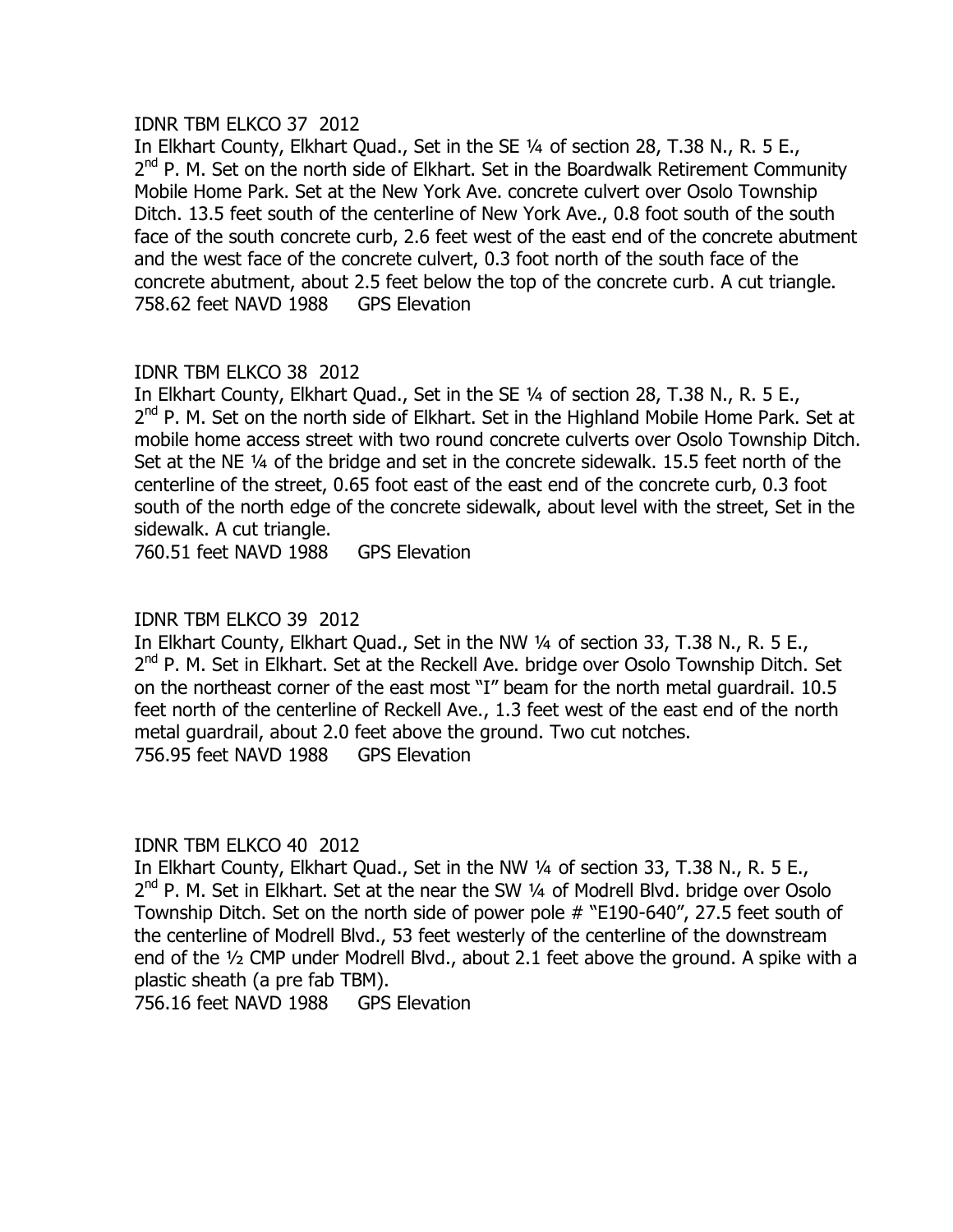IDNR TBM ELKCO 37  2012

In Elkhart County, Elkhart Quad., Set in the SE ¼ of section 28, T.38 N., R. 5 E., 2nd P. M. Set on the north side of Elkhart. Set in the Boardwalk Retirement Community Mobile Home Park. Set at the New York Ave. concrete culvert over Osolo Township Ditch. 13.5 feet south of the centerline of New York Ave., 0.8 foot south of the south face of the south concrete curb, 2.6 feet west of the east end of the concrete abutment and the west face of the concrete culvert, 0.3 foot north of the south face of the concrete abutment, about 2.5 feet below the top of the concrete curb. A cut triangle.

758.62 feet NAVD 1988     GPS Elevation

IDNR TBM ELKCO 38  2012

In Elkhart County, Elkhart Quad., Set in the SE ¼ of section 28, T.38 N., R. 5 E., 2nd P. M. Set on the north side of Elkhart. Set in the Highland Mobile Home Park. Set at mobile home access street with two round concrete culverts over Osolo Township Ditch. Set at the NE ¼ of the bridge and set in the concrete sidewalk. 15.5 feet north of the centerline of the street, 0.65 foot east of the east end of the concrete curb, 0.3 foot south of the north edge of the concrete sidewalk, about level with the street, Set in the sidewalk. A cut triangle.

760.51 feet NAVD 1988     GPS Elevation

IDNR TBM ELKCO 39  2012

In Elkhart County, Elkhart Quad., Set in the NW ¼ of section 33, T.38 N., R. 5 E., 2nd P. M. Set in Elkhart. Set at the Reckell Ave. bridge over Osolo Township Ditch. Set on the northeast corner of the east most "I" beam for the north metal guardrail. 10.5 feet north of the centerline of Reckell Ave., 1.3 feet west of the east end of the north metal guardrail, about 2.0 feet above the ground. Two cut notches.

756.95 feet NAVD 1988     GPS Elevation

IDNR TBM ELKCO 40  2012

In Elkhart County, Elkhart Quad., Set in the NW ¼ of section 33, T.38 N., R. 5 E., 2nd P. M. Set in Elkhart. Set at the near the SW ¼ of Modrell Blvd. bridge over Osolo Township Ditch. Set on the north side of power pole # "E190-640", 27.5 feet south of the centerline of Modrell Blvd., 53 feet westerly of the centerline of the downstream end of the ½ CMP under Modrell Blvd., about 2.1 feet above the ground. A spike with a plastic sheath (a pre fab TBM).

756.16 feet NAVD 1988     GPS Elevation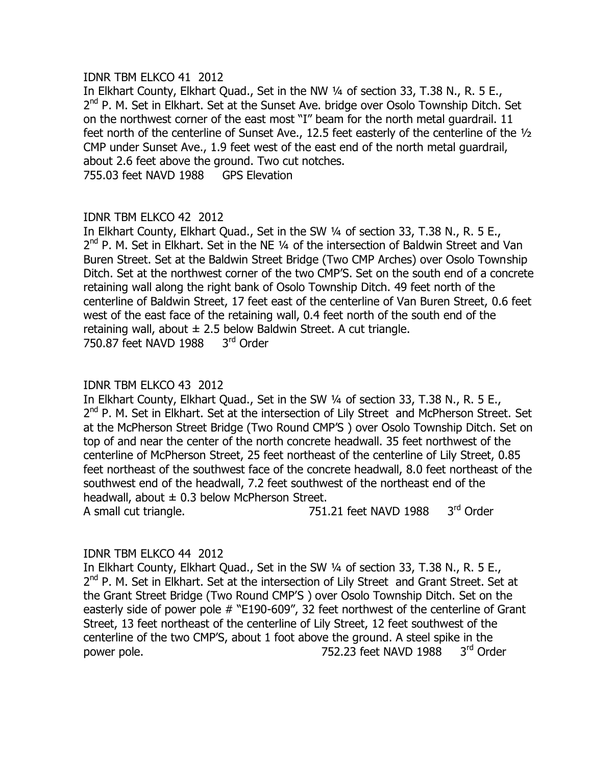IDNR TBM ELKCO 41 2012

In Elkhart County, Elkhart Quad., Set in the NW ¼ of section 33, T.38 N., R. 5 E., 2nd P. M. Set in Elkhart. Set at the Sunset Ave. bridge over Osolo Township Ditch. Set on the northwest corner of the east most "I" beam for the north metal guardrail. 11 feet north of the centerline of Sunset Ave., 12.5 feet easterly of the centerline of the ½ CMP under Sunset Ave., 1.9 feet west of the east end of the north metal guardrail, about 2.6 feet above the ground. Two cut notches.

755.03 feet NAVD 1988 GPS Elevation

IDNR TBM ELKCO 42 2012

In Elkhart County, Elkhart Quad., Set in the SW ¼ of section 33, T.38 N., R. 5 E., 2nd P. M. Set in Elkhart. Set in the NE ¼ of the intersection of Baldwin Street and Van Buren Street. Set at the Baldwin Street Bridge (Two CMP Arches) over Osolo Township Ditch. Set at the northwest corner of the two CMP'S. Set on the south end of a concrete retaining wall along the right bank of Osolo Township Ditch. 49 feet north of the centerline of Baldwin Street, 17 feet east of the centerline of Van Buren Street, 0.6 feet west of the east face of the retaining wall, 0.4 feet north of the south end of the retaining wall, about ± 2.5 below Baldwin Street. A cut triangle.

750.87 feet NAVD 1988 3rd Order

IDNR TBM ELKCO 43 2012

In Elkhart County, Elkhart Quad., Set in the SW ¼ of section 33, T.38 N., R. 5 E., 2nd P. M. Set in Elkhart. Set at the intersection of Lily Street and McPherson Street. Set at the McPherson Street Bridge (Two Round CMP'S ) over Osolo Township Ditch. Set on top of and near the center of the north concrete headwall. 35 feet northwest of the centerline of McPherson Street, 25 feet northeast of the centerline of Lily Street, 0.85 feet northeast of the southwest face of the concrete headwall, 8.0 feet northeast of the southwest end of the headwall, 7.2 feet southwest of the northeast end of the headwall, about ± 0.3 below McPherson Street.

A small cut triangle. 751.21 feet NAVD 1988 3rd Order

IDNR TBM ELKCO 44 2012

In Elkhart County, Elkhart Quad., Set in the SW ¼ of section 33, T.38 N., R. 5 E., 2nd P. M. Set in Elkhart. Set at the intersection of Lily Street and Grant Street. Set at the Grant Street Bridge (Two Round CMP'S ) over Osolo Township Ditch. Set on the easterly side of power pole # "E190-609", 32 feet northwest of the centerline of Grant Street, 13 feet northeast of the centerline of Lily Street, 12 feet southwest of the centerline of the two CMP'S, about 1 foot above the ground. A steel spike in the power pole. 752.23 feet NAVD 1988 3rd Order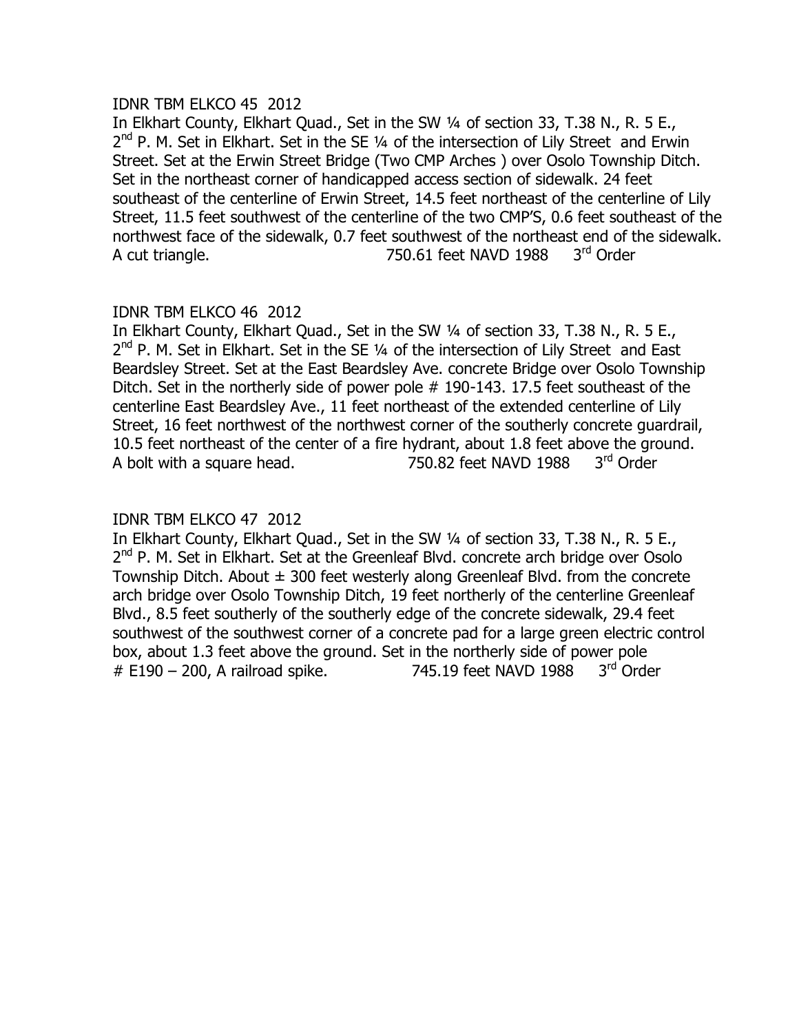IDNR TBM ELKCO 45  2012

In Elkhart County, Elkhart Quad., Set in the SW ¼ of section 33, T.38 N., R. 5 E., 2nd P. M. Set in Elkhart. Set in the SE ¼ of the intersection of Lily Street and Erwin Street. Set at the Erwin Street Bridge (Two CMP Arches ) over Osolo Township Ditch. Set in the northeast corner of handicapped access section of sidewalk. 24 feet southeast of the centerline of Erwin Street, 14.5 feet northeast of the centerline of Lily Street, 11.5 feet southwest of the centerline of the two CMP'S, 0.6 feet southeast of the northwest face of the sidewalk, 0.7 feet southwest of the northeast end of the sidewalk. A cut triangle.    750.61 feet NAVD 1988    3rd Order

IDNR TBM ELKCO 46  2012

In Elkhart County, Elkhart Quad., Set in the SW ¼ of section 33, T.38 N., R. 5 E., 2nd P. M. Set in Elkhart. Set in the SE ¼ of the intersection of Lily Street and East Beardsley Street. Set at the East Beardsley Ave. concrete Bridge over Osolo Township Ditch. Set in the northerly side of power pole # 190-143. 17.5 feet southeast of the centerline East Beardsley Ave., 11 feet northeast of the extended centerline of Lily Street, 16 feet northwest of the northwest corner of the southerly concrete guardrail, 10.5 feet northeast of the center of a fire hydrant, about 1.8 feet above the ground. A bolt with a square head.    750.82 feet NAVD 1988    3rd Order

IDNR TBM ELKCO 47  2012

In Elkhart County, Elkhart Quad., Set in the SW ¼ of section 33, T.38 N., R. 5 E., 2nd P. M. Set in Elkhart. Set at the Greenleaf Blvd. concrete arch bridge over Osolo Township Ditch. About ± 300 feet westerly along Greenleaf Blvd. from the concrete arch bridge over Osolo Township Ditch, 19 feet northerly of the centerline Greenleaf Blvd., 8.5 feet southerly of the southerly edge of the concrete sidewalk, 29.4 feet southwest of the southwest corner of a concrete pad for a large green electric control box, about 1.3 feet above the ground. Set in the northerly side of power pole # E190 – 200, A railroad spike.    745.19 feet NAVD 1988    3rd Order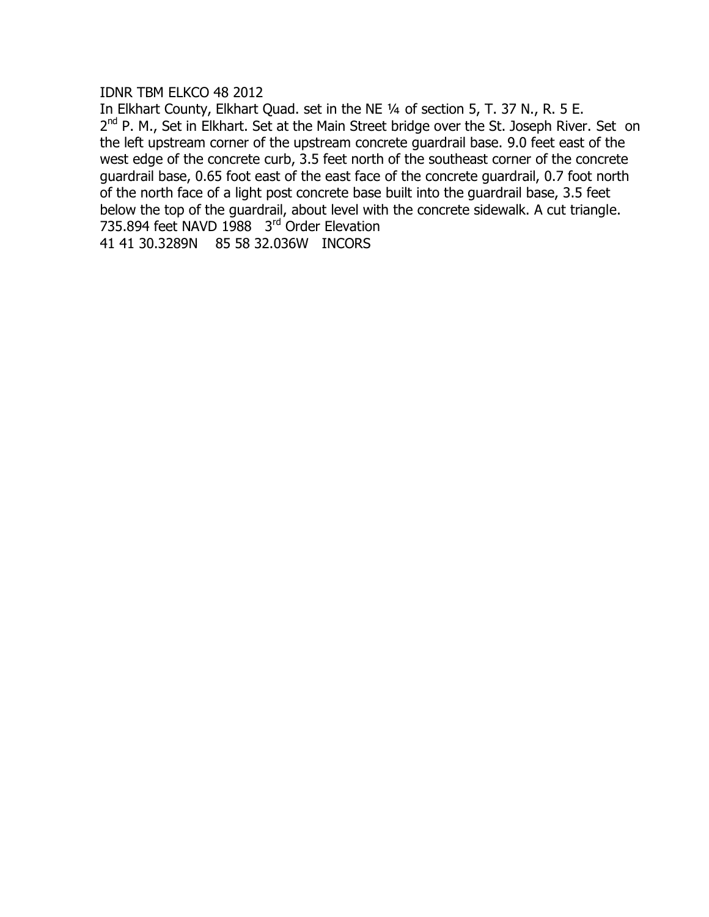IDNR TBM ELKCO 48 2012

In Elkhart County, Elkhart Quad. set in the NE ¼ of section 5, T. 37 N., R. 5 E. 2nd P. M., Set in Elkhart. Set at the Main Street bridge over the St. Joseph River. Set on the left upstream corner of the upstream concrete guardrail base. 9.0 feet east of the west edge of the concrete curb, 3.5 feet north of the southeast corner of the concrete guardrail base, 0.65 foot east of the east face of the concrete guardrail, 0.7 foot north of the north face of a light post concrete base built into the guardrail base, 3.5 feet below the top of the guardrail, about level with the concrete sidewalk. A cut triangle.

735.894 feet NAVD 1988   3rd Order Elevation

41 41 30.3289N   85 58 32.036W   INCORS